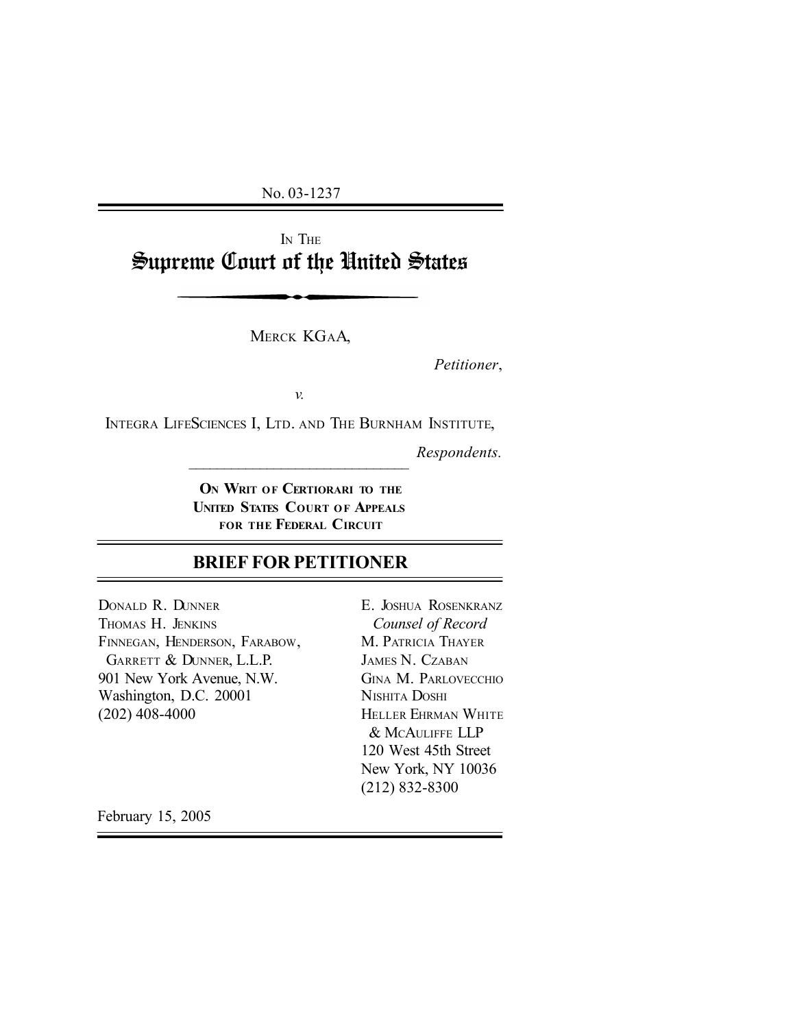No. 03-1237

IN THE

# Supreme Court of the United States

MERCK KGAA,

*Petitioner*,

*v.*

INTEGRA LIFESCIENCES I, LTD. AND THE BURNHAM INSTITUTE,

*Respondents.*

**ON WRIT OF CERTIORARI TO THE UNITED STATES COURT OF APPEALS FOR THE FEDERAL CIRCUIT**

## BRIEF FOR PETITIONER

DONALD R. DUNNER
THOMAS H. JENKINS
FINNEGAN, HENDERSON, FARABOW, GARRETT & DUNNER, L.L.P.
901 New York Avenue, N.W.
Washington, D.C. 20001
(202) 408-4000

E. JOSHUA ROSENKRANZ
*Counsel of Record*
M. PATRICIA THAYER
JAMES N. CZABAN
GINA M. PARLOVECCHIO
NISHITA DOSHI
HELLER EHRMAN WHITE & MCAULIFFE LLP
120 West 45th Street
New York, NY 10036
(212) 832-8300

February 15, 2005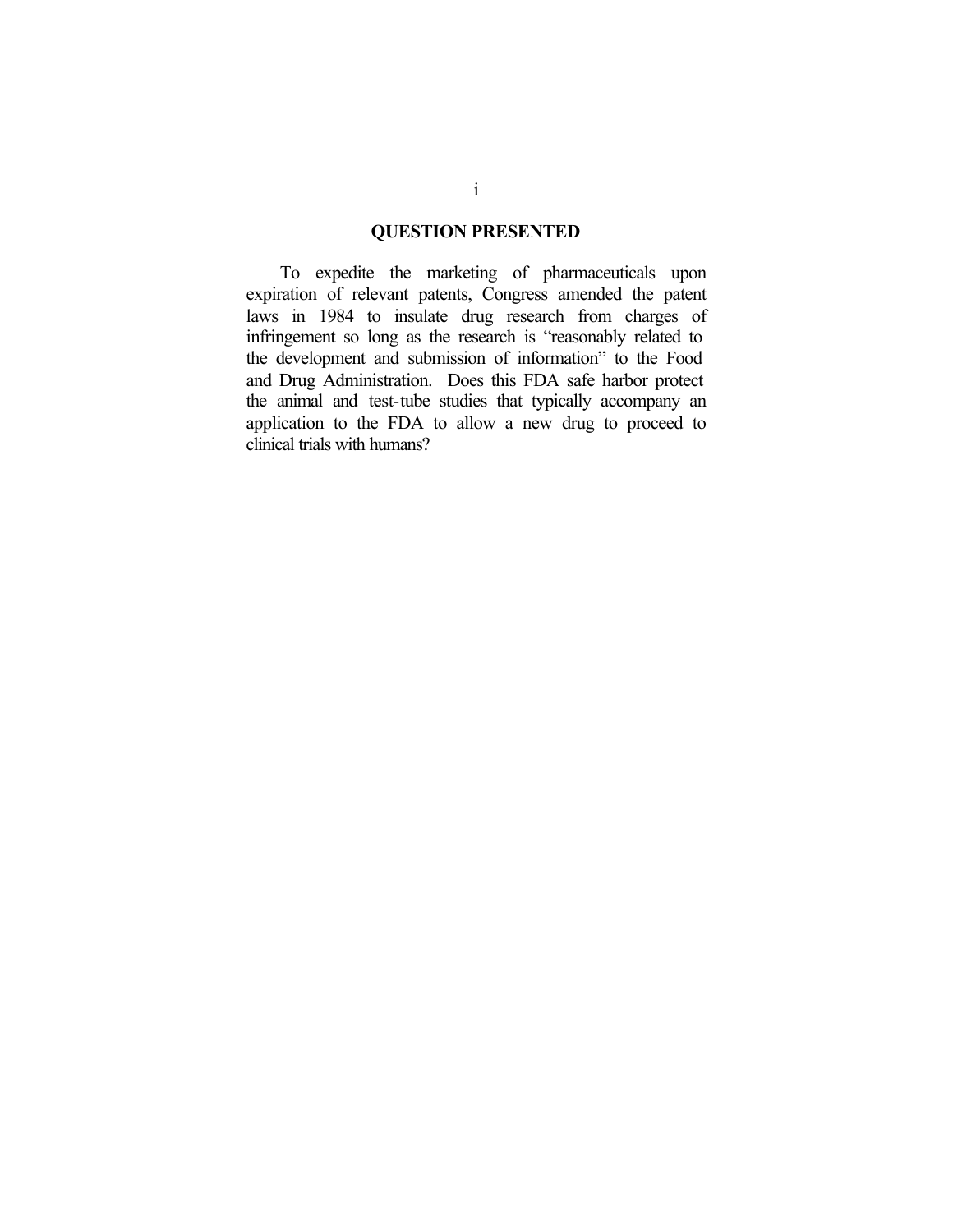## QUESTION PRESENTED

To expedite the marketing of pharmaceuticals upon expiration of relevant patents, Congress amended the patent laws in 1984 to insulate drug research from charges of infringement so long as the research is "reasonably related to the development and submission of information" to the Food and Drug Administration. Does this FDA safe harbor protect the animal and test-tube studies that typically accompany an application to the FDA to allow a new drug to proceed to clinical trials with humans?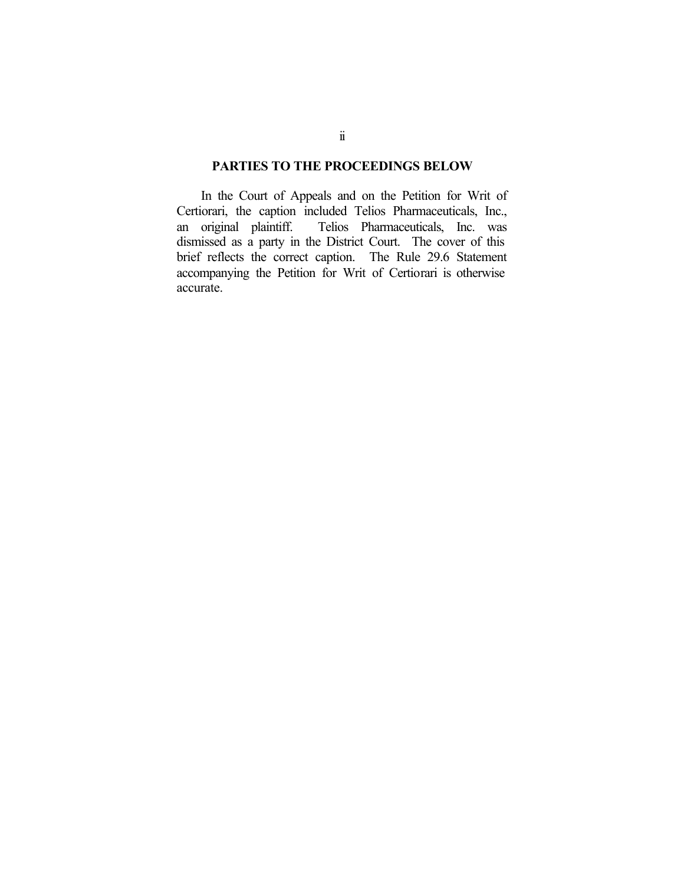## PARTIES TO THE PROCEEDINGS BELOW

In the Court of Appeals and on the Petition for Writ of Certiorari, the caption included Telios Pharmaceuticals, Inc., an original plaintiff. Telios Pharmaceuticals, Inc. was dismissed as a party in the District Court. The cover of this brief reflects the correct caption. The Rule 29.6 Statement accompanying the Petition for Writ of Certiorari is otherwise accurate.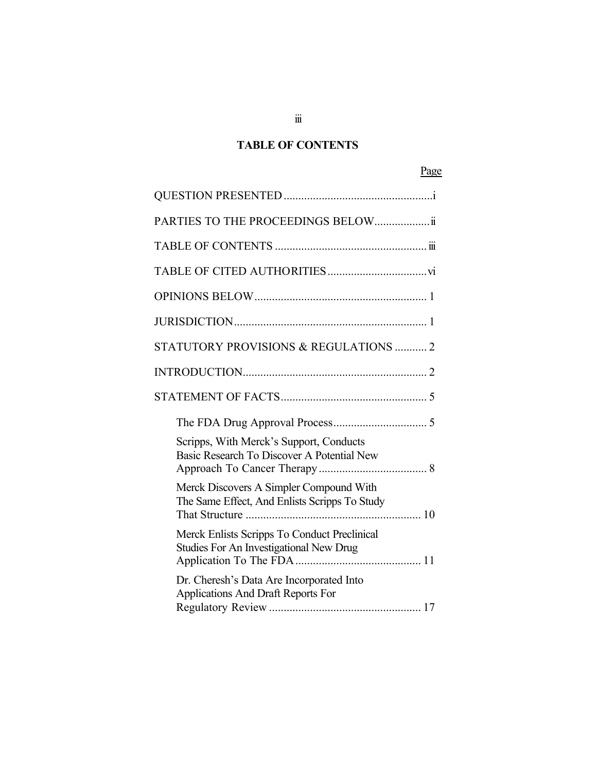## TABLE OF CONTENTS

| | Page |
|---|---|
| QUESTION PRESENTED | i |
| PARTIES TO THE PROCEEDINGS BELOW | ii |
| TABLE OF CONTENTS | iii |
| TABLE OF CITED AUTHORITIES | vi |
| OPINIONS BELOW | 1 |
| JURISDICTION | 1 |
| STATUTORY PROVISIONS & REGULATIONS | 2 |
| INTRODUCTION | 2 |
| STATEMENT OF FACTS | 5 |
| The FDA Drug Approval Process | 5 |
| Scripps, With Merck's Support, Conducts Basic Research To Discover A Potential New Approach To Cancer Therapy | 8 |
| Merck Discovers A Simpler Compound With The Same Effect, And Enlists Scripps To Study That Structure | 10 |
| Merck Enlists Scripps To Conduct Preclinical Studies For An Investigational New Drug Application To The FDA | 11 |
| Dr. Cheresh's Data Are Incorporated Into Applications And Draft Reports For Regulatory Review | 17 |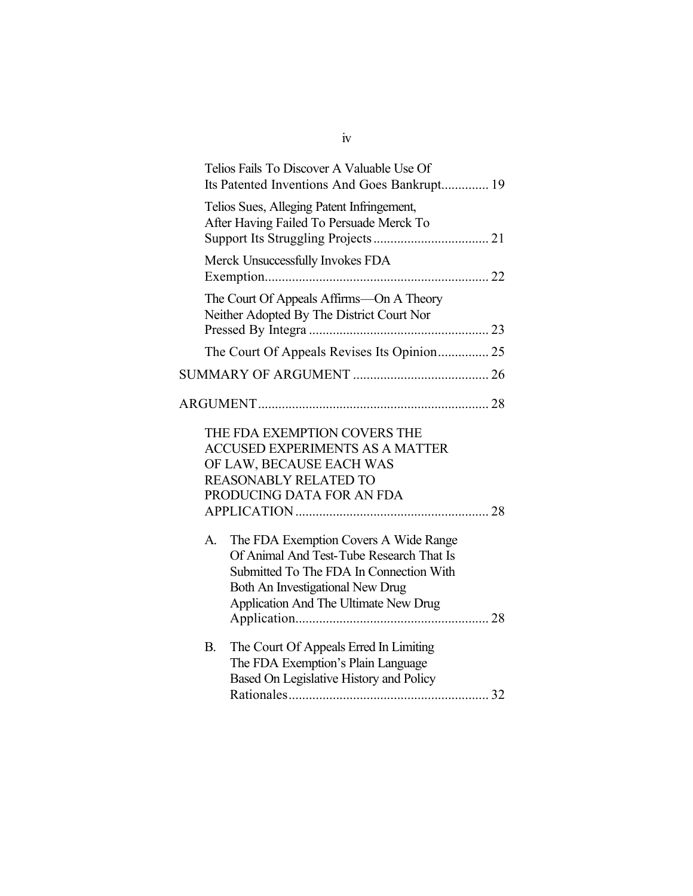Telios Fails To Discover A Valuable Use Of Its Patented Inventions And Goes Bankrupt.............. 19

Telios Sues, Alleging Patent Infringement, After Having Failed To Persuade Merck To Support Its Struggling Projects.................................. 21

Merck Unsuccessfully Invokes FDA Exemption................................................................. 22

The Court Of Appeals Affirms—On A Theory Neither Adopted By The District Court Nor Pressed By Integra ..................................................... 23

The Court Of Appeals Revises Its Opinion............... 25

SUMMARY OF ARGUMENT ....................................... 26

ARGUMENT................................................................... 28

THE FDA EXEMPTION COVERS THE ACCUSED EXPERIMENTS AS A MATTER OF LAW, BECAUSE EACH WAS REASONABLY RELATED TO PRODUCING DATA FOR AN FDA APPLICATION......................................................... 28

A. The FDA Exemption Covers A Wide Range Of Animal And Test-Tube Research That Is Submitted To The FDA In Connection With Both An Investigational New Drug Application And The Ultimate New Drug Application......................................................... 28

B. The Court Of Appeals Erred In Limiting The FDA Exemption's Plain Language Based On Legislative History and Policy Rationales........................................................... 32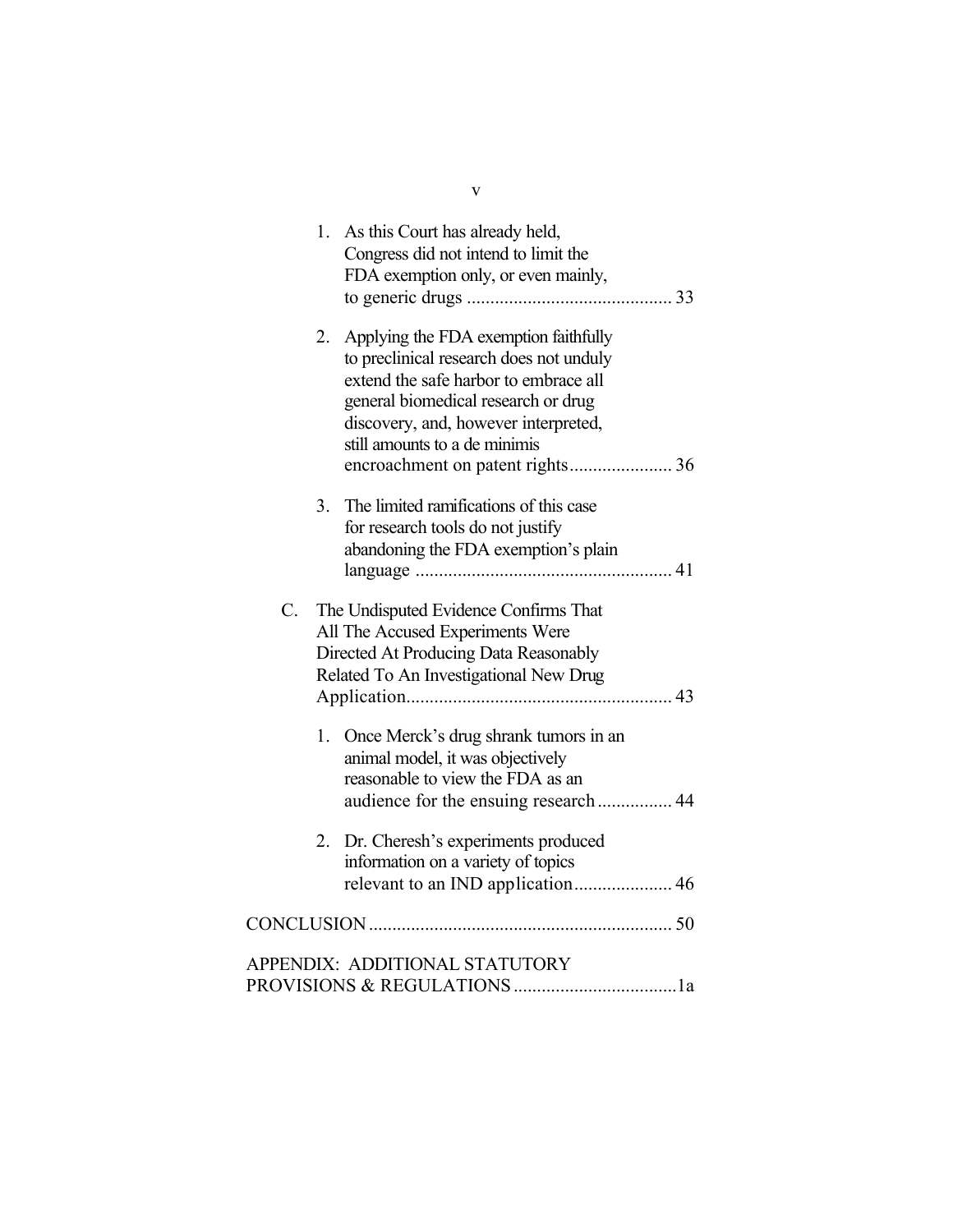1. As this Court has already held, Congress did not intend to limit the FDA exemption only, or even mainly, to generic drugs ........................................... 33

2. Applying the FDA exemption faithfully to preclinical research does not unduly extend the safe harbor to embrace all general biomedical research or drug discovery, and, however interpreted, still amounts to a de minimis encroachment on patent rights...................... 36

3. The limited ramifications of this case for research tools do not justify abandoning the FDA exemption's plain language ....................................................... 41

C. The Undisputed Evidence Confirms That All The Accused Experiments Were Directed At Producing Data Reasonably Related To An Investigational New Drug Application......................................................... 43

1. Once Merck's drug shrank tumors in an animal model, it was objectively reasonable to view the FDA as an audience for the ensuing research ................ 44

2. Dr. Cheresh's experiments produced information on a variety of topics relevant to an IND application..................... 46

CONCLUSION ................................................................ 50

APPENDIX: ADDITIONAL STATUTORY PROVISIONS & REGULATIONS ..................................1a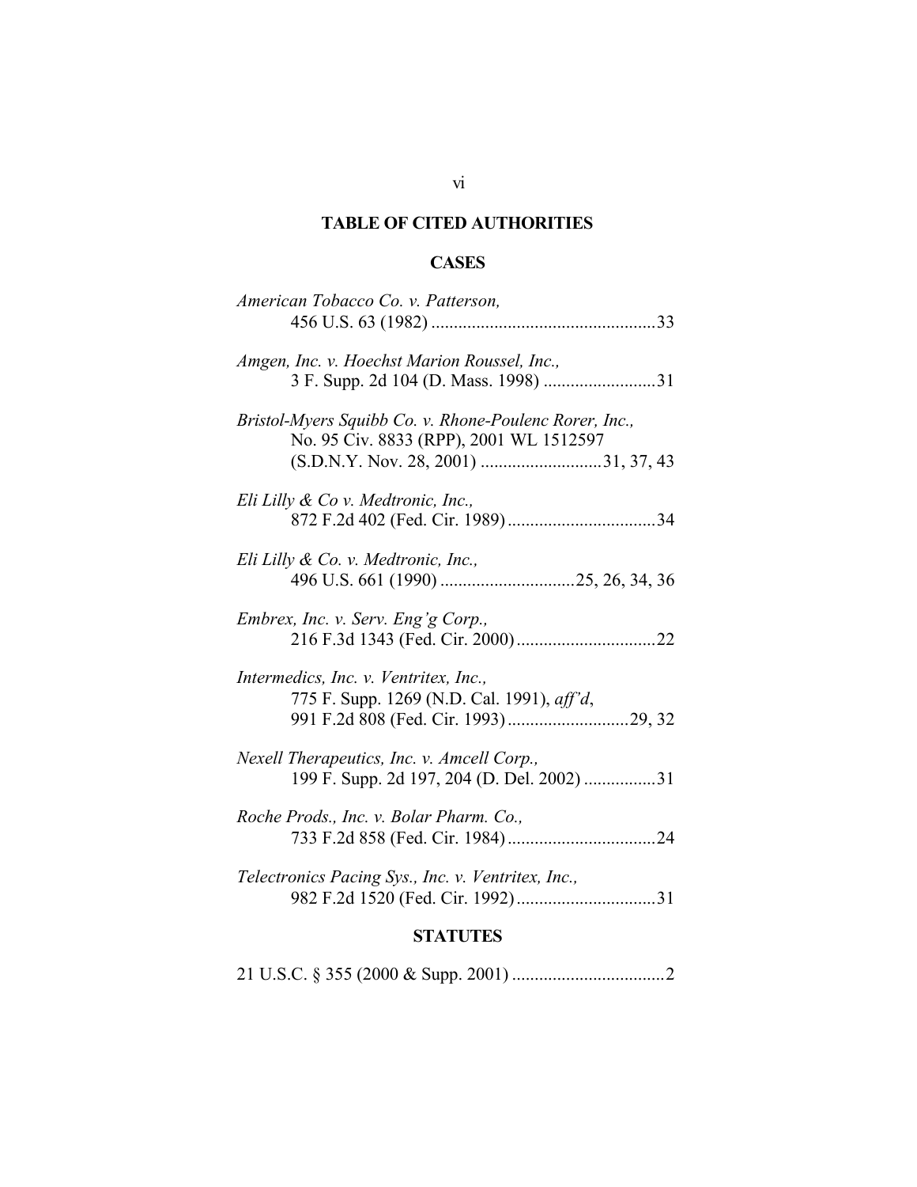## TABLE OF CITED AUTHORITIES

### CASES

*American Tobacco Co. v. Patterson,*
456 U.S. 63 (1982) ..................................................33

*Amgen, Inc. v. Hoechst Marion Roussel, Inc.,*
3 F. Supp. 2d 104 (D. Mass. 1998) .........................31

*Bristol-Myers Squibb Co. v. Rhone-Poulenc Rorer, Inc.,*
No. 95 Civ. 8833 (RPP), 2001 WL 1512597
(S.D.N.Y. Nov. 28, 2001) ...........................31, 37, 43

*Eli Lilly & Co v. Medtronic, Inc.,*
872 F.2d 402 (Fed. Cir. 1989).................................34

*Eli Lilly & Co. v. Medtronic, Inc.,*
496 U.S. 661 (1990) .............................25, 26, 34, 36

*Embrex, Inc. v. Serv. Eng'g Corp.,*
216 F.3d 1343 (Fed. Cir. 2000)...............................22

*Intermedics, Inc. v. Ventritex, Inc.,*
775 F. Supp. 1269 (N.D. Cal. 1991), *aff'd*,
991 F.2d 808 (Fed. Cir. 1993)...........................29, 32

*Nexell Therapeutics, Inc. v. Amcell Corp.,*
199 F. Supp. 2d 197, 204 (D. Del. 2002) ................31

*Roche Prods., Inc. v. Bolar Pharm. Co.,*
733 F.2d 858 (Fed. Cir. 1984).................................24

*Telectronics Pacing Sys., Inc. v. Ventritex, Inc.,*
982 F.2d 1520 (Fed. Cir. 1992)...............................31

### STATUTES

21 U.S.C. § 355 (2000 & Supp. 2001) ..................................2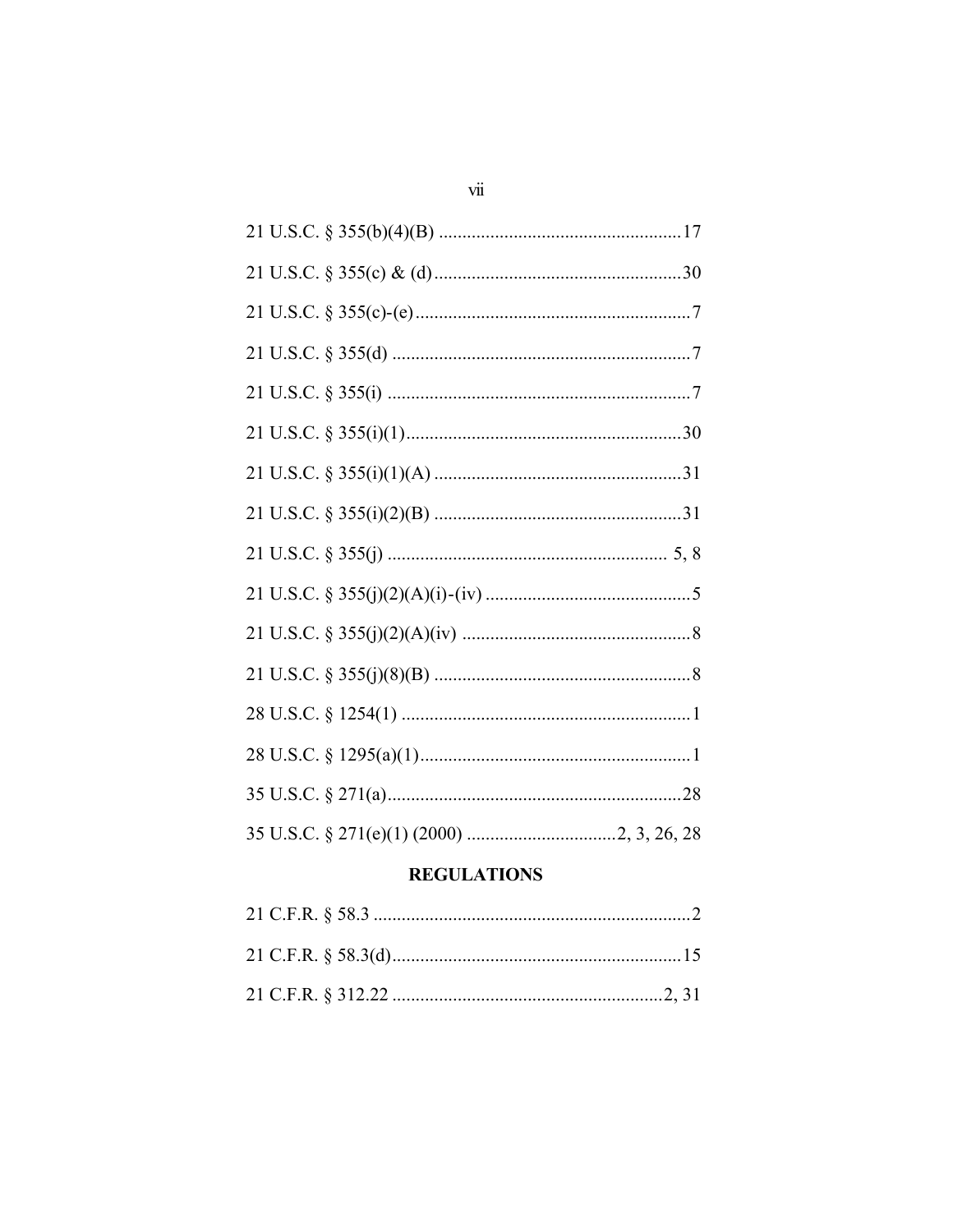21 U.S.C. § 355(b)(4)(B) ....................................................17

21 U.S.C. § 355(c) & (d).....................................................30

21 U.S.C. § 355(c)-(e)...........................................................7

21 U.S.C. § 355(d) ................................................................7

21 U.S.C. § 355(i) .................................................................7

21 U.S.C. § 355(i)(1)...........................................................30

21 U.S.C. § 355(i)(1)(A) .....................................................31

21 U.S.C. § 355(i)(2)(B) .....................................................31

21 U.S.C. § 355(j) ........................................................... 5, 8

21 U.S.C. § 355(j)(2)(A)(i)-(iv) ............................................5

21 U.S.C. § 355(j)(2)(A)(iv) .................................................8

21 U.S.C. § 355(j)(8)(B) .......................................................8

28 U.S.C. § 1254(1) ..............................................................1

28 U.S.C. § 1295(a)(1)..........................................................1

35 U.S.C. § 271(a)...............................................................28

35 U.S.C. § 271(e)(1) (2000) ................................2, 3, 26, 28

## REGULATIONS

21 C.F.R. § 58.3 ....................................................................2

21 C.F.R. § 58.3(d)..............................................................15

21 C.F.R. § 312.22 ..........................................................2, 31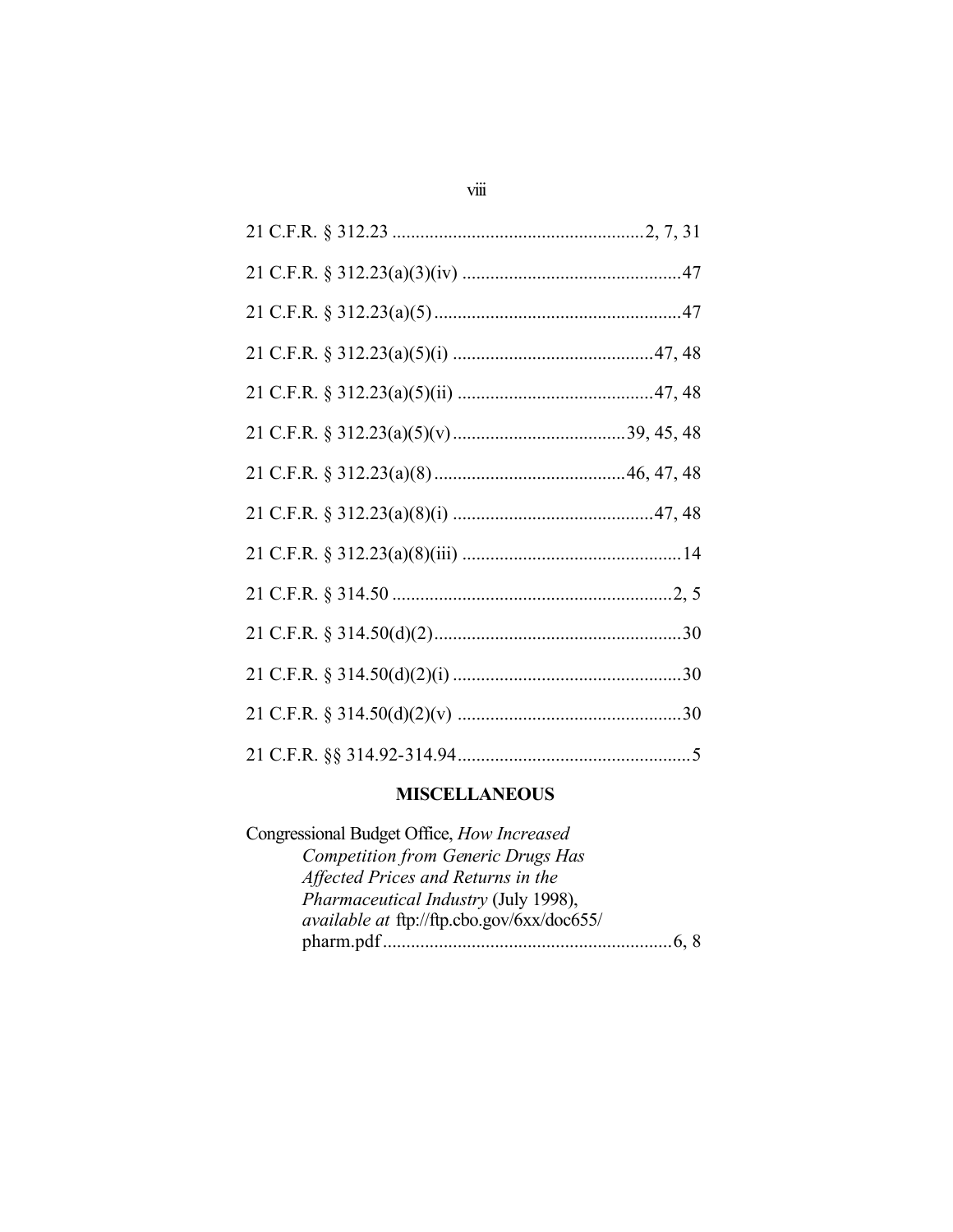21 C.F.R. § 312.23 ......................................................2, 7, 31

21 C.F.R. § 312.23(a)(3)(iv) ...............................................47

21 C.F.R. § 312.23(a)(5) .....................................................47

21 C.F.R. § 312.23(a)(5)(i) ...........................................47, 48

21 C.F.R. § 312.23(a)(5)(ii) ..........................................47, 48

21 C.F.R. § 312.23(a)(5)(v) .....................................39, 45, 48

21 C.F.R. § 312.23(a)(8) .........................................46, 47, 48

21 C.F.R. § 312.23(a)(8)(i) ...........................................47, 48

21 C.F.R. § 312.23(a)(8)(iii) ...............................................14

21 C.F.R. § 314.50 ............................................................2, 5

21 C.F.R. § 314.50(d)(2).....................................................30

21 C.F.R. § 314.50(d)(2)(i) .................................................30

21 C.F.R. § 314.50(d)(2)(v) ................................................30

21 C.F.R. §§ 314.92-314.94..................................................5

## MISCELLANEOUS

Congressional Budget Office, *How Increased Competition from Generic Drugs Has Affected Prices and Returns in the Pharmaceutical Industry* (July 1998), *available at* ftp://ftp.cbo.gov/6xx/doc655/pharm.pdf ..............................................................6, 8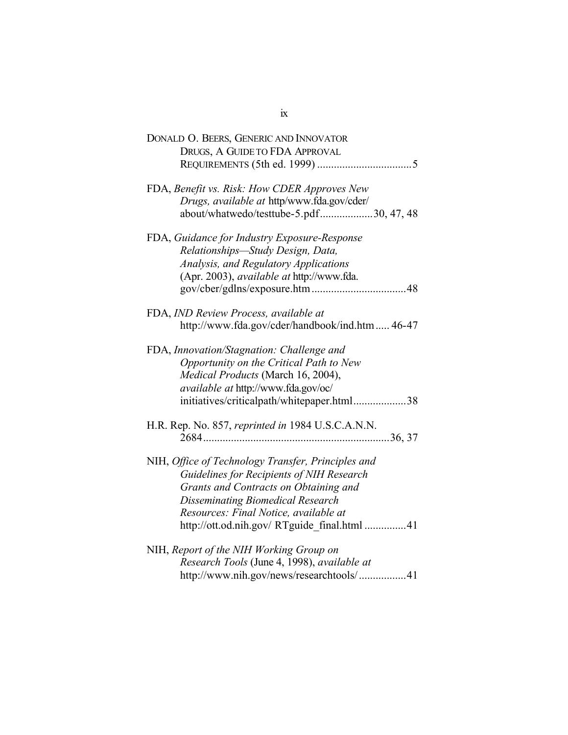DONALD O. BEERS, GENERIC AND INNOVATOR DRUGS, A GUIDE TO FDA APPROVAL REQUIREMENTS (5th ed. 1999) ..................................5

FDA, *Benefit vs. Risk: How CDER Approves New Drugs, available at* http/www.fda.gov/cder/about/whatwedo/testtube-5.pdf...................30, 47, 48

FDA, *Guidance for Industry Exposure-Response Relationships—Study Design, Data, Analysis, and Regulatory Applications* (Apr. 2003), *available at* http://www.fda.gov/cber/gdlns/exposure.htm..................................48

FDA, *IND Review Process, available at* http://www.fda.gov/cder/handbook/ind.htm..... 46-47

FDA, *Innovation/Stagnation: Challenge and Opportunity on the Critical Path to New Medical Products* (March 16, 2004), *available at* http://www.fda.gov/oc/initiatives/criticalpath/whitepaper.html...................38

H.R. Rep. No. 857, *reprinted in* 1984 U.S.C.A.N.N. 2684..................................................................36, 37

NIH, *Office of Technology Transfer, Principles and Guidelines for Recipients of NIH Research Grants and Contracts on Obtaining and Disseminating Biomedical Research Resources: Final Notice, available at* http://ott.od.nih.gov/ RTguide_final.html ...............41

NIH, *Report of the NIH Working Group on Research Tools* (June 4, 1998), *available at* http://www.nih.gov/news/researchtools/.................41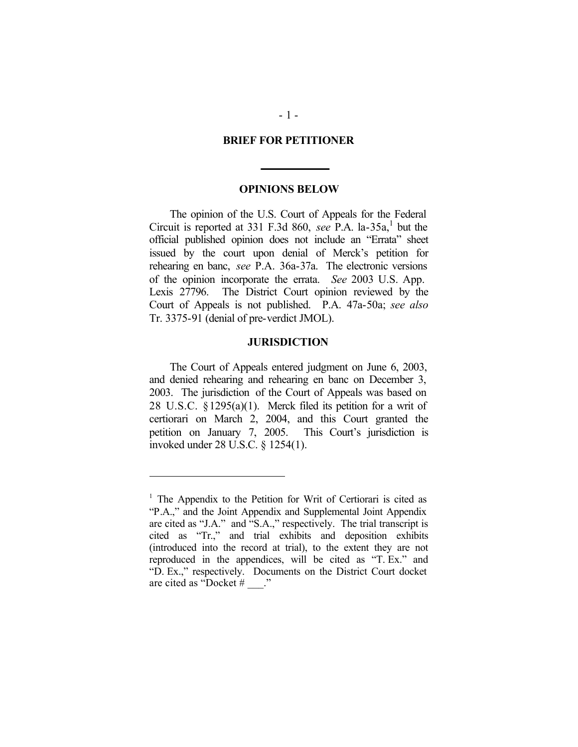## BRIEF FOR PETITIONER

---

## OPINIONS BELOW

The opinion of the U.S. Court of Appeals for the Federal Circuit is reported at 331 F.3d 860, *see* P.A. la-35a,[1] but the official published opinion does not include an "Errata" sheet issued by the court upon denial of Merck's petition for rehearing en banc, *see* P.A. 36a-37a. The electronic versions of the opinion incorporate the errata. *See* 2003 U.S. App. Lexis 27796. The District Court opinion reviewed by the Court of Appeals is not published. P.A. 47a-50a; *see also* Tr. 3375-91 (denial of pre-verdict JMOL).

## JURISDICTION

The Court of Appeals entered judgment on June 6, 2003, and denied rehearing and rehearing en banc on December 3, 2003. The jurisdiction of the Court of Appeals was based on 28 U.S.C. §1295(a)(1). Merck filed its petition for a writ of certiorari on March 2, 2004, and this Court granted the petition on January 7, 2005. This Court's jurisdiction is invoked under 28 U.S.C. § 1254(1).

---

[1] The Appendix to the Petition for Writ of Certiorari is cited as "P.A.," and the Joint Appendix and Supplemental Joint Appendix are cited as "J.A." and "S.A.," respectively. The trial transcript is cited as "Tr.," and trial exhibits and deposition exhibits (introduced into the record at trial), to the extent they are not reproduced in the appendices, will be cited as "T. Ex." and "D. Ex.," respectively. Documents on the District Court docket are cited as "Docket # ___."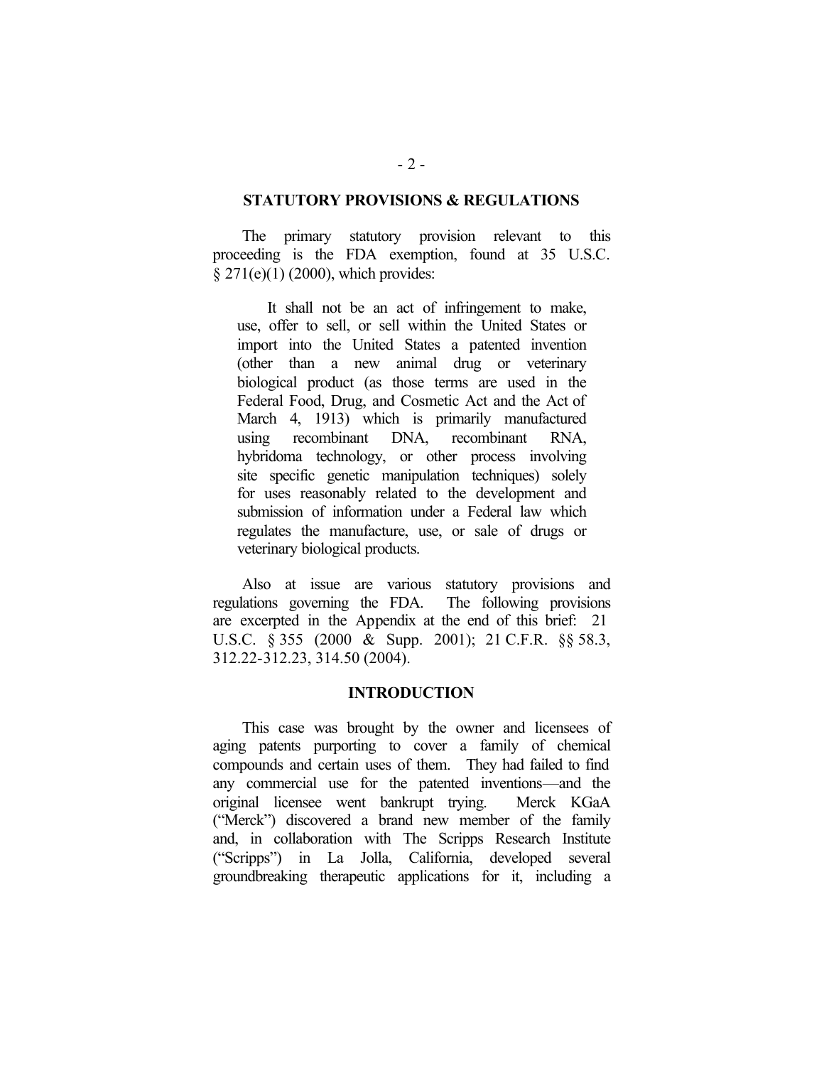## STATUTORY PROVISIONS & REGULATIONS

The primary statutory provision relevant to this proceeding is the FDA exemption, found at 35 U.S.C. § 271(e)(1) (2000), which provides:

> It shall not be an act of infringement to make, use, offer to sell, or sell within the United States or import into the United States a patented invention (other than a new animal drug or veterinary biological product (as those terms are used in the Federal Food, Drug, and Cosmetic Act and the Act of March 4, 1913) which is primarily manufactured using recombinant DNA, recombinant RNA, hybridoma technology, or other process involving site specific genetic manipulation techniques) solely for uses reasonably related to the development and submission of information under a Federal law which regulates the manufacture, use, or sale of drugs or veterinary biological products.

Also at issue are various statutory provisions and regulations governing the FDA. The following provisions are excerpted in the Appendix at the end of this brief: 21 U.S.C. § 355 (2000 & Supp. 2001); 21 C.F.R. §§ 58.3, 312.22-312.23, 314.50 (2004).

## INTRODUCTION

This case was brought by the owner and licensees of aging patents purporting to cover a family of chemical compounds and certain uses of them. They had failed to find any commercial use for the patented inventions—and the original licensee went bankrupt trying. Merck KGaA ("Merck") discovered a brand new member of the family and, in collaboration with The Scripps Research Institute ("Scripps") in La Jolla, California, developed several groundbreaking therapeutic applications for it, including a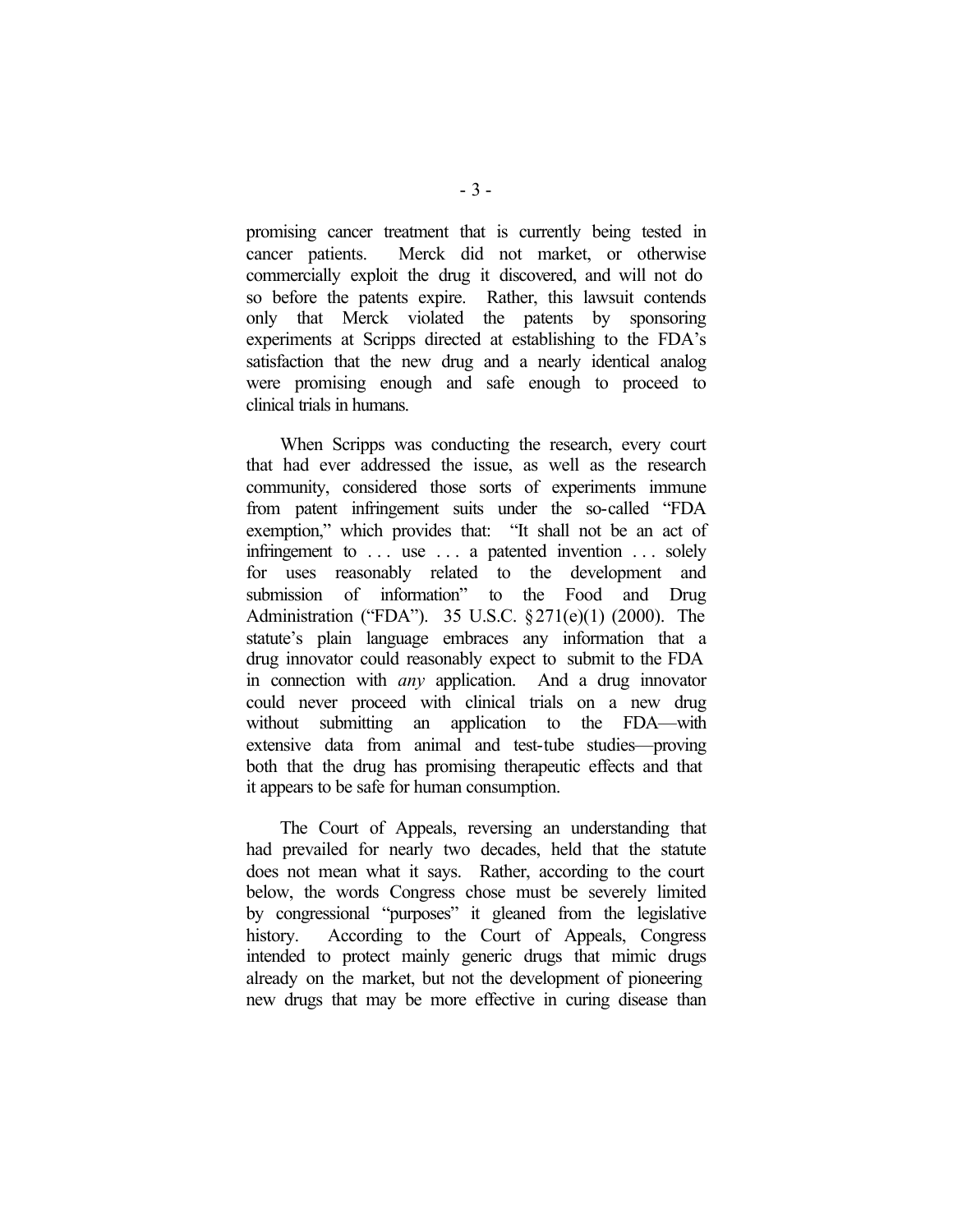promising cancer treatment that is currently being tested in cancer patients. Merck did not market, or otherwise commercially exploit the drug it discovered, and will not do so before the patents expire. Rather, this lawsuit contends only that Merck violated the patents by sponsoring experiments at Scripps directed at establishing to the FDA's satisfaction that the new drug and a nearly identical analog were promising enough and safe enough to proceed to clinical trials in humans.

When Scripps was conducting the research, every court that had ever addressed the issue, as well as the research community, considered those sorts of experiments immune from patent infringement suits under the so-called "FDA exemption," which provides that: "It shall not be an act of infringement to . . . use . . . a patented invention . . . solely for uses reasonably related to the development and submission of information" to the Food and Drug Administration ("FDA"). 35 U.S.C. §271(e)(1) (2000). The statute's plain language embraces any information that a drug innovator could reasonably expect to submit to the FDA in connection with *any* application. And a drug innovator could never proceed with clinical trials on a new drug without submitting an application to the FDA—with extensive data from animal and test-tube studies—proving both that the drug has promising therapeutic effects and that it appears to be safe for human consumption.

The Court of Appeals, reversing an understanding that had prevailed for nearly two decades, held that the statute does not mean what it says. Rather, according to the court below, the words Congress chose must be severely limited by congressional "purposes" it gleaned from the legislative history. According to the Court of Appeals, Congress intended to protect mainly generic drugs that mimic drugs already on the market, but not the development of pioneering new drugs that may be more effective in curing disease than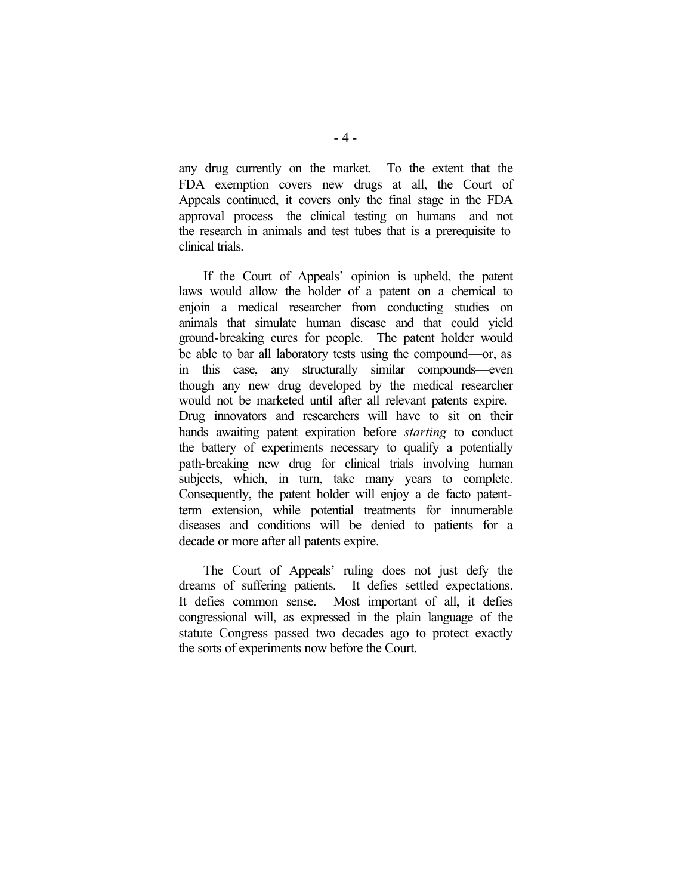any drug currently on the market. To the extent that the FDA exemption covers new drugs at all, the Court of Appeals continued, it covers only the final stage in the FDA approval process—the clinical testing on humans—and not the research in animals and test tubes that is a prerequisite to clinical trials.

If the Court of Appeals' opinion is upheld, the patent laws would allow the holder of a patent on a chemical to enjoin a medical researcher from conducting studies on animals that simulate human disease and that could yield ground-breaking cures for people. The patent holder would be able to bar all laboratory tests using the compound—or, as in this case, any structurally similar compounds—even though any new drug developed by the medical researcher would not be marketed until after all relevant patents expire. Drug innovators and researchers will have to sit on their hands awaiting patent expiration before *starting* to conduct the battery of experiments necessary to qualify a potentially path-breaking new drug for clinical trials involving human subjects, which, in turn, take many years to complete. Consequently, the patent holder will enjoy a de facto patent-term extension, while potential treatments for innumerable diseases and conditions will be denied to patients for a decade or more after all patents expire.

The Court of Appeals' ruling does not just defy the dreams of suffering patients. It defies settled expectations. It defies common sense. Most important of all, it defies congressional will, as expressed in the plain language of the statute Congress passed two decades ago to protect exactly the sorts of experiments now before the Court.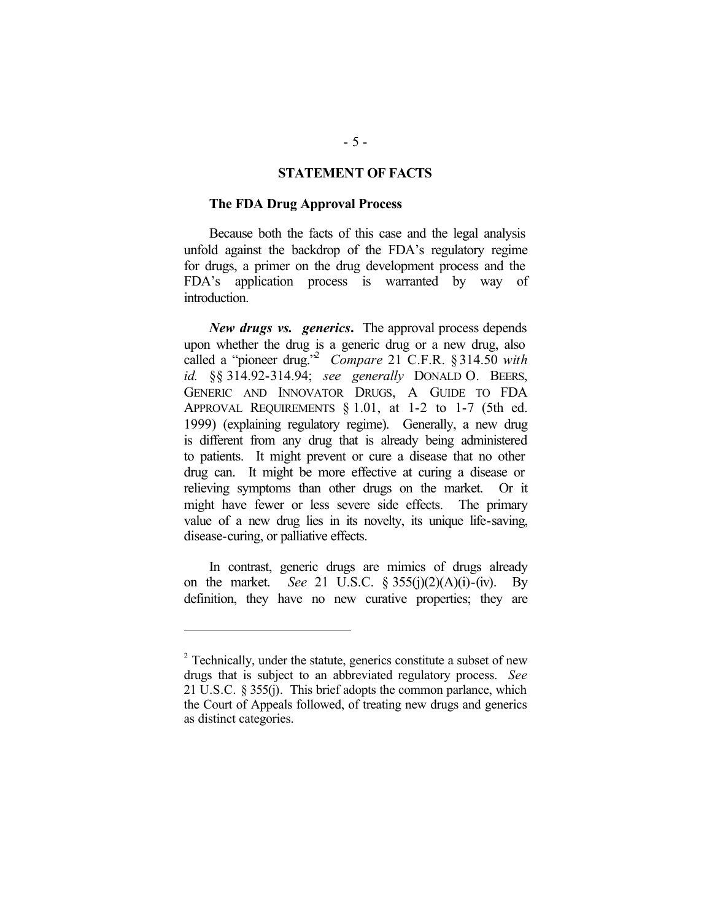## STATEMENT OF FACTS

### The FDA Drug Approval Process

Because both the facts of this case and the legal analysis unfold against the backdrop of the FDA's regulatory regime for drugs, a primer on the drug development process and the FDA's application process is warranted by way of introduction.

***New drugs vs. generics*.** The approval process depends upon whether the drug is a generic drug or a new drug, also called a "pioneer drug."[2] *Compare* 21 C.F.R. § 314.50 *with id.* §§ 314.92-314.94; *see generally* DONALD O. BEERS, GENERIC AND INNOVATOR DRUGS, A GUIDE TO FDA APPROVAL REQUIREMENTS § 1.01, at 1-2 to 1-7 (5th ed. 1999) (explaining regulatory regime). Generally, a new drug is different from any drug that is already being administered to patients. It might prevent or cure a disease that no other drug can. It might be more effective at curing a disease or relieving symptoms than other drugs on the market. Or it might have fewer or less severe side effects. The primary value of a new drug lies in its novelty, its unique life-saving, disease-curing, or palliative effects.

In contrast, generic drugs are mimics of drugs already on the market. *See* 21 U.S.C. § 355(j)(2)(A)(i)-(iv). By definition, they have no new curative properties; they are

---

[2] Technically, under the statute, generics constitute a subset of new drugs that is subject to an abbreviated regulatory process. *See* 21 U.S.C. § 355(j). This brief adopts the common parlance, which the Court of Appeals followed, of treating new drugs and generics as distinct categories.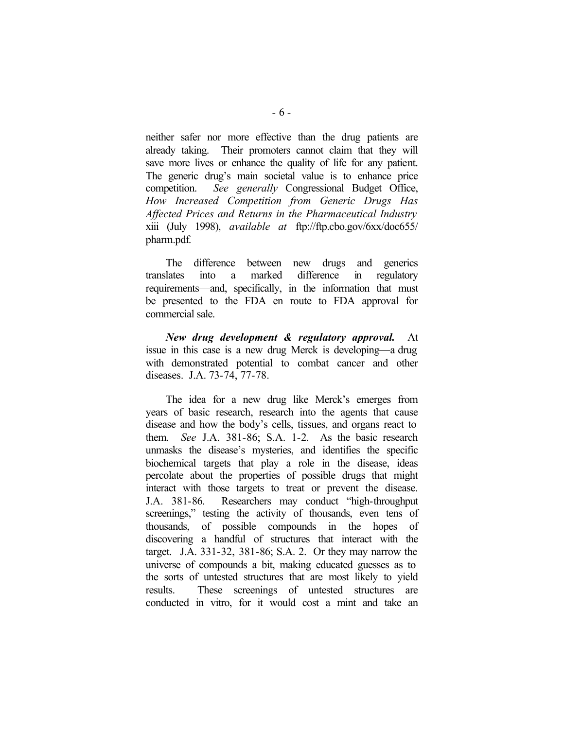neither safer nor more effective than the drug patients are already taking. Their promoters cannot claim that they will save more lives or enhance the quality of life for any patient. The generic drug's main societal value is to enhance price competition. *See generally* Congressional Budget Office, *How Increased Competition from Generic Drugs Has Affected Prices and Returns in the Pharmaceutical Industry* xiii (July 1998), *available at* ftp://ftp.cbo.gov/6xx/doc655/pharm.pdf.

The difference between new drugs and generics translates into a marked difference in regulatory requirements—and, specifically, in the information that must be presented to the FDA en route to FDA approval for commercial sale.

***New drug development & regulatory approval.*** At issue in this case is a new drug Merck is developing—a drug with demonstrated potential to combat cancer and other diseases. J.A. 73-74, 77-78.

The idea for a new drug like Merck's emerges from years of basic research, research into the agents that cause disease and how the body's cells, tissues, and organs react to them. *See* J.A. 381-86; S.A. 1-2. As the basic research unmasks the disease's mysteries, and identifies the specific biochemical targets that play a role in the disease, ideas percolate about the properties of possible drugs that might interact with those targets to treat or prevent the disease. J.A. 381-86. Researchers may conduct "high-throughput screenings," testing the activity of thousands, even tens of thousands, of possible compounds in the hopes of discovering a handful of structures that interact with the target. J.A. 331-32, 381-86; S.A. 2. Or they may narrow the universe of compounds a bit, making educated guesses as to the sorts of untested structures that are most likely to yield results. These screenings of untested structures are conducted in vitro, for it would cost a mint and take an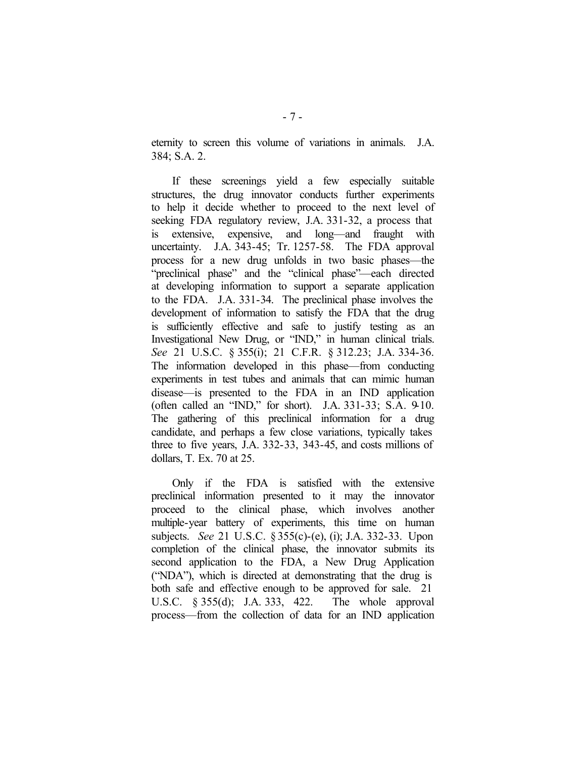eternity to screen this volume of variations in animals. J.A. 384; S.A. 2.

If these screenings yield a few especially suitable structures, the drug innovator conducts further experiments to help it decide whether to proceed to the next level of seeking FDA regulatory review, J.A. 331-32, a process that is extensive, expensive, and long—and fraught with uncertainty. J.A. 343-45; Tr. 1257-58. The FDA approval process for a new drug unfolds in two basic phases—the "preclinical phase" and the "clinical phase"—each directed at developing information to support a separate application to the FDA. J.A. 331-34. The preclinical phase involves the development of information to satisfy the FDA that the drug is sufficiently effective and safe to justify testing as an Investigational New Drug, or "IND," in human clinical trials. *See* 21 U.S.C. § 355(i); 21 C.F.R. § 312.23; J.A. 334-36. The information developed in this phase—from conducting experiments in test tubes and animals that can mimic human disease—is presented to the FDA in an IND application (often called an "IND," for short). J.A. 331-33; S.A. 9-10. The gathering of this preclinical information for a drug candidate, and perhaps a few close variations, typically takes three to five years, J.A. 332-33, 343-45, and costs millions of dollars, T. Ex. 70 at 25.

Only if the FDA is satisfied with the extensive preclinical information presented to it may the innovator proceed to the clinical phase, which involves another multiple-year battery of experiments, this time on human subjects. *See* 21 U.S.C. § 355(c)-(e), (i); J.A. 332-33. Upon completion of the clinical phase, the innovator submits its second application to the FDA, a New Drug Application ("NDA"), which is directed at demonstrating that the drug is both safe and effective enough to be approved for sale. 21 U.S.C. § 355(d); J.A. 333, 422. The whole approval process—from the collection of data for an IND application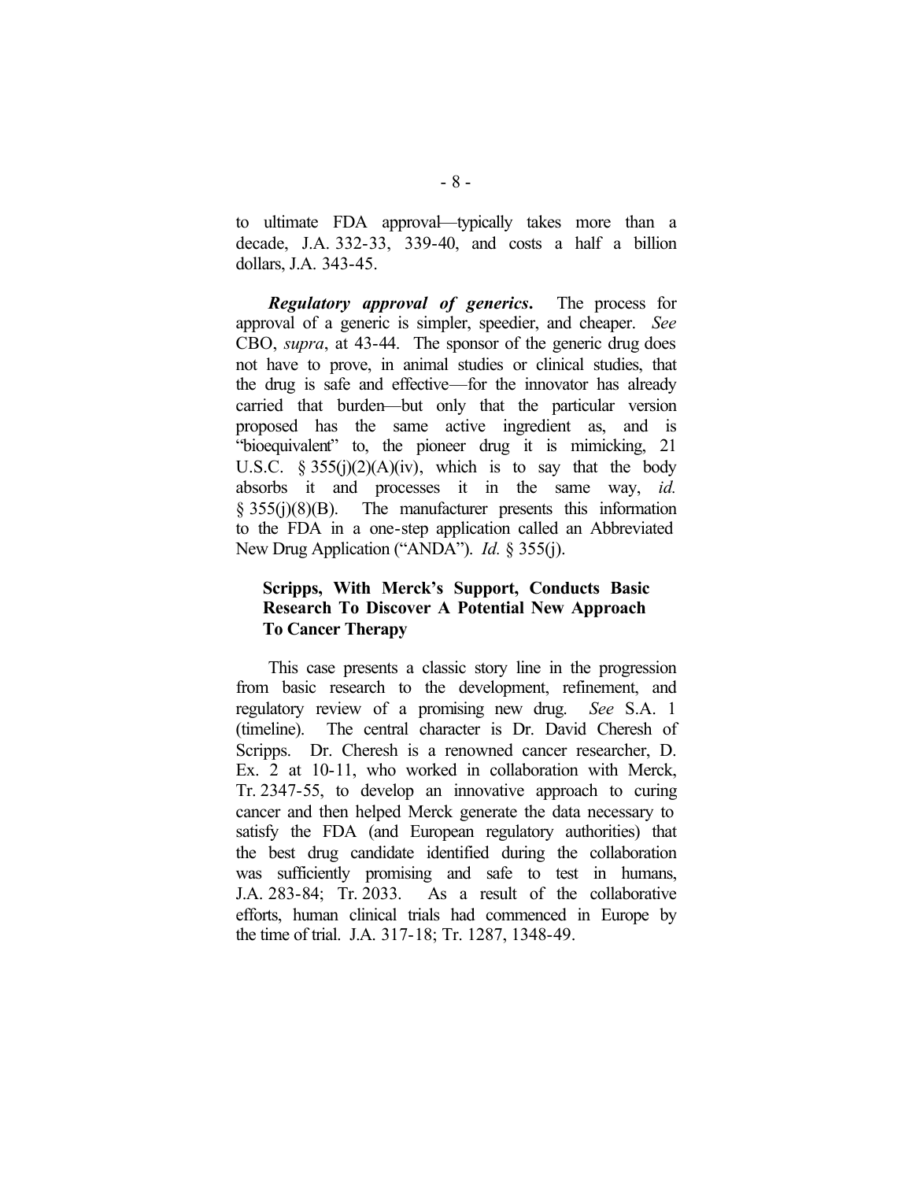to ultimate FDA approval—typically takes more than a decade, J.A. 332-33, 339-40, and costs a half a billion dollars, J.A. 343-45.

***Regulatory approval of generics*.** The process for approval of a generic is simpler, speedier, and cheaper. *See* CBO, *supra*, at 43-44. The sponsor of the generic drug does not have to prove, in animal studies or clinical studies, that the drug is safe and effective—for the innovator has already carried that burden—but only that the particular version proposed has the same active ingredient as, and is "bioequivalent" to, the pioneer drug it is mimicking, 21 U.S.C. § 355(j)(2)(A)(iv), which is to say that the body absorbs it and processes it in the same way, *id.* § 355(j)(8)(B). The manufacturer presents this information to the FDA in a one-step application called an Abbreviated New Drug Application ("ANDA"). *Id.* § 355(j).

**Scripps, With Merck's Support, Conducts Basic Research To Discover A Potential New Approach To Cancer Therapy**

This case presents a classic story line in the progression from basic research to the development, refinement, and regulatory review of a promising new drug. *See* S.A. 1 (timeline). The central character is Dr. David Cheresh of Scripps. Dr. Cheresh is a renowned cancer researcher, D. Ex. 2 at 10-11, who worked in collaboration with Merck, Tr. 2347-55, to develop an innovative approach to curing cancer and then helped Merck generate the data necessary to satisfy the FDA (and European regulatory authorities) that the best drug candidate identified during the collaboration was sufficiently promising and safe to test in humans, J.A. 283-84; Tr. 2033. As a result of the collaborative efforts, human clinical trials had commenced in Europe by the time of trial. J.A. 317-18; Tr. 1287, 1348-49.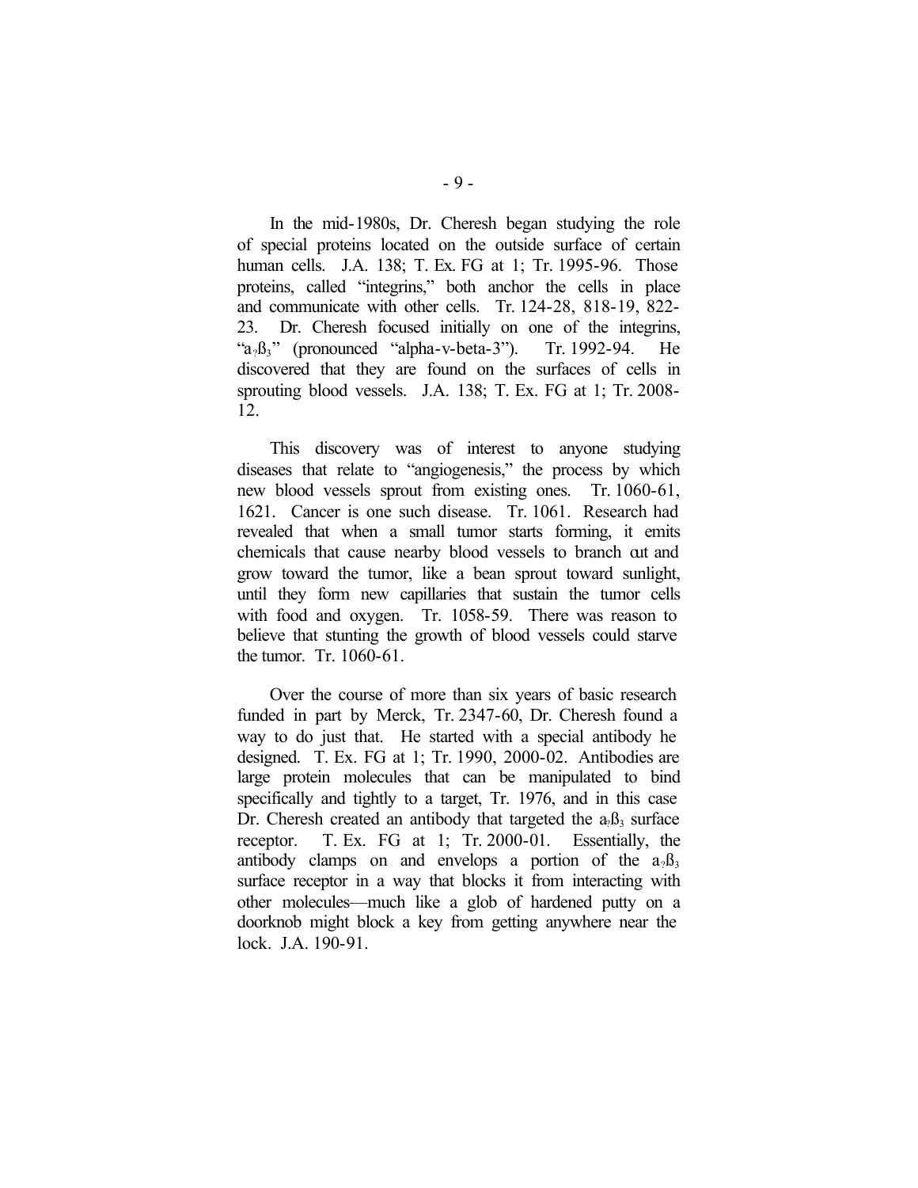In the mid-1980s, Dr. Cheresh began studying the role of special proteins located on the outside surface of certain human cells. J.A. 138; T. Ex. FG at 1; Tr. 1995-96. Those proteins, called "integrins," both anchor the cells in place and communicate with other cells. Tr. 124-28, 818-19, 822-23. Dr. Cheresh focused initially on one of the integrins, "$a_v ß_3$" (pronounced "alpha-v-beta-3"). Tr. 1992-94. He discovered that they are found on the surfaces of cells in sprouting blood vessels. J.A. 138; T. Ex. FG at 1; Tr. 2008-12.

This discovery was of interest to anyone studying diseases that relate to "angiogenesis," the process by which new blood vessels sprout from existing ones. Tr. 1060-61, 1621. Cancer is one such disease. Tr. 1061. Research had revealed that when a small tumor starts forming, it emits chemicals that cause nearby blood vessels to branch out and grow toward the tumor, like a bean sprout toward sunlight, until they form new capillaries that sustain the tumor cells with food and oxygen. Tr. 1058-59. There was reason to believe that stunting the growth of blood vessels could starve the tumor. Tr. 1060-61.

Over the course of more than six years of basic research funded in part by Merck, Tr. 2347-60, Dr. Cheresh found a way to do just that. He started with a special antibody he designed. T. Ex. FG at 1; Tr. 1990, 2000-02. Antibodies are large protein molecules that can be manipulated to bind specifically and tightly to a target, Tr. 1976, and in this case Dr. Cheresh created an antibody that targeted the $a_v ß_3$ surface receptor. T. Ex. FG at 1; Tr. 2000-01. Essentially, the antibody clamps on and envelops a portion of the $a_v ß_3$ surface receptor in a way that blocks it from interacting with other molecules—much like a glob of hardened putty on a doorknob might block a key from getting anywhere near the lock. J.A. 190-91.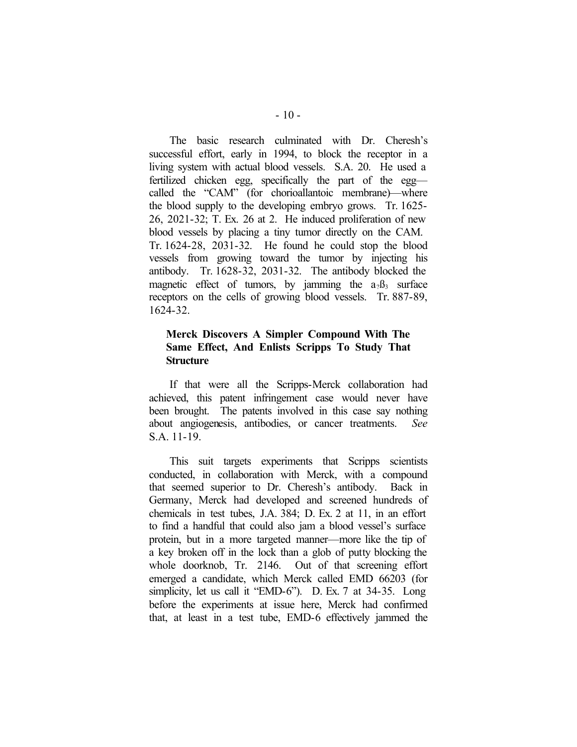The basic research culminated with Dr. Cheresh's successful effort, early in 1994, to block the receptor in a living system with actual blood vessels. S.A. 20. He used a fertilized chicken egg, specifically the part of the egg—called the "CAM" (for chorioallantoic membrane)—where the blood supply to the developing embryo grows. Tr. 1625-26, 2021-32; T. Ex. 26 at 2. He induced proliferation of new blood vessels by placing a tiny tumor directly on the CAM. Tr. 1624-28, 2031-32. He found he could stop the blood vessels from growing toward the tumor by injecting his antibody. Tr. 1628-32, 2031-32. The antibody blocked the magnetic effect of tumors, by jamming the $a_v ß_3$ surface receptors on the cells of growing blood vessels. Tr. 887-89, 1624-32.

### Merck Discovers A Simpler Compound With The Same Effect, And Enlists Scripps To Study That Structure

If that were all the Scripps-Merck collaboration had achieved, this patent infringement case would never have been brought. The patents involved in this case say nothing about angiogenesis, antibodies, or cancer treatments. *See* S.A. 11-19.

This suit targets experiments that Scripps scientists conducted, in collaboration with Merck, with a compound that seemed superior to Dr. Cheresh's antibody. Back in Germany, Merck had developed and screened hundreds of chemicals in test tubes, J.A. 384; D. Ex. 2 at 11, in an effort to find a handful that could also jam a blood vessel's surface protein, but in a more targeted manner—more like the tip of a key broken off in the lock than a glob of putty blocking the whole doorknob, Tr. 2146. Out of that screening effort emerged a candidate, which Merck called EMD 66203 (for simplicity, let us call it "EMD-6"). D. Ex. 7 at 34-35. Long before the experiments at issue here, Merck had confirmed that, at least in a test tube, EMD-6 effectively jammed the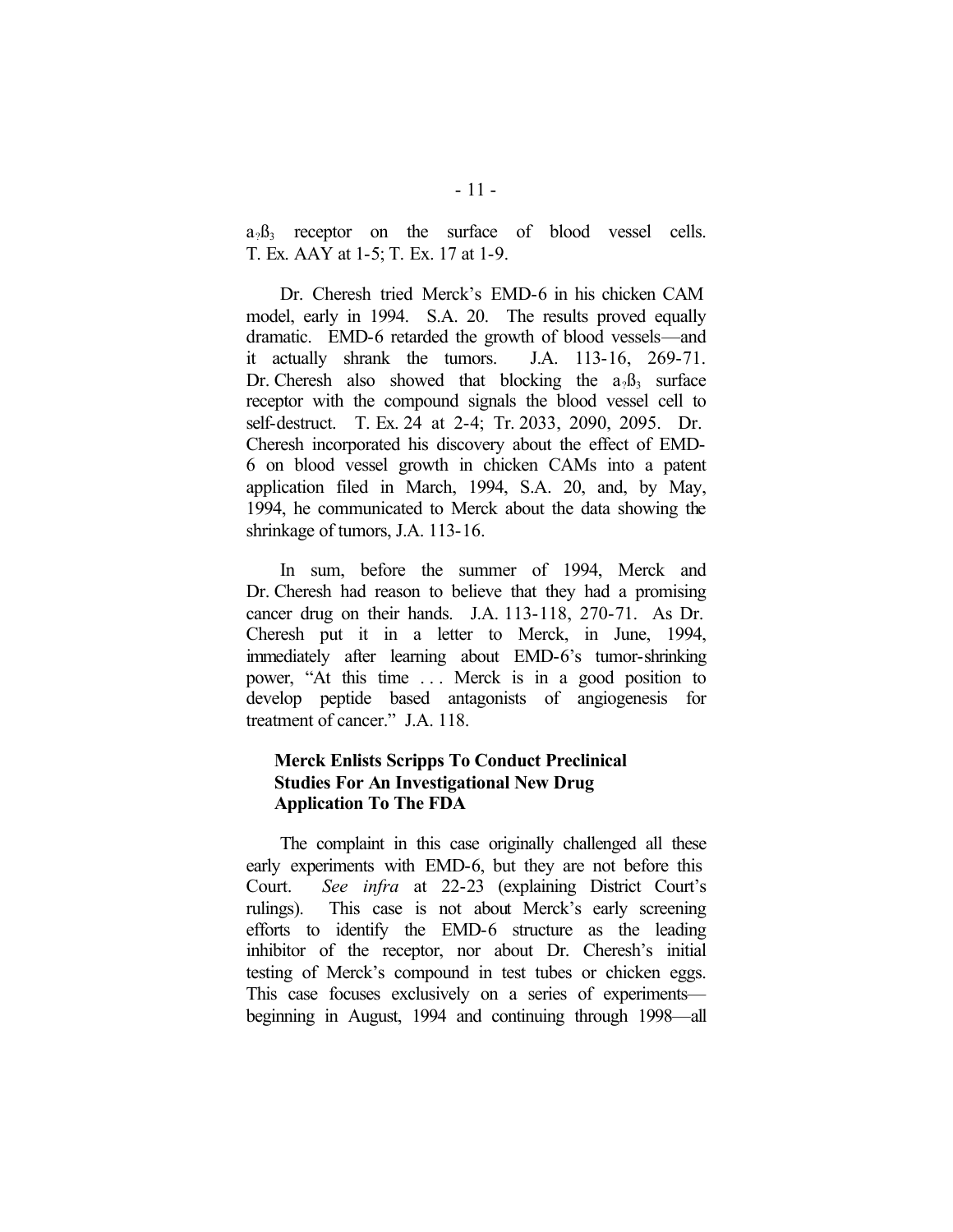$\alpha_v\beta_3$ receptor on the surface of blood vessel cells. T. Ex. AAY at 1-5; T. Ex. 17 at 1-9.

Dr. Cheresh tried Merck's EMD-6 in his chicken CAM model, early in 1994. S.A. 20. The results proved equally dramatic. EMD-6 retarded the growth of blood vessels—and it actually shrank the tumors. J.A. 113-16, 269-71. Dr. Cheresh also showed that blocking the $\alpha_v\beta_3$ surface receptor with the compound signals the blood vessel cell to self-destruct. T. Ex. 24 at 2-4; Tr. 2033, 2090, 2095. Dr. Cheresh incorporated his discovery about the effect of EMD-6 on blood vessel growth in chicken CAMs into a patent application filed in March, 1994, S.A. 20, and, by May, 1994, he communicated to Merck about the data showing the shrinkage of tumors, J.A. 113-16.

In sum, before the summer of 1994, Merck and Dr. Cheresh had reason to believe that they had a promising cancer drug on their hands. J.A. 113-118, 270-71. As Dr. Cheresh put it in a letter to Merck, in June, 1994, immediately after learning about EMD-6's tumor-shrinking power, "At this time . . . Merck is in a good position to develop peptide based antagonists of angiogenesis for treatment of cancer." J.A. 118.

**Merck Enlists Scripps To Conduct Preclinical Studies For An Investigational New Drug Application To The FDA**

The complaint in this case originally challenged all these early experiments with EMD-6, but they are not before this Court. *See infra* at 22-23 (explaining District Court's rulings). This case is not about Merck's early screening efforts to identify the EMD-6 structure as the leading inhibitor of the receptor, nor about Dr. Cheresh's initial testing of Merck's compound in test tubes or chicken eggs. This case focuses exclusively on a series of experiments—beginning in August, 1994 and continuing through 1998—all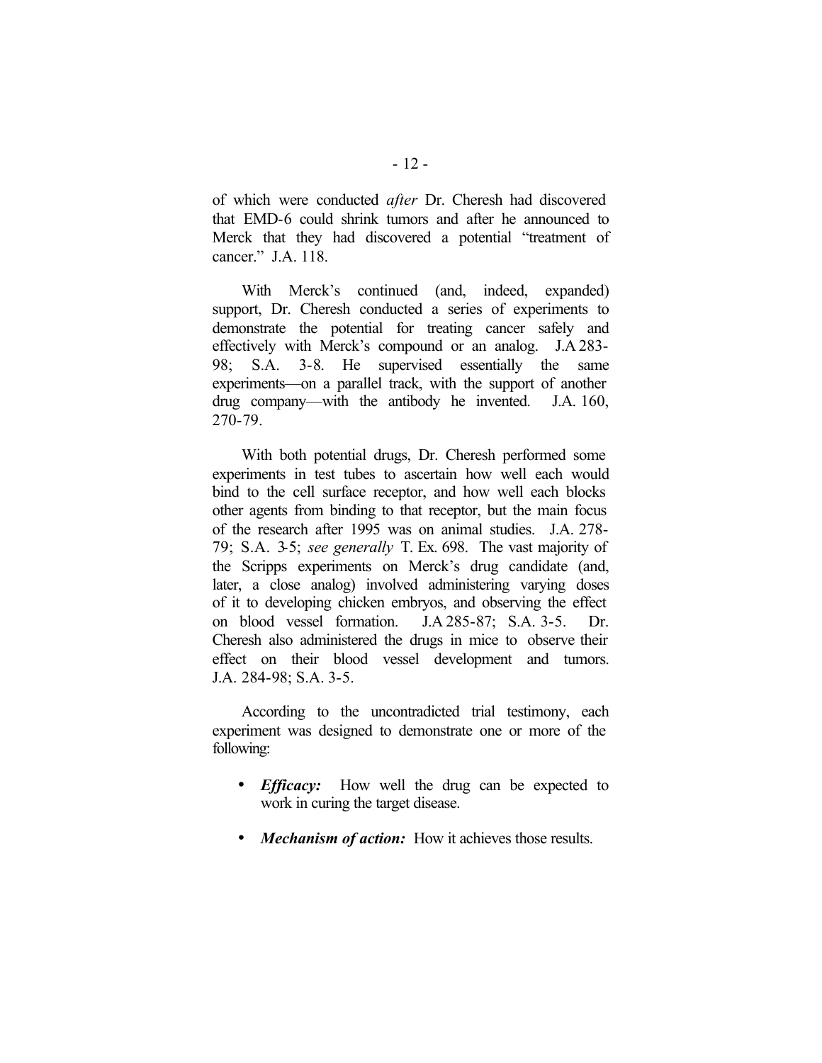of which were conducted *after* Dr. Cheresh had discovered that EMD-6 could shrink tumors and after he announced to Merck that they had discovered a potential "treatment of cancer." J.A. 118.

With Merck's continued (and, indeed, expanded) support, Dr. Cheresh conducted a series of experiments to demonstrate the potential for treating cancer safely and effectively with Merck's compound or an analog. J.A 283-98; S.A. 3-8. He supervised essentially the same experiments—on a parallel track, with the support of another drug company—with the antibody he invented. J.A. 160, 270-79.

With both potential drugs, Dr. Cheresh performed some experiments in test tubes to ascertain how well each would bind to the cell surface receptor, and how well each blocks other agents from binding to that receptor, but the main focus of the research after 1995 was on animal studies. J.A. 278-79; S.A. 3-5; *see generally* T. Ex. 698. The vast majority of the Scripps experiments on Merck's drug candidate (and, later, a close analog) involved administering varying doses of it to developing chicken embryos, and observing the effect on blood vessel formation. J.A 285-87; S.A. 3-5. Dr. Cheresh also administered the drugs in mice to observe their effect on their blood vessel development and tumors. J.A. 284-98; S.A. 3-5.

According to the uncontradicted trial testimony, each experiment was designed to demonstrate one or more of the following:

- ***Efficacy:*** How well the drug can be expected to work in curing the target disease.
- ***Mechanism of action:*** How it achieves those results.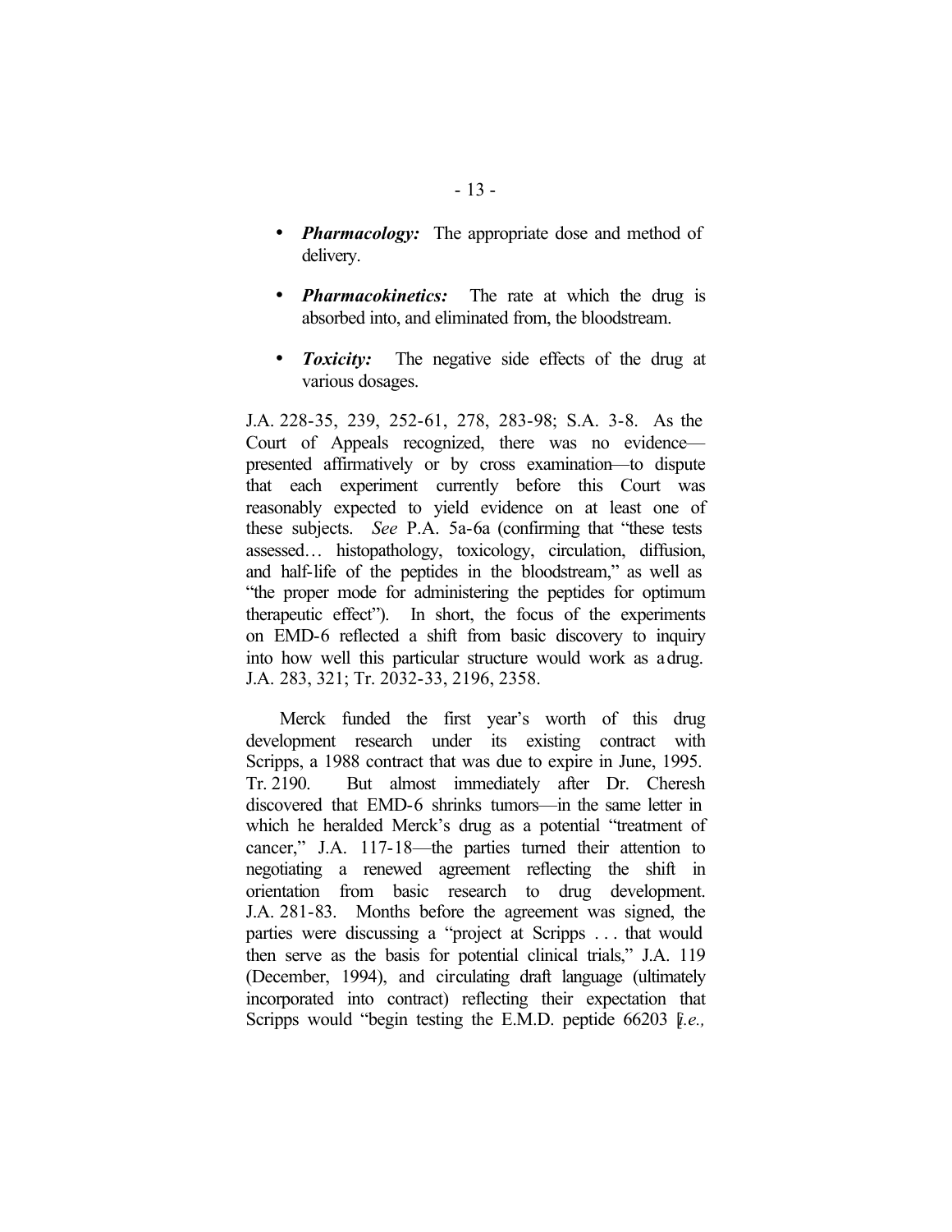- ***Pharmacology:*** The appropriate dose and method of delivery.

- ***Pharmacokinetics:*** The rate at which the drug is absorbed into, and eliminated from, the bloodstream.

- ***Toxicity:*** The negative side effects of the drug at various dosages.

J.A. 228-35, 239, 252-61, 278, 283-98; S.A. 3-8. As the Court of Appeals recognized, there was no evidence—presented affirmatively or by cross examination—to dispute that each experiment currently before this Court was reasonably expected to yield evidence on at least one of these subjects. *See* P.A. 5a-6a (confirming that "these tests assessed… histopathology, toxicology, circulation, diffusion, and half-life of the peptides in the bloodstream," as well as "the proper mode for administering the peptides for optimum therapeutic effect"). In short, the focus of the experiments on EMD-6 reflected a shift from basic discovery to inquiry into how well this particular structure would work as a drug. J.A. 283, 321; Tr. 2032-33, 2196, 2358.

Merck funded the first year's worth of this drug development research under its existing contract with Scripps, a 1988 contract that was due to expire in June, 1995. Tr. 2190. But almost immediately after Dr. Cheresh discovered that EMD-6 shrinks tumors—in the same letter in which he heralded Merck's drug as a potential "treatment of cancer," J.A. 117-18—the parties turned their attention to negotiating a renewed agreement reflecting the shift in orientation from basic research to drug development. J.A. 281-83. Months before the agreement was signed, the parties were discussing a "project at Scripps . . . that would then serve as the basis for potential clinical trials," J.A. 119 (December, 1994), and circulating draft language (ultimately incorporated into contract) reflecting their expectation that Scripps would "begin testing the E.M.D. peptide 66203 [*i.e.,*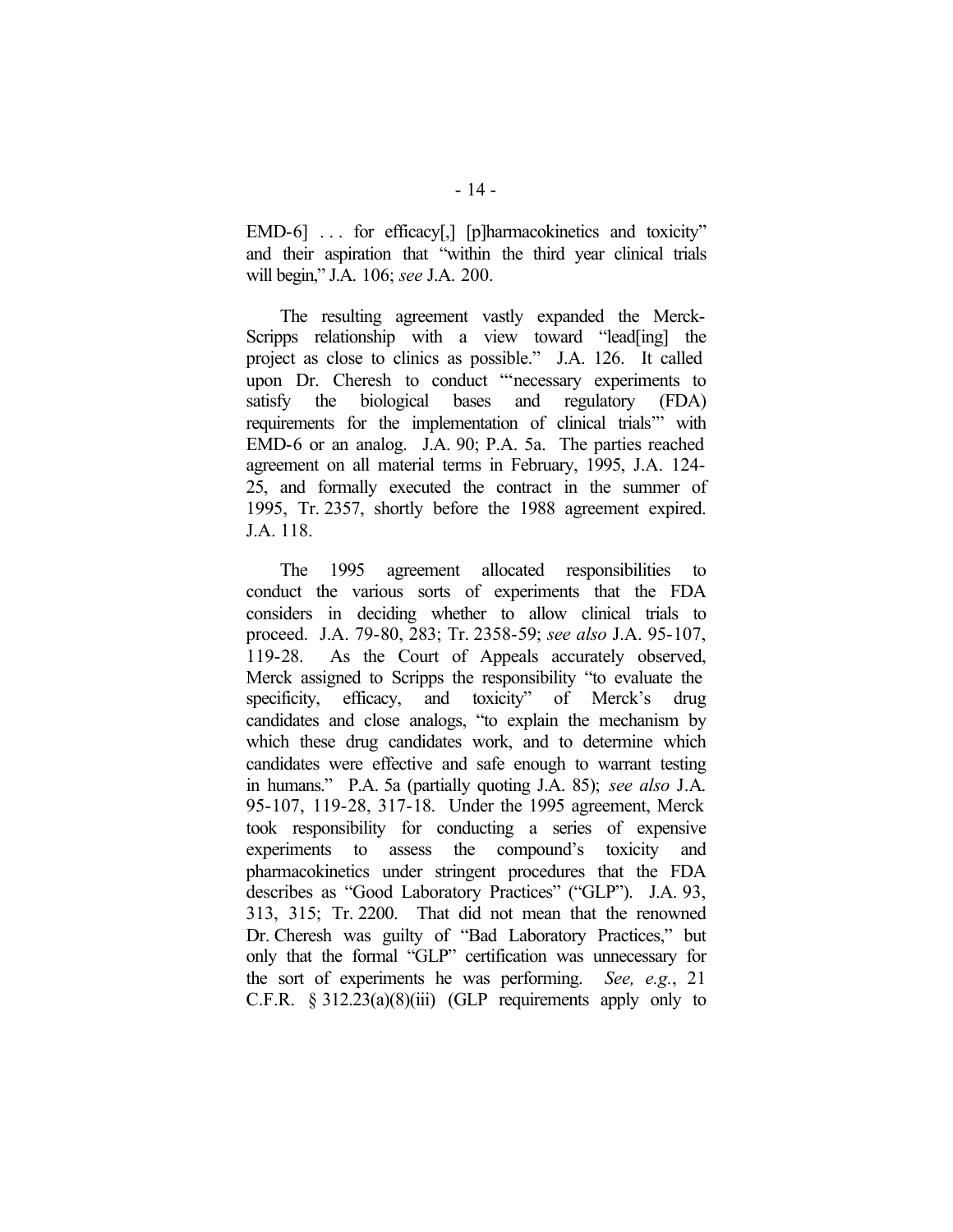EMD-6] . . . for efficacy[,] [p]harmacokinetics and toxicity" and their aspiration that "within the third year clinical trials will begin," J.A. 106; *see* J.A. 200.

The resulting agreement vastly expanded the Merck-Scripps relationship with a view toward "lead[ing] the project as close to clinics as possible." J.A. 126. It called upon Dr. Cheresh to conduct "'necessary experiments to satisfy the biological bases and regulatory (FDA) requirements for the implementation of clinical trials'" with EMD-6 or an analog. J.A. 90; P.A. 5a. The parties reached agreement on all material terms in February, 1995, J.A. 124-25, and formally executed the contract in the summer of 1995, Tr. 2357, shortly before the 1988 agreement expired. J.A. 118.

The 1995 agreement allocated responsibilities to conduct the various sorts of experiments that the FDA considers in deciding whether to allow clinical trials to proceed. J.A. 79-80, 283; Tr. 2358-59; *see also* J.A. 95-107, 119-28. As the Court of Appeals accurately observed, Merck assigned to Scripps the responsibility "to evaluate the specificity, efficacy, and toxicity" of Merck's drug candidates and close analogs, "to explain the mechanism by which these drug candidates work, and to determine which candidates were effective and safe enough to warrant testing in humans." P.A. 5a (partially quoting J.A. 85); *see also* J.A. 95-107, 119-28, 317-18. Under the 1995 agreement, Merck took responsibility for conducting a series of expensive experiments to assess the compound's toxicity and pharmacokinetics under stringent procedures that the FDA describes as "Good Laboratory Practices" ("GLP"). J.A. 93, 313, 315; Tr. 2200. That did not mean that the renowned Dr. Cheresh was guilty of "Bad Laboratory Practices," but only that the formal "GLP" certification was unnecessary for the sort of experiments he was performing. *See, e.g.*, 21 C.F.R. § 312.23(a)(8)(iii) (GLP requirements apply only to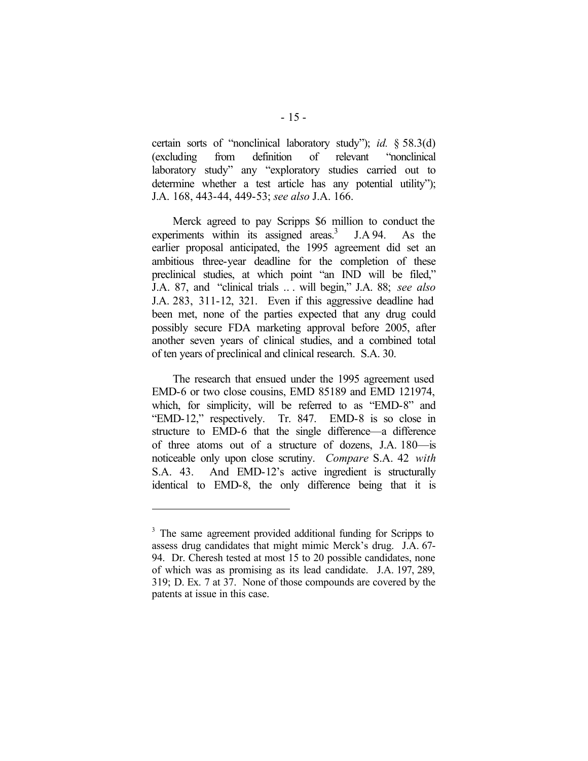certain sorts of "nonclinical laboratory study"); *id.* § 58.3(d) (excluding from definition of relevant "nonclinical laboratory study" any "exploratory studies carried out to determine whether a test article has any potential utility"); J.A. 168, 443-44, 449-53; *see also* J.A. 166.

Merck agreed to pay Scripps $6 million to conduct the experiments within its assigned areas.[3] J.A 94. As the earlier proposal anticipated, the 1995 agreement did set an ambitious three-year deadline for the completion of these preclinical studies, at which point "an IND will be filed," J.A. 87, and "clinical trials .. . will begin," J.A. 88; *see also* J.A. 283, 311-12, 321. Even if this aggressive deadline had been met, none of the parties expected that any drug could possibly secure FDA marketing approval before 2005, after another seven years of clinical studies, and a combined total of ten years of preclinical and clinical research. S.A. 30.

The research that ensued under the 1995 agreement used EMD-6 or two close cousins, EMD 85189 and EMD 121974, which, for simplicity, will be referred to as "EMD-8" and "EMD-12," respectively. Tr. 847. EMD-8 is so close in structure to EMD-6 that the single difference—a difference of three atoms out of a structure of dozens, J.A. 180—is noticeable only upon close scrutiny. *Compare* S.A. 42 *with* S.A. 43. And EMD-12's active ingredient is structurally identical to EMD-8, the only difference being that it is

---

[3] The same agreement provided additional funding for Scripps to assess drug candidates that might mimic Merck's drug. J.A. 67-94. Dr. Cheresh tested at most 15 to 20 possible candidates, none of which was as promising as its lead candidate. J.A. 197, 289, 319; D. Ex. 7 at 37. None of those compounds are covered by the patents at issue in this case.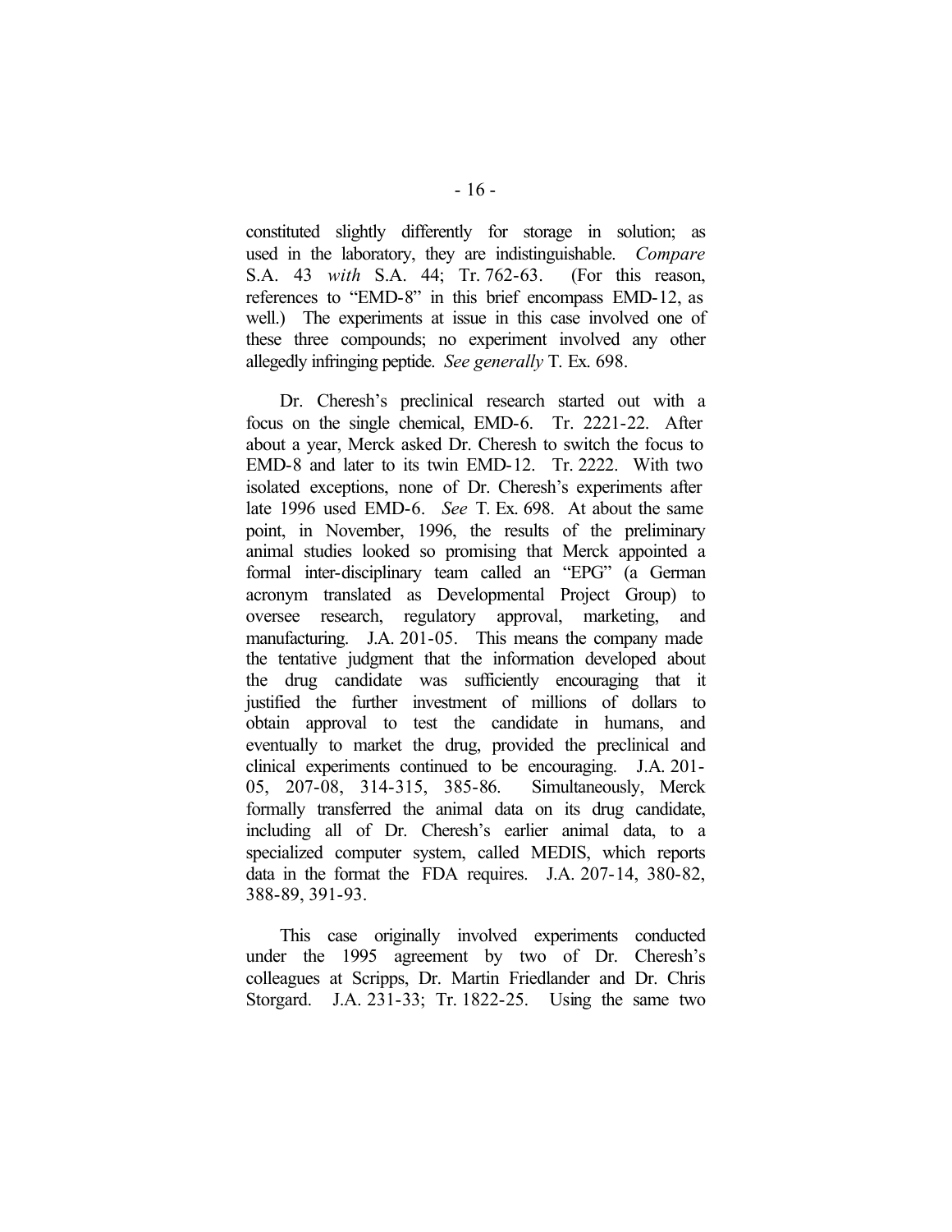constituted slightly differently for storage in solution; as used in the laboratory, they are indistinguishable. *Compare* S.A. 43 *with* S.A. 44; Tr. 762-63. (For this reason, references to "EMD-8" in this brief encompass EMD-12, as well.) The experiments at issue in this case involved one of these three compounds; no experiment involved any other allegedly infringing peptide. *See generally* T. Ex. 698.

Dr. Cheresh's preclinical research started out with a focus on the single chemical, EMD-6. Tr. 2221-22. After about a year, Merck asked Dr. Cheresh to switch the focus to EMD-8 and later to its twin EMD-12. Tr. 2222. With two isolated exceptions, none of Dr. Cheresh's experiments after late 1996 used EMD-6. *See* T. Ex. 698. At about the same point, in November, 1996, the results of the preliminary animal studies looked so promising that Merck appointed a formal inter-disciplinary team called an "EPG" (a German acronym translated as Developmental Project Group) to oversee research, regulatory approval, marketing, and manufacturing. J.A. 201-05. This means the company made the tentative judgment that the information developed about the drug candidate was sufficiently encouraging that it justified the further investment of millions of dollars to obtain approval to test the candidate in humans, and eventually to market the drug, provided the preclinical and clinical experiments continued to be encouraging. J.A. 201-05, 207-08, 314-315, 385-86. Simultaneously, Merck formally transferred the animal data on its drug candidate, including all of Dr. Cheresh's earlier animal data, to a specialized computer system, called MEDIS, which reports data in the format the FDA requires. J.A. 207-14, 380-82, 388-89, 391-93.

This case originally involved experiments conducted under the 1995 agreement by two of Dr. Cheresh's colleagues at Scripps, Dr. Martin Friedlander and Dr. Chris Storgard. J.A. 231-33; Tr. 1822-25. Using the same two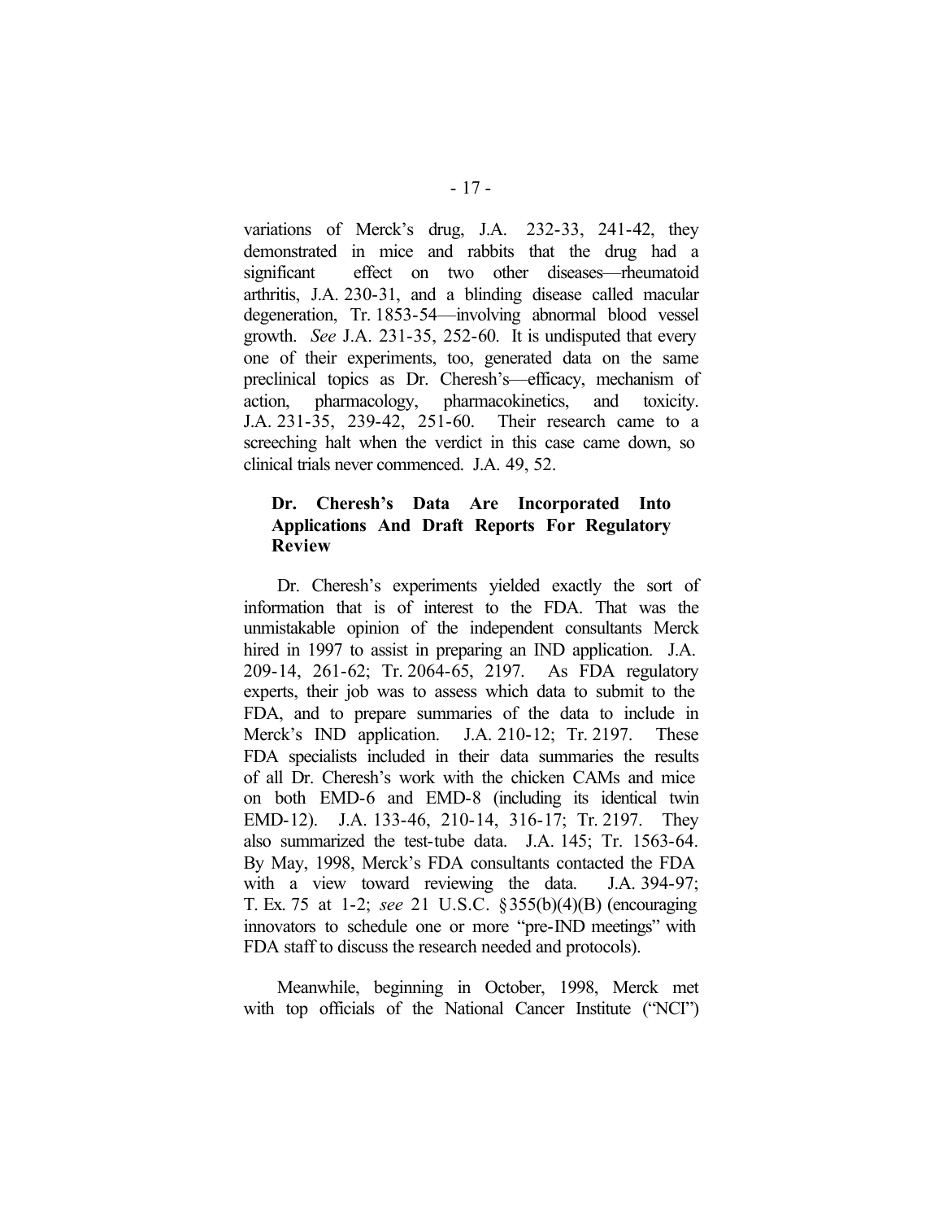variations of Merck's drug, J.A. 232-33, 241-42, they demonstrated in mice and rabbits that the drug had a significant effect on two other diseases—rheumatoid arthritis, J.A. 230-31, and a blinding disease called macular degeneration, Tr. 1853-54—involving abnormal blood vessel growth. *See* J.A. 231-35, 252-60. It is undisputed that every one of their experiments, too, generated data on the same preclinical topics as Dr. Cheresh's—efficacy, mechanism of action, pharmacology, pharmacokinetics, and toxicity. J.A. 231-35, 239-42, 251-60. Their research came to a screeching halt when the verdict in this case came down, so clinical trials never commenced. J.A. 49, 52.

**Dr. Cheresh's Data Are Incorporated Into Applications And Draft Reports For Regulatory Review**

Dr. Cheresh's experiments yielded exactly the sort of information that is of interest to the FDA. That was the unmistakable opinion of the independent consultants Merck hired in 1997 to assist in preparing an IND application. J.A. 209-14, 261-62; Tr. 2064-65, 2197. As FDA regulatory experts, their job was to assess which data to submit to the FDA, and to prepare summaries of the data to include in Merck's IND application. J.A. 210-12; Tr. 2197. These FDA specialists included in their data summaries the results of all Dr. Cheresh's work with the chicken CAMs and mice on both EMD-6 and EMD-8 (including its identical twin EMD-12). J.A. 133-46, 210-14, 316-17; Tr. 2197. They also summarized the test-tube data. J.A. 145; Tr. 1563-64. By May, 1998, Merck's FDA consultants contacted the FDA with a view toward reviewing the data. J.A. 394-97; T. Ex. 75 at 1-2; *see* 21 U.S.C. §355(b)(4)(B) (encouraging innovators to schedule one or more "pre-IND meetings" with FDA staff to discuss the research needed and protocols).

Meanwhile, beginning in October, 1998, Merck met with top officials of the National Cancer Institute ("NCI")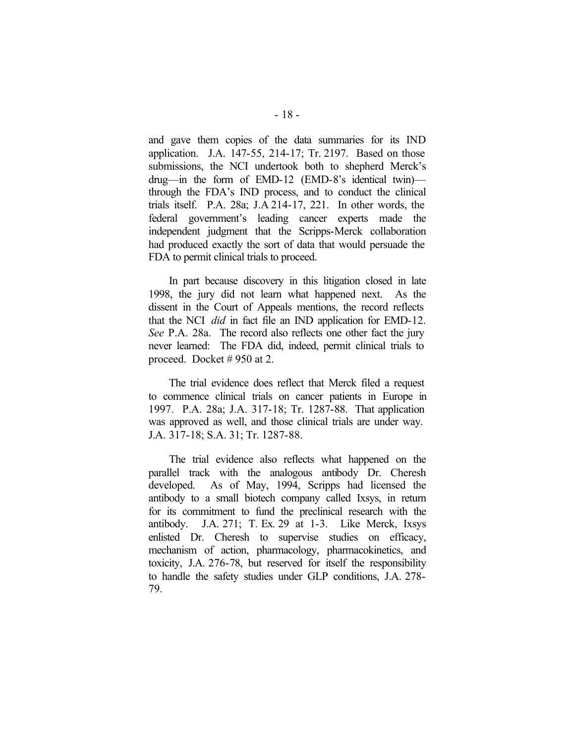and gave them copies of the data summaries for its IND application. J.A. 147-55, 214-17; Tr. 2197. Based on those submissions, the NCI undertook both to shepherd Merck's drug—in the form of EMD-12 (EMD-8's identical twin)—through the FDA's IND process, and to conduct the clinical trials itself. P.A. 28a; J.A 214-17, 221. In other words, the federal government's leading cancer experts made the independent judgment that the Scripps-Merck collaboration had produced exactly the sort of data that would persuade the FDA to permit clinical trials to proceed.

In part because discovery in this litigation closed in late 1998, the jury did not learn what happened next. As the dissent in the Court of Appeals mentions, the record reflects that the NCI *did* in fact file an IND application for EMD-12. *See* P.A. 28a. The record also reflects one other fact the jury never learned: The FDA did, indeed, permit clinical trials to proceed. Docket # 950 at 2.

The trial evidence does reflect that Merck filed a request to commence clinical trials on cancer patients in Europe in 1997. P.A. 28a; J.A. 317-18; Tr. 1287-88. That application was approved as well, and those clinical trials are under way. J.A. 317-18; S.A. 31; Tr. 1287-88.

The trial evidence also reflects what happened on the parallel track with the analogous antibody Dr. Cheresh developed. As of May, 1994, Scripps had licensed the antibody to a small biotech company called Ixsys, in return for its commitment to fund the preclinical research with the antibody. J.A. 271; T. Ex. 29 at 1-3. Like Merck, Ixsys enlisted Dr. Cheresh to supervise studies on efficacy, mechanism of action, pharmacology, pharmacokinetics, and toxicity, J.A. 276-78, but reserved for itself the responsibility to handle the safety studies under GLP conditions, J.A. 278-79.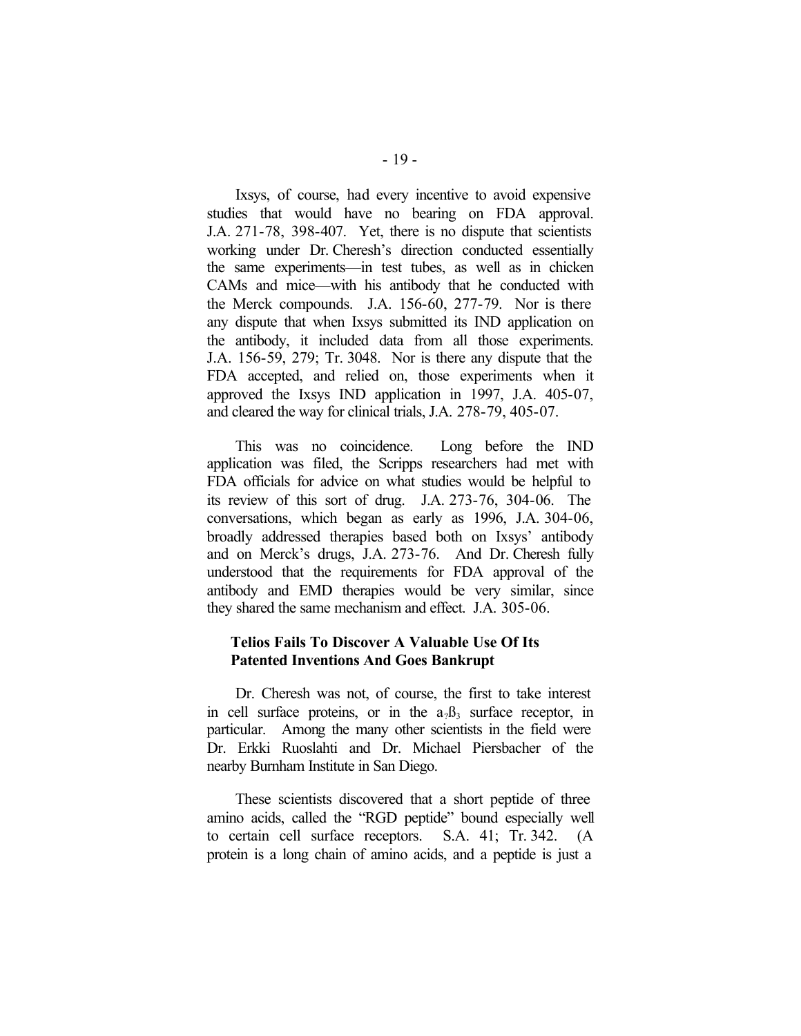Ixsys, of course, had every incentive to avoid expensive studies that would have no bearing on FDA approval. J.A. 271-78, 398-407. Yet, there is no dispute that scientists working under Dr. Cheresh's direction conducted essentially the same experiments—in test tubes, as well as in chicken CAMs and mice—with his antibody that he conducted with the Merck compounds. J.A. 156-60, 277-79. Nor is there any dispute that when Ixsys submitted its IND application on the antibody, it included data from all those experiments. J.A. 156-59, 279; Tr. 3048. Nor is there any dispute that the FDA accepted, and relied on, those experiments when it approved the Ixsys IND application in 1997, J.A. 405-07, and cleared the way for clinical trials, J.A. 278-79, 405-07.

This was no coincidence. Long before the IND application was filed, the Scripps researchers had met with FDA officials for advice on what studies would be helpful to its review of this sort of drug. J.A. 273-76, 304-06. The conversations, which began as early as 1996, J.A. 304-06, broadly addressed therapies based both on Ixsys' antibody and on Merck's drugs, J.A. 273-76. And Dr. Cheresh fully understood that the requirements for FDA approval of the antibody and EMD therapies would be very similar, since they shared the same mechanism and effect. J.A. 305-06.

**Telios Fails To Discover A Valuable Use Of Its Patented Inventions And Goes Bankrupt**

Dr. Cheresh was not, of course, the first to take interest in cell surface proteins, or in the $a_v\beta_3$ surface receptor, in particular. Among the many other scientists in the field were Dr. Erkki Ruoslahti and Dr. Michael Piersbacher of the nearby Burnham Institute in San Diego.

These scientists discovered that a short peptide of three amino acids, called the "RGD peptide" bound especially well to certain cell surface receptors. S.A. 41; Tr. 342. (A protein is a long chain of amino acids, and a peptide is just a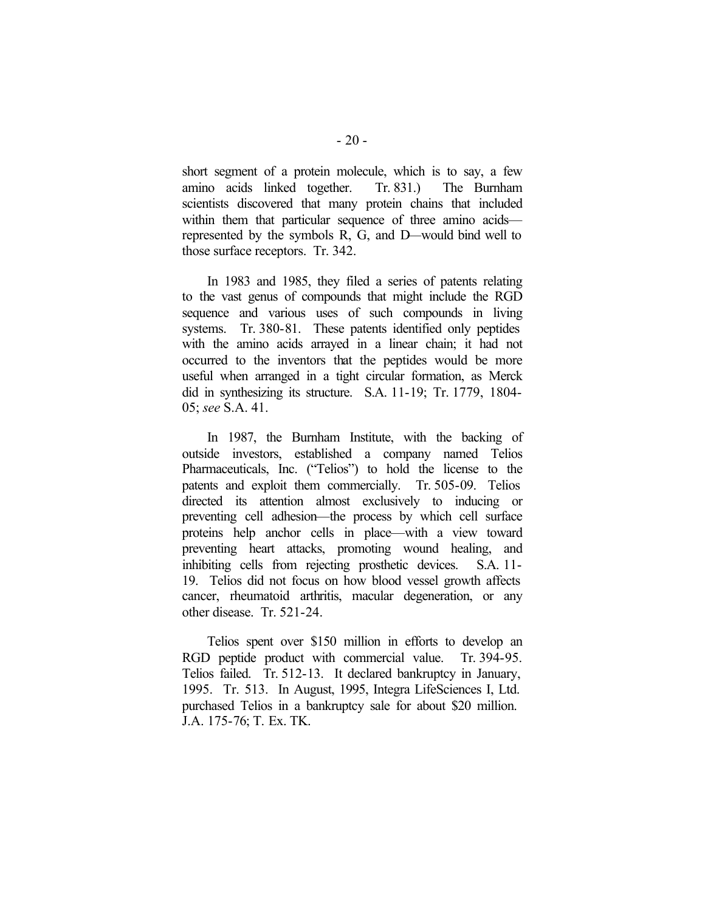short segment of a protein molecule, which is to say, a few amino acids linked together. Tr. 831.) The Burnham scientists discovered that many protein chains that included within them that particular sequence of three amino acids—represented by the symbols R, G, and D—would bind well to those surface receptors. Tr. 342.

In 1983 and 1985, they filed a series of patents relating to the vast genus of compounds that might include the RGD sequence and various uses of such compounds in living systems. Tr. 380-81. These patents identified only peptides with the amino acids arrayed in a linear chain; it had not occurred to the inventors that the peptides would be more useful when arranged in a tight circular formation, as Merck did in synthesizing its structure. S.A. 11-19; Tr. 1779, 1804-05; *see* S.A. 41.

In 1987, the Burnham Institute, with the backing of outside investors, established a company named Telios Pharmaceuticals, Inc. ("Telios") to hold the license to the patents and exploit them commercially. Tr. 505-09. Telios directed its attention almost exclusively to inducing or preventing cell adhesion—the process by which cell surface proteins help anchor cells in place—with a view toward preventing heart attacks, promoting wound healing, and inhibiting cells from rejecting prosthetic devices. S.A. 11-19. Telios did not focus on how blood vessel growth affects cancer, rheumatoid arthritis, macular degeneration, or any other disease. Tr. 521-24.

Telios spent over $150 million in efforts to develop an RGD peptide product with commercial value. Tr. 394-95. Telios failed. Tr. 512-13. It declared bankruptcy in January, 1995. Tr. 513. In August, 1995, Integra LifeSciences I, Ltd. purchased Telios in a bankruptcy sale for about $20 million. J.A. 175-76; T. Ex. TK.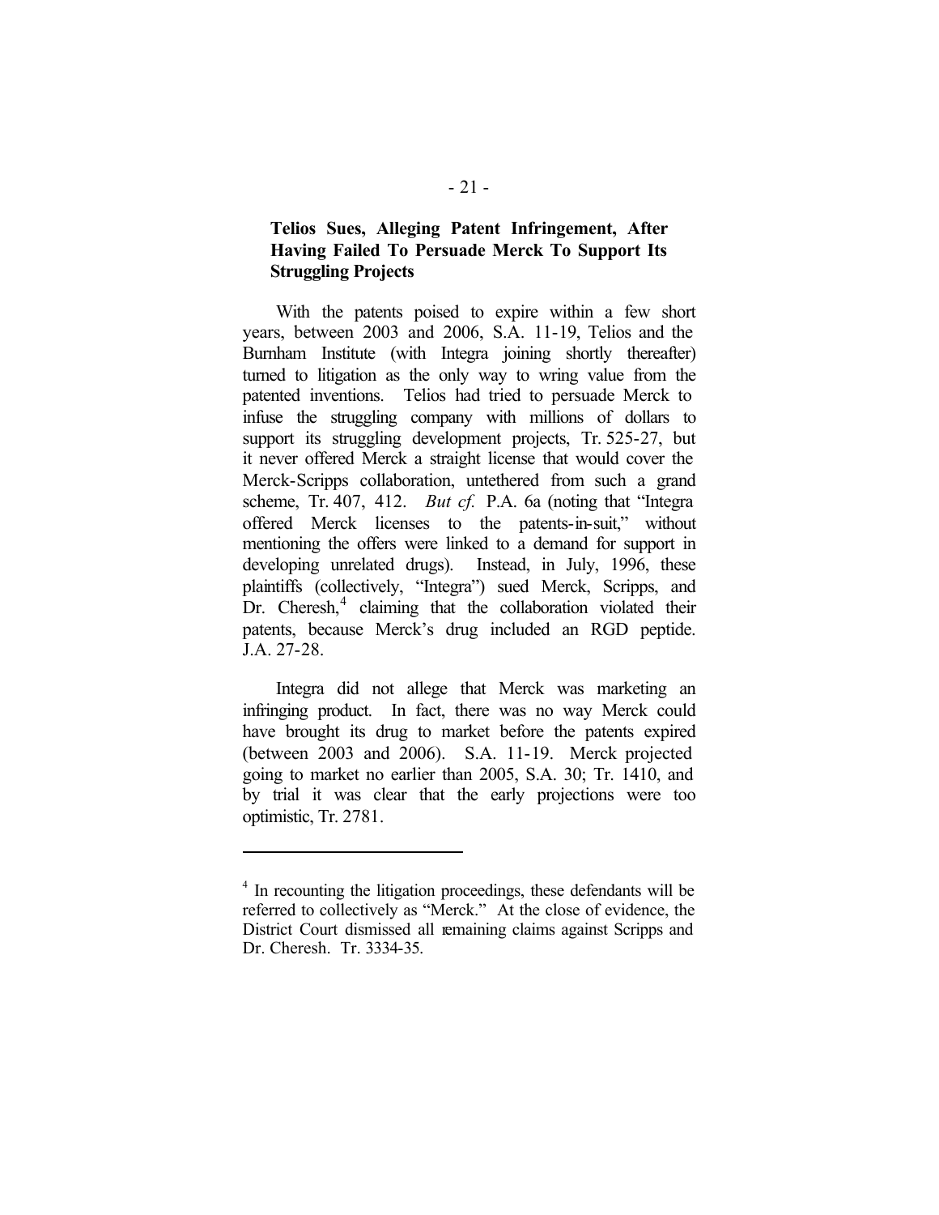### Telios Sues, Alleging Patent Infringement, After Having Failed To Persuade Merck To Support Its Struggling Projects

With the patents poised to expire within a few short years, between 2003 and 2006, S.A. 11-19, Telios and the Burnham Institute (with Integra joining shortly thereafter) turned to litigation as the only way to wring value from the patented inventions. Telios had tried to persuade Merck to infuse the struggling company with millions of dollars to support its struggling development projects, Tr. 525-27, but it never offered Merck a straight license that would cover the Merck-Scripps collaboration, untethered from such a grand scheme, Tr. 407, 412. *But cf.* P.A. 6a (noting that "Integra offered Merck licenses to the patents-in-suit," without mentioning the offers were linked to a demand for support in developing unrelated drugs). Instead, in July, 1996, these plaintiffs (collectively, "Integra") sued Merck, Scripps, and Dr. Cheresh,[4] claiming that the collaboration violated their patents, because Merck's drug included an RGD peptide. J.A. 27-28.

Integra did not allege that Merck was marketing an infringing product. In fact, there was no way Merck could have brought its drug to market before the patents expired (between 2003 and 2006). S.A. 11-19. Merck projected going to market no earlier than 2005, S.A. 30; Tr. 1410, and by trial it was clear that the early projections were too optimistic, Tr. 2781.

---

[4] In recounting the litigation proceedings, these defendants will be referred to collectively as "Merck." At the close of evidence, the District Court dismissed all remaining claims against Scripps and Dr. Cheresh. Tr. 3334-35.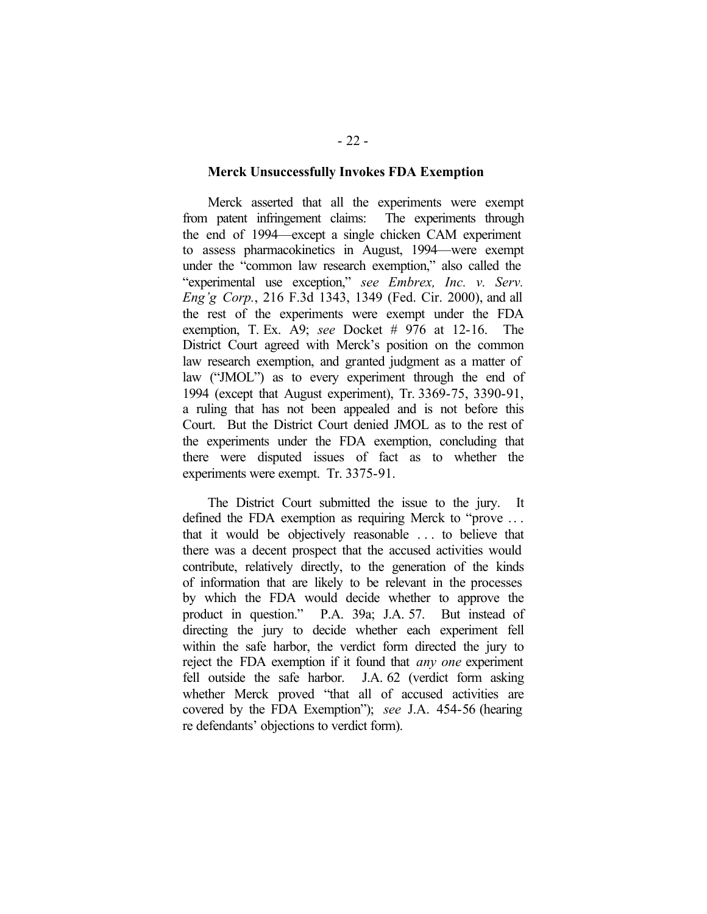**Merck Unsuccessfully Invokes FDA Exemption**

Merck asserted that all the experiments were exempt from patent infringement claims: The experiments through the end of 1994—except a single chicken CAM experiment to assess pharmacokinetics in August, 1994—were exempt under the "common law research exemption," also called the "experimental use exception," *see Embrex, Inc. v. Serv. Eng'g Corp.*, 216 F.3d 1343, 1349 (Fed. Cir. 2000), and all the rest of the experiments were exempt under the FDA exemption, T. Ex. A9; *see* Docket # 976 at 12-16. The District Court agreed with Merck's position on the common law research exemption, and granted judgment as a matter of law ("JMOL") as to every experiment through the end of 1994 (except that August experiment), Tr. 3369-75, 3390-91, a ruling that has not been appealed and is not before this Court. But the District Court denied JMOL as to the rest of the experiments under the FDA exemption, concluding that there were disputed issues of fact as to whether the experiments were exempt. Tr. 3375-91.

The District Court submitted the issue to the jury. It defined the FDA exemption as requiring Merck to "prove . . . that it would be objectively reasonable . . . to believe that there was a decent prospect that the accused activities would contribute, relatively directly, to the generation of the kinds of information that are likely to be relevant in the processes by which the FDA would decide whether to approve the product in question." P.A. 39a; J.A. 57. But instead of directing the jury to decide whether each experiment fell within the safe harbor, the verdict form directed the jury to reject the FDA exemption if it found that *any one* experiment fell outside the safe harbor. J.A. 62 (verdict form asking whether Merck proved "that all of accused activities are covered by the FDA Exemption"); *see* J.A. 454-56 (hearing re defendants' objections to verdict form).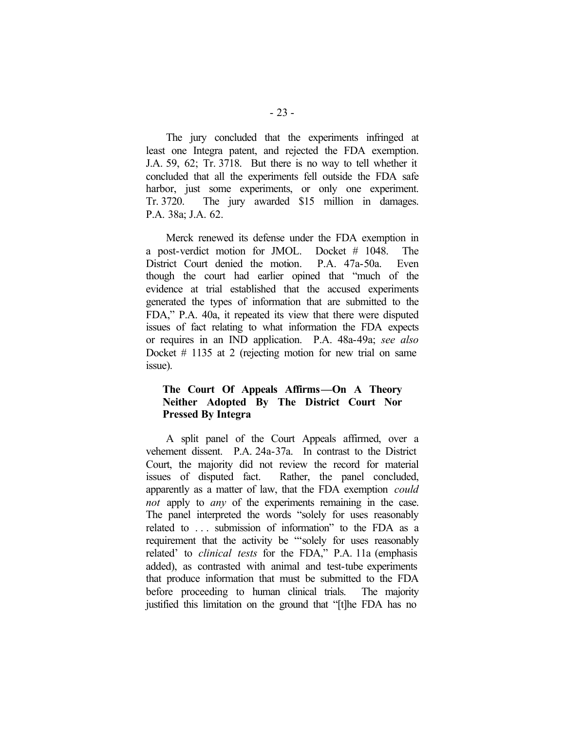The jury concluded that the experiments infringed at least one Integra patent, and rejected the FDA exemption. J.A. 59, 62; Tr. 3718. But there is no way to tell whether it concluded that all the experiments fell outside the FDA safe harbor, just some experiments, or only one experiment. Tr. 3720. The jury awarded $15 million in damages. P.A. 38a; J.A. 62.

Merck renewed its defense under the FDA exemption in a post-verdict motion for JMOL. Docket # 1048. The District Court denied the motion. P.A. 47a-50a. Even though the court had earlier opined that "much of the evidence at trial established that the accused experiments generated the types of information that are submitted to the FDA," P.A. 40a, it repeated its view that there were disputed issues of fact relating to what information the FDA expects or requires in an IND application. P.A. 48a-49a; *see also* Docket # 1135 at 2 (rejecting motion for new trial on same issue).

### The Court Of Appeals Affirms—On A Theory Neither Adopted By The District Court Nor Pressed By Integra

A split panel of the Court Appeals affirmed, over a vehement dissent. P.A. 24a-37a. In contrast to the District Court, the majority did not review the record for material issues of disputed fact. Rather, the panel concluded, apparently as a matter of law, that the FDA exemption *could not* apply to *any* of the experiments remaining in the case. The panel interpreted the words "solely for uses reasonably related to . . . submission of information" to the FDA as a requirement that the activity be "'solely for uses reasonably related' to *clinical tests* for the FDA," P.A. 11a (emphasis added), as contrasted with animal and test-tube experiments that produce information that must be submitted to the FDA before proceeding to human clinical trials. The majority justified this limitation on the ground that "[t]he FDA has no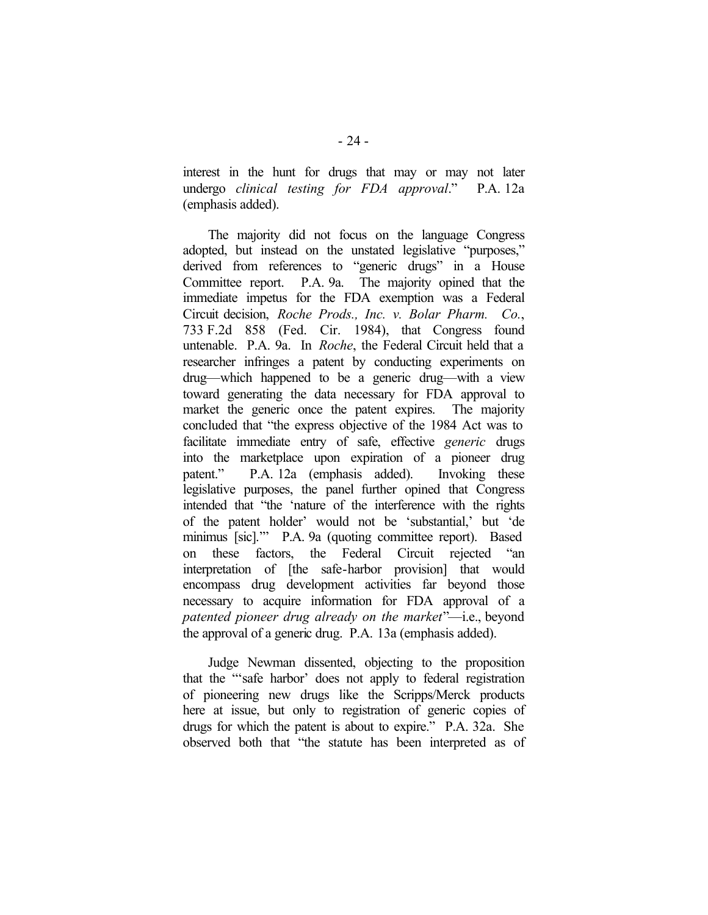interest in the hunt for drugs that may or may not later undergo *clinical testing for FDA approval*." P.A. 12a (emphasis added).

The majority did not focus on the language Congress adopted, but instead on the unstated legislative "purposes," derived from references to "generic drugs" in a House Committee report. P.A. 9a. The majority opined that the immediate impetus for the FDA exemption was a Federal Circuit decision, *Roche Prods., Inc. v. Bolar Pharm. Co.*, 733 F.2d 858 (Fed. Cir. 1984), that Congress found untenable. P.A. 9a. In *Roche*, the Federal Circuit held that a researcher infringes a patent by conducting experiments on drug—which happened to be a generic drug—with a view toward generating the data necessary for FDA approval to market the generic once the patent expires. The majority concluded that "the express objective of the 1984 Act was to facilitate immediate entry of safe, effective *generic* drugs into the marketplace upon expiration of a pioneer drug patent." P.A. 12a (emphasis added). Invoking these legislative purposes, the panel further opined that Congress intended that "the 'nature of the interference with the rights of the patent holder' would not be 'substantial,' but 'de minimus [sic].'" P.A. 9a (quoting committee report). Based on these factors, the Federal Circuit rejected "an interpretation of [the safe-harbor provision] that would encompass drug development activities far beyond those necessary to acquire information for FDA approval of a *patented pioneer drug already on the market*"—i.e., beyond the approval of a generic drug. P.A. 13a (emphasis added).

Judge Newman dissented, objecting to the proposition that the "'safe harbor' does not apply to federal registration of pioneering new drugs like the Scripps/Merck products here at issue, but only to registration of generic copies of drugs for which the patent is about to expire." P.A. 32a. She observed both that "the statute has been interpreted as of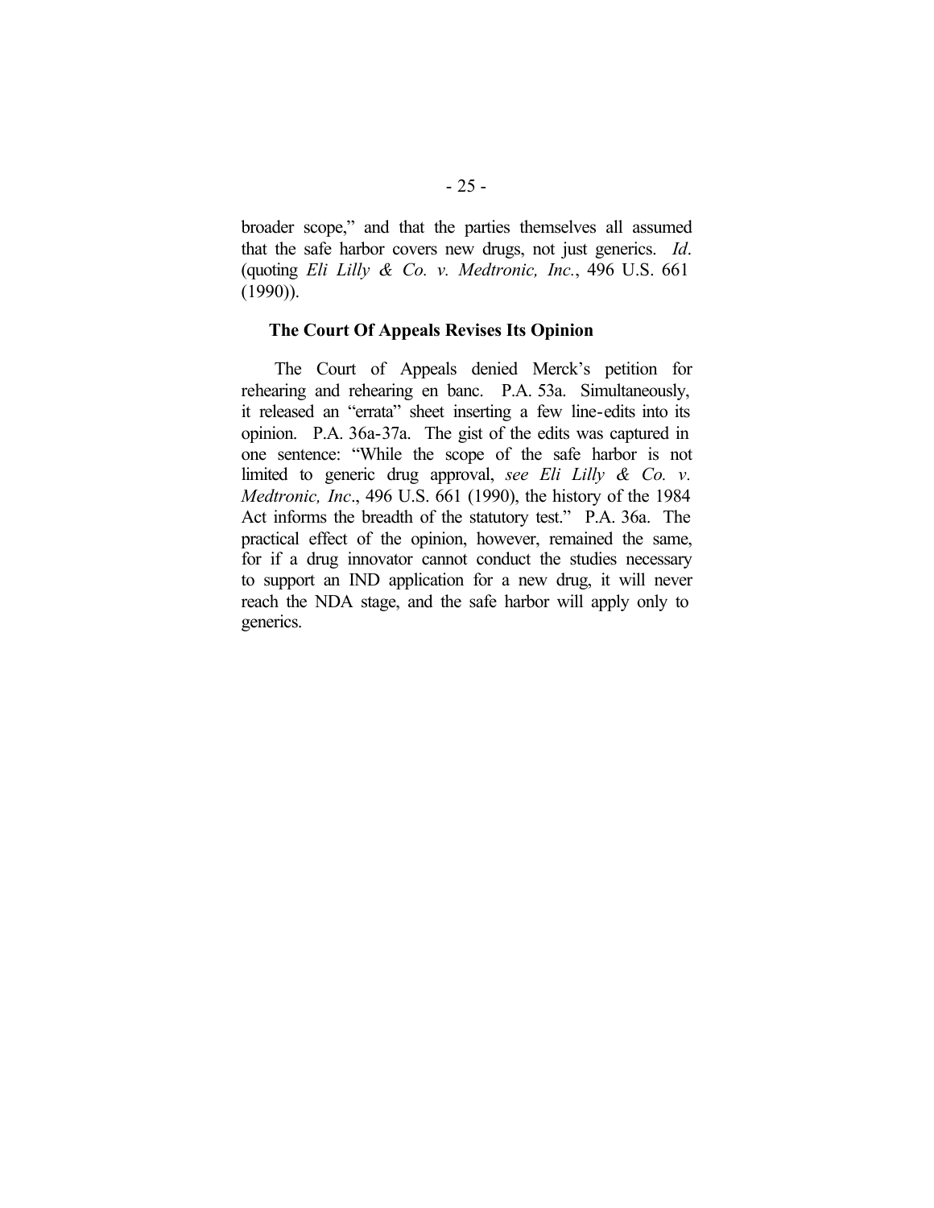broader scope," and that the parties themselves all assumed that the safe harbor covers new drugs, not just generics. *Id*. (quoting *Eli Lilly & Co. v. Medtronic, Inc.*, 496 U.S. 661 (1990)).

**The Court Of Appeals Revises Its Opinion**

The Court of Appeals denied Merck's petition for rehearing and rehearing en banc. P.A. 53a. Simultaneously, it released an "errata" sheet inserting a few line-edits into its opinion. P.A. 36a-37a. The gist of the edits was captured in one sentence: "While the scope of the safe harbor is not limited to generic drug approval, *see Eli Lilly & Co. v. Medtronic, Inc*., 496 U.S. 661 (1990), the history of the 1984 Act informs the breadth of the statutory test." P.A. 36a. The practical effect of the opinion, however, remained the same, for if a drug innovator cannot conduct the studies necessary to support an IND application for a new drug, it will never reach the NDA stage, and the safe harbor will apply only to generics.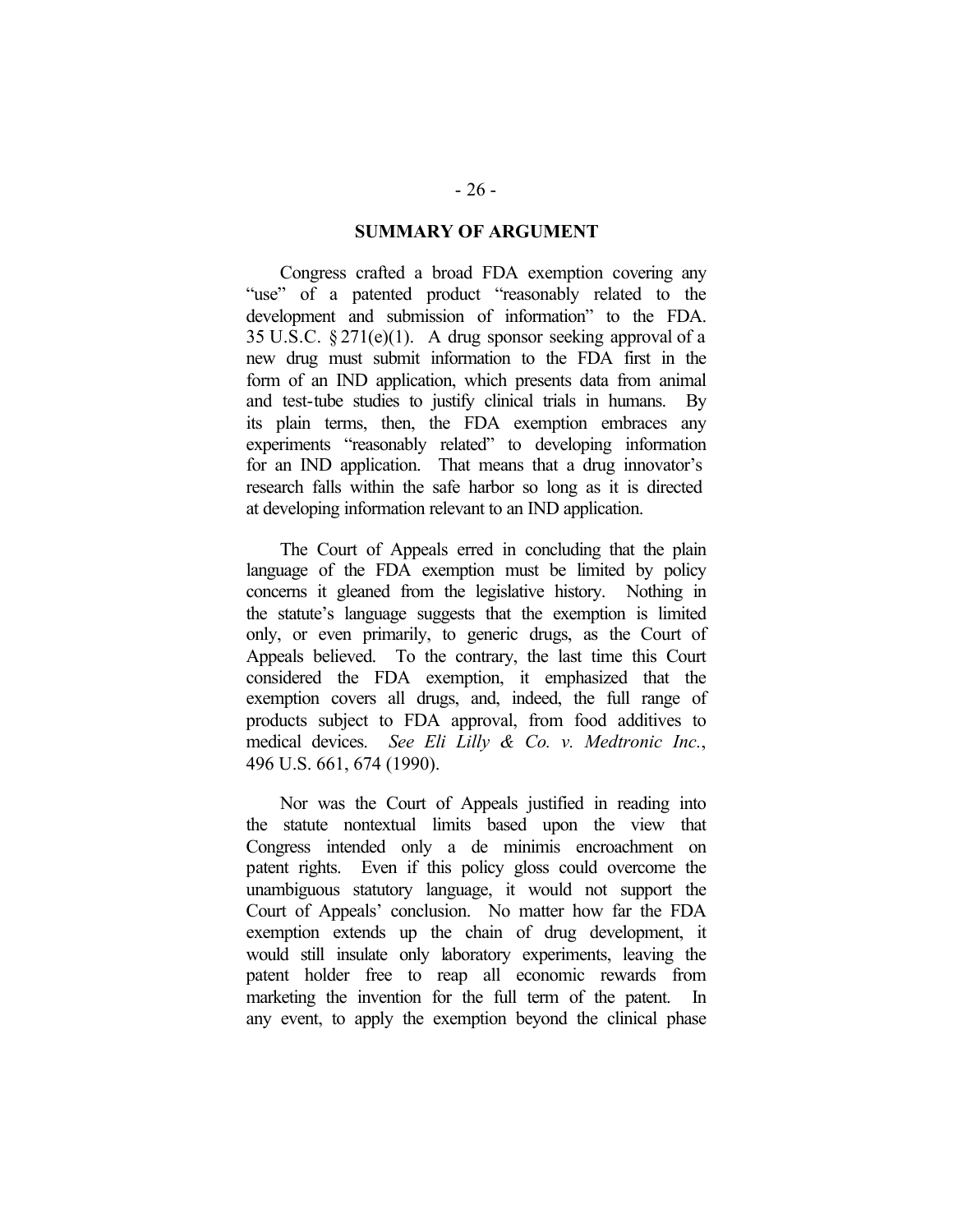## SUMMARY OF ARGUMENT

Congress crafted a broad FDA exemption covering any "use" of a patented product "reasonably related to the development and submission of information" to the FDA. 35 U.S.C. § 271(e)(1). A drug sponsor seeking approval of a new drug must submit information to the FDA first in the form of an IND application, which presents data from animal and test-tube studies to justify clinical trials in humans. By its plain terms, then, the FDA exemption embraces any experiments "reasonably related" to developing information for an IND application. That means that a drug innovator's research falls within the safe harbor so long as it is directed at developing information relevant to an IND application.

The Court of Appeals erred in concluding that the plain language of the FDA exemption must be limited by policy concerns it gleaned from the legislative history. Nothing in the statute's language suggests that the exemption is limited only, or even primarily, to generic drugs, as the Court of Appeals believed. To the contrary, the last time this Court considered the FDA exemption, it emphasized that the exemption covers all drugs, and, indeed, the full range of products subject to FDA approval, from food additives to medical devices. *See Eli Lilly & Co. v. Medtronic Inc.*, 496 U.S. 661, 674 (1990).

Nor was the Court of Appeals justified in reading into the statute nontextual limits based upon the view that Congress intended only a de minimis encroachment on patent rights. Even if this policy gloss could overcome the unambiguous statutory language, it would not support the Court of Appeals' conclusion. No matter how far the FDA exemption extends up the chain of drug development, it would still insulate only laboratory experiments, leaving the patent holder free to reap all economic rewards from marketing the invention for the full term of the patent. In any event, to apply the exemption beyond the clinical phase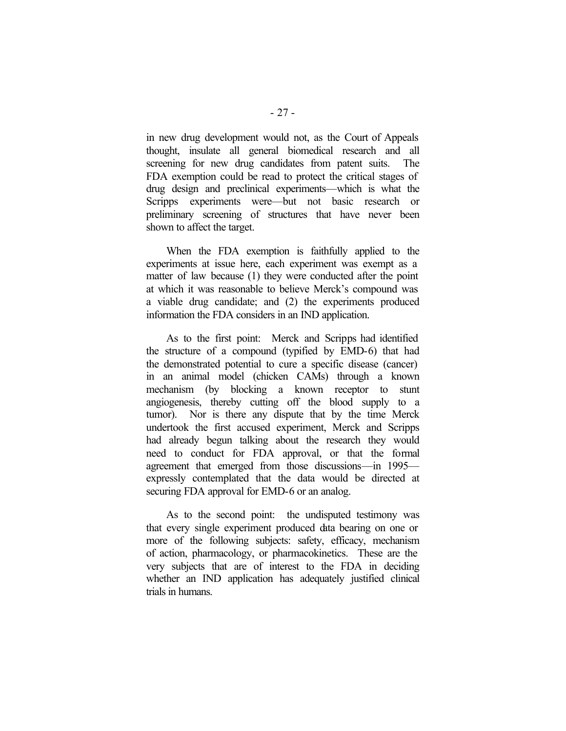in new drug development would not, as the Court of Appeals thought, insulate all general biomedical research and all screening for new drug candidates from patent suits. The FDA exemption could be read to protect the critical stages of drug design and preclinical experiments—which is what the Scripps experiments were—but not basic research or preliminary screening of structures that have never been shown to affect the target.

When the FDA exemption is faithfully applied to the experiments at issue here, each experiment was exempt as a matter of law because (1) they were conducted after the point at which it was reasonable to believe Merck's compound was a viable drug candidate; and (2) the experiments produced information the FDA considers in an IND application.

As to the first point: Merck and Scripps had identified the structure of a compound (typified by EMD-6) that had the demonstrated potential to cure a specific disease (cancer) in an animal model (chicken CAMs) through a known mechanism (by blocking a known receptor to stunt angiogenesis, thereby cutting off the blood supply to a tumor). Nor is there any dispute that by the time Merck undertook the first accused experiment, Merck and Scripps had already begun talking about the research they would need to conduct for FDA approval, or that the formal agreement that emerged from those discussions—in 1995—expressly contemplated that the data would be directed at securing FDA approval for EMD-6 or an analog.

As to the second point: the undisputed testimony was that every single experiment produced data bearing on one or more of the following subjects: safety, efficacy, mechanism of action, pharmacology, or pharmacokinetics. These are the very subjects that are of interest to the FDA in deciding whether an IND application has adequately justified clinical trials in humans.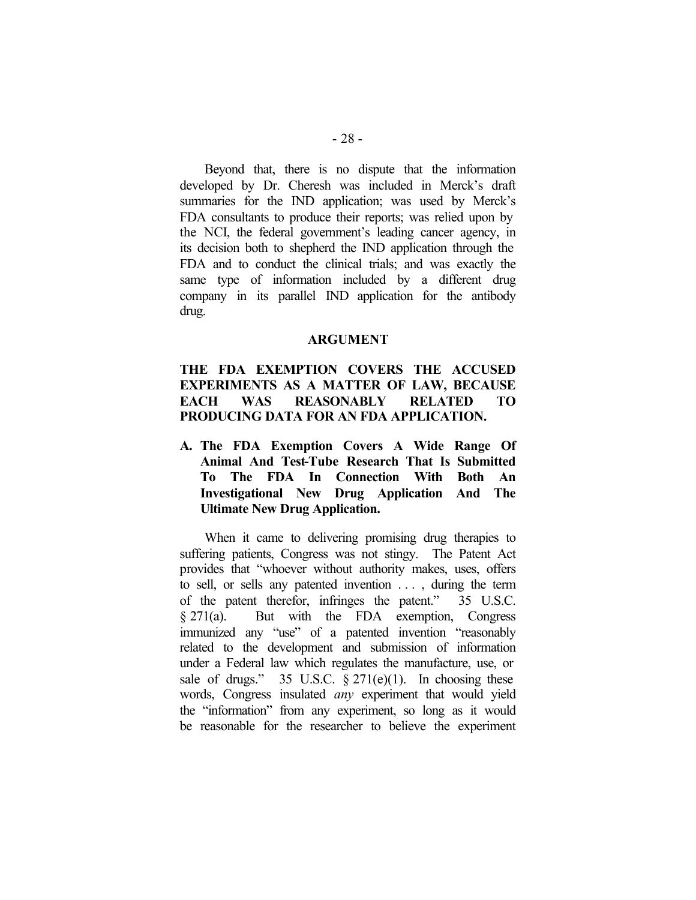Beyond that, there is no dispute that the information developed by Dr. Cheresh was included in Merck's draft summaries for the IND application; was used by Merck's FDA consultants to produce their reports; was relied upon by the NCI, the federal government's leading cancer agency, in its decision both to shepherd the IND application through the FDA and to conduct the clinical trials; and was exactly the same type of information included by a different drug company in its parallel IND application for the antibody drug.

## ARGUMENT

### THE FDA EXEMPTION COVERS THE ACCUSED EXPERIMENTS AS A MATTER OF LAW, BECAUSE EACH WAS REASONABLY RELATED TO PRODUCING DATA FOR AN FDA APPLICATION.

#### A. The FDA Exemption Covers A Wide Range Of Animal And Test-Tube Research That Is Submitted To The FDA In Connection With Both An Investigational New Drug Application And The Ultimate New Drug Application.

When it came to delivering promising drug therapies to suffering patients, Congress was not stingy. The Patent Act provides that "whoever without authority makes, uses, offers to sell, or sells any patented invention . . . , during the term of the patent therefor, infringes the patent." 35 U.S.C. § 271(a). But with the FDA exemption, Congress immunized any "use" of a patented invention "reasonably related to the development and submission of information under a Federal law which regulates the manufacture, use, or sale of drugs." 35 U.S.C. § 271(e)(1). In choosing these words, Congress insulated *any* experiment that would yield the "information" from any experiment, so long as it would be reasonable for the researcher to believe the experiment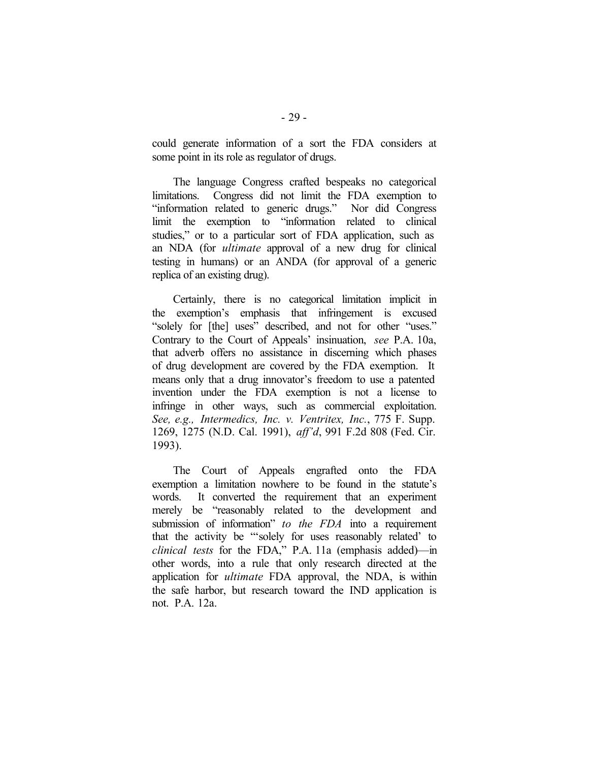could generate information of a sort the FDA considers at some point in its role as regulator of drugs.

The language Congress crafted bespeaks no categorical limitations. Congress did not limit the FDA exemption to "information related to generic drugs." Nor did Congress limit the exemption to "information related to clinical studies," or to a particular sort of FDA application, such as an NDA (for *ultimate* approval of a new drug for clinical testing in humans) or an ANDA (for approval of a generic replica of an existing drug).

Certainly, there is no categorical limitation implicit in the exemption's emphasis that infringement is excused "solely for [the] uses" described, and not for other "uses." Contrary to the Court of Appeals' insinuation, *see* P.A. 10a, that adverb offers no assistance in discerning which phases of drug development are covered by the FDA exemption. It means only that a drug innovator's freedom to use a patented invention under the FDA exemption is not a license to infringe in other ways, such as commercial exploitation. *See, e.g., Intermedics, Inc. v. Ventritex, Inc.*, 775 F. Supp. 1269, 1275 (N.D. Cal. 1991), *aff'd*, 991 F.2d 808 (Fed. Cir. 1993).

The Court of Appeals engrafted onto the FDA exemption a limitation nowhere to be found in the statute's words. It converted the requirement that an experiment merely be "reasonably related to the development and submission of information" *to the FDA* into a requirement that the activity be "'solely for uses reasonably related' to *clinical tests* for the FDA," P.A. 11a (emphasis added)—in other words, into a rule that only research directed at the application for *ultimate* FDA approval, the NDA, is within the safe harbor, but research toward the IND application is not. P.A. 12a.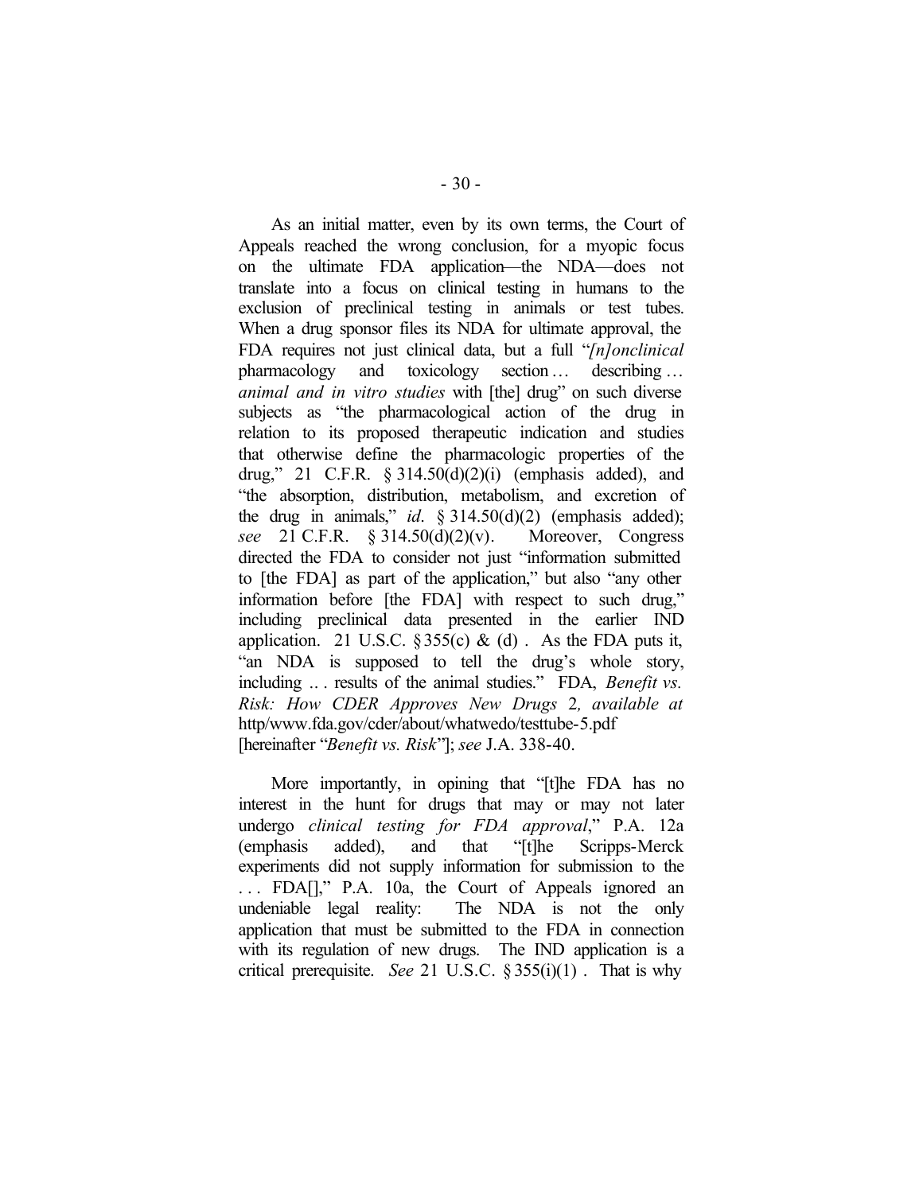As an initial matter, even by its own terms, the Court of Appeals reached the wrong conclusion, for a myopic focus on the ultimate FDA application—the NDA—does not translate into a focus on clinical testing in humans to the exclusion of preclinical testing in animals or test tubes. When a drug sponsor files its NDA for ultimate approval, the FDA requires not just clinical data, but a full "*[n]onclinical* pharmacology and toxicology section … describing … *animal and in vitro studies* with [the] drug" on such diverse subjects as "the pharmacological action of the drug in relation to its proposed therapeutic indication and studies that otherwise define the pharmacologic properties of the drug," 21 C.F.R. § 314.50(d)(2)(i) (emphasis added), and "the absorption, distribution, metabolism, and excretion of the drug in animals," *id*. § 314.50(d)(2) (emphasis added); *see* 21 C.F.R. § 314.50(d)(2)(v). Moreover, Congress directed the FDA to consider not just "information submitted to [the FDA] as part of the application," but also "any other information before [the FDA] with respect to such drug," including preclinical data presented in the earlier IND application. 21 U.S.C. § 355(c) & (d) . As the FDA puts it, "an NDA is supposed to tell the drug's whole story, including .. . results of the animal studies." FDA, *Benefit vs. Risk: How CDER Approves New Drugs* 2, *available at* http/www.fda.gov/cder/about/whatwedo/testtube-5.pdf [hereinafter "*Benefit vs. Risk*"]; *see* J.A. 338-40.

More importantly, in opining that "[t]he FDA has no interest in the hunt for drugs that may or may not later undergo *clinical testing for FDA approval*," P.A. 12a (emphasis added), and that "[t]he Scripps-Merck experiments did not supply information for submission to the . . . FDA[]," P.A. 10a, the Court of Appeals ignored an undeniable legal reality: The NDA is not the only application that must be submitted to the FDA in connection with its regulation of new drugs. The IND application is a critical prerequisite. *See* 21 U.S.C. § 355(i)(1) . That is why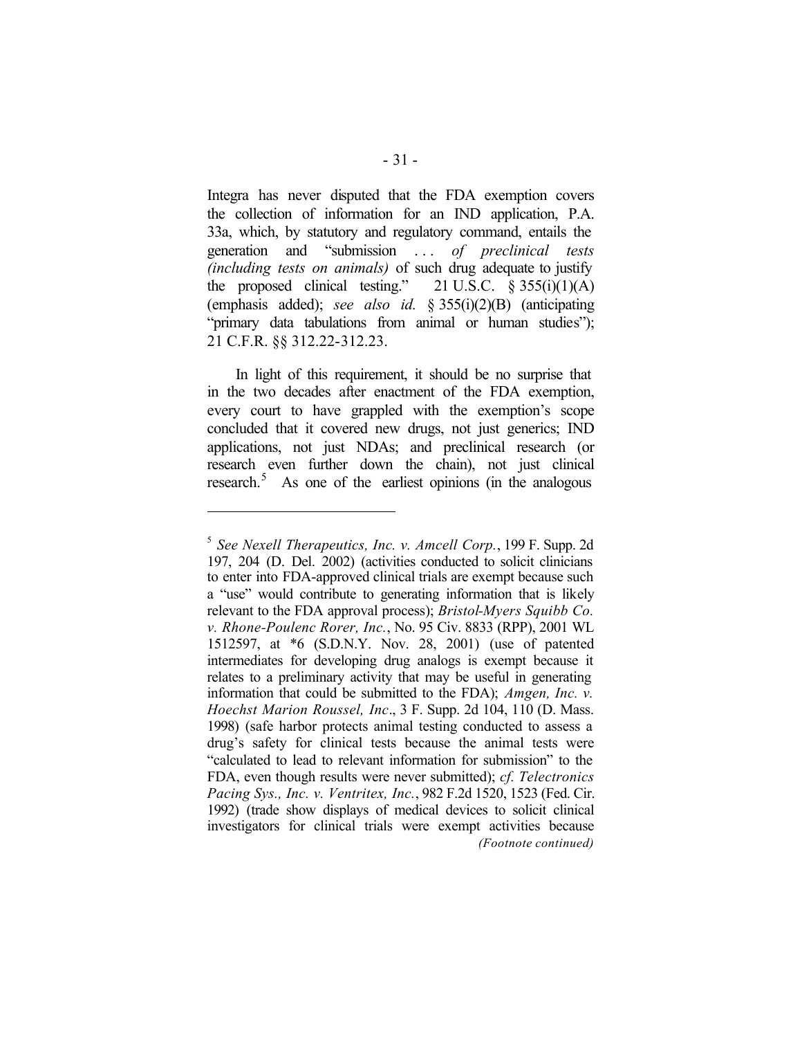Integra has never disputed that the FDA exemption covers the collection of information for an IND application, P.A. 33a, which, by statutory and regulatory command, entails the generation and "submission . . . *of preclinical tests (including tests on animals)* of such drug adequate to justify the proposed clinical testing." 21 U.S.C. § 355(i)(1)(A) (emphasis added); *see also id.* § 355(i)(2)(B) (anticipating "primary data tabulations from animal or human studies"); 21 C.F.R. §§ 312.22-312.23.

In light of this requirement, it should be no surprise that in the two decades after enactment of the FDA exemption, every court to have grappled with the exemption's scope concluded that it covered new drugs, not just generics; IND applications, not just NDAs; and preclinical research (or research even further down the chain), not just clinical research.[5] As one of the earliest opinions (in the analogous

---

[5] *See Nexell Therapeutics, Inc. v. Amcell Corp.*, 199 F. Supp. 2d 197, 204 (D. Del. 2002) (activities conducted to solicit clinicians to enter into FDA-approved clinical trials are exempt because such a "use" would contribute to generating information that is likely relevant to the FDA approval process); *Bristol-Myers Squibb Co. v. Rhone-Poulenc Rorer, Inc.*, No. 95 Civ. 8833 (RPP), 2001 WL 1512597, at *6 (S.D.N.Y. Nov. 28, 2001) (use of patented intermediates for developing drug analogs is exempt because it relates to a preliminary activity that may be useful in generating information that could be submitted to the FDA); *Amgen, Inc. v. Hoechst Marion Roussel, Inc*., 3 F. Supp. 2d 104, 110 (D. Mass. 1998) (safe harbor protects animal testing conducted to assess a drug's safety for clinical tests because the animal tests were "calculated to lead to relevant information for submission" to the FDA, even though results were never submitted); *cf. Telectronics Pacing Sys., Inc. v. Ventritex, Inc.*, 982 F.2d 1520, 1523 (Fed. Cir. 1992) (trade show displays of medical devices to solicit clinical investigators for clinical trials were exempt activities because

*(Footnote continued)*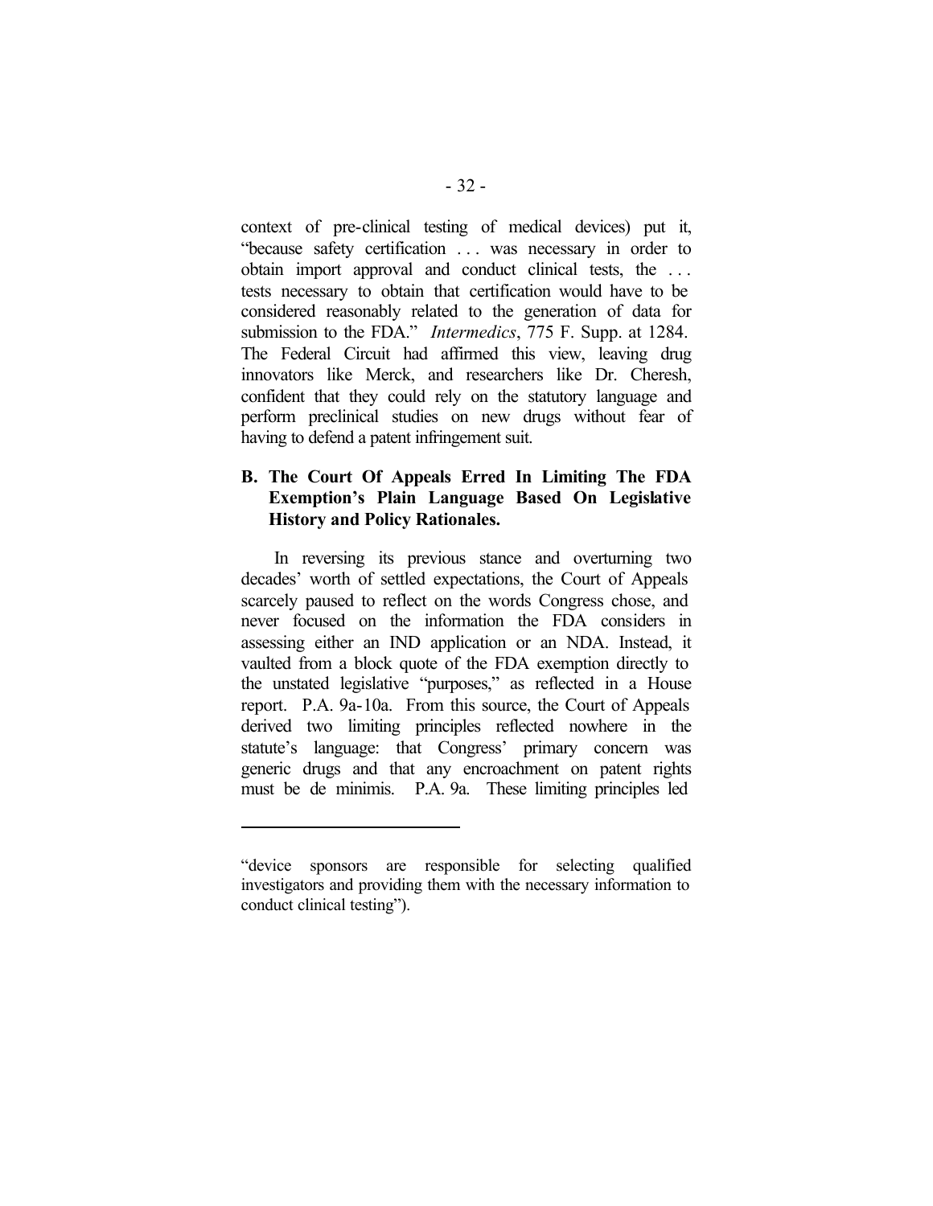context of pre-clinical testing of medical devices) put it, "because safety certification . . . was necessary in order to obtain import approval and conduct clinical tests, the . . . tests necessary to obtain that certification would have to be considered reasonably related to the generation of data for submission to the FDA." *Intermedics*, 775 F. Supp. at 1284. The Federal Circuit had affirmed this view, leaving drug innovators like Merck, and researchers like Dr. Cheresh, confident that they could rely on the statutory language and perform preclinical studies on new drugs without fear of having to defend a patent infringement suit.

### B. The Court Of Appeals Erred In Limiting The FDA Exemption's Plain Language Based On Legislative History and Policy Rationales.

In reversing its previous stance and overturning two decades' worth of settled expectations, the Court of Appeals scarcely paused to reflect on the words Congress chose, and never focused on the information the FDA considers in assessing either an IND application or an NDA. Instead, it vaulted from a block quote of the FDA exemption directly to the unstated legislative "purposes," as reflected in a House report. P.A. 9a-10a. From this source, the Court of Appeals derived two limiting principles reflected nowhere in the statute's language: that Congress' primary concern was generic drugs and that any encroachment on patent rights must be de minimis. P.A. 9a. These limiting principles led

---

"device sponsors are responsible for selecting qualified investigators and providing them with the necessary information to conduct clinical testing").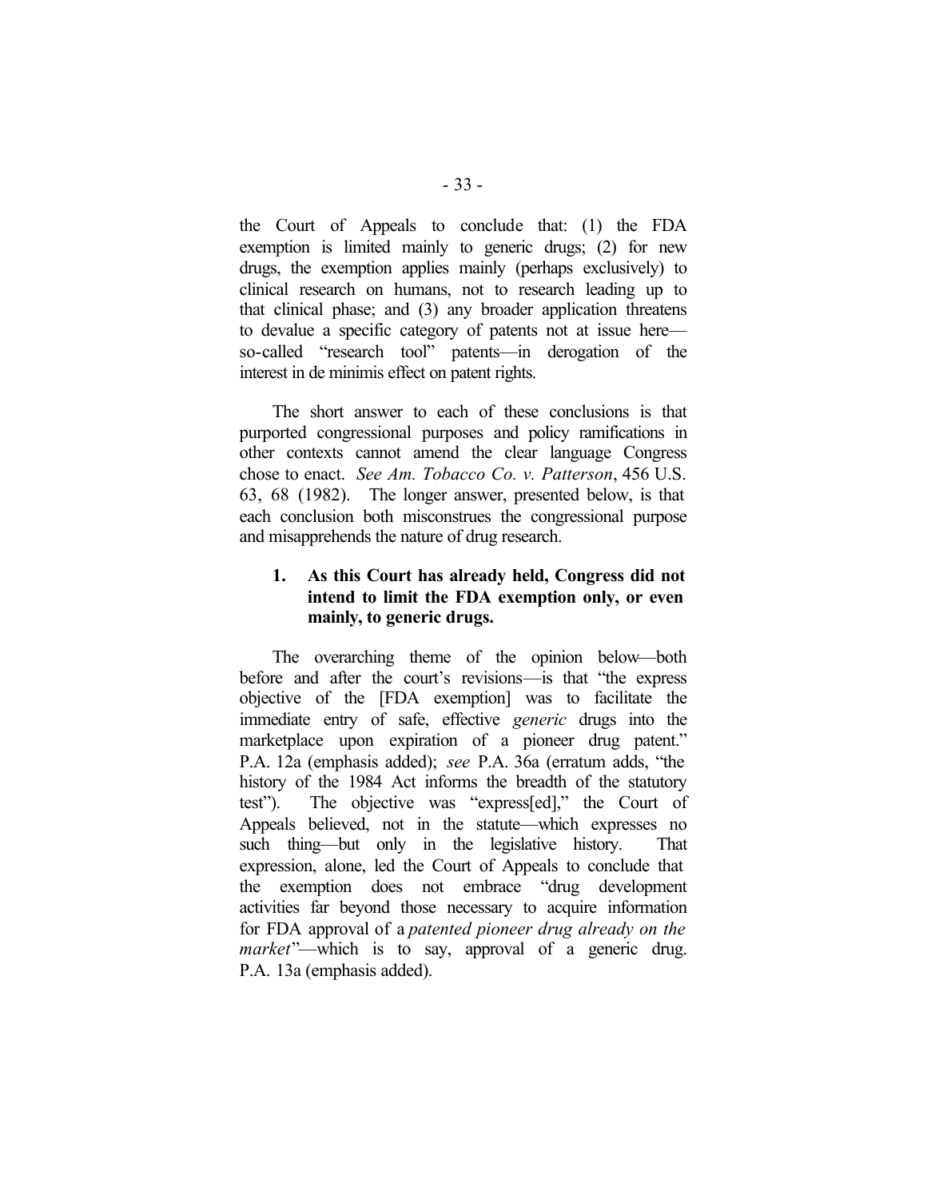the Court of Appeals to conclude that: (1) the FDA exemption is limited mainly to generic drugs; (2) for new drugs, the exemption applies mainly (perhaps exclusively) to clinical research on humans, not to research leading up to that clinical phase; and (3) any broader application threatens to devalue a specific category of patents not at issue here—so-called "research tool" patents—in derogation of the interest in de minimis effect on patent rights.

The short answer to each of these conclusions is that purported congressional purposes and policy ramifications in other contexts cannot amend the clear language Congress chose to enact. *See Am. Tobacco Co. v. Patterson*, 456 U.S. 63, 68 (1982). The longer answer, presented below, is that each conclusion both misconstrues the congressional purpose and misapprehends the nature of drug research.

### 1. As this Court has already held, Congress did not intend to limit the FDA exemption only, or even mainly, to generic drugs.

The overarching theme of the opinion below—both before and after the court's revisions—is that "the express objective of the [FDA exemption] was to facilitate the immediate entry of safe, effective *generic* drugs into the marketplace upon expiration of a pioneer drug patent." P.A. 12a (emphasis added); *see* P.A. 36a (erratum adds, "the history of the 1984 Act informs the breadth of the statutory test"). The objective was "express[ed]," the Court of Appeals believed, not in the statute—which expresses no such thing—but only in the legislative history. That expression, alone, led the Court of Appeals to conclude that the exemption does not embrace "drug development activities far beyond those necessary to acquire information for FDA approval of a *patented pioneer drug already on the market*"—which is to say, approval of a generic drug. P.A. 13a (emphasis added).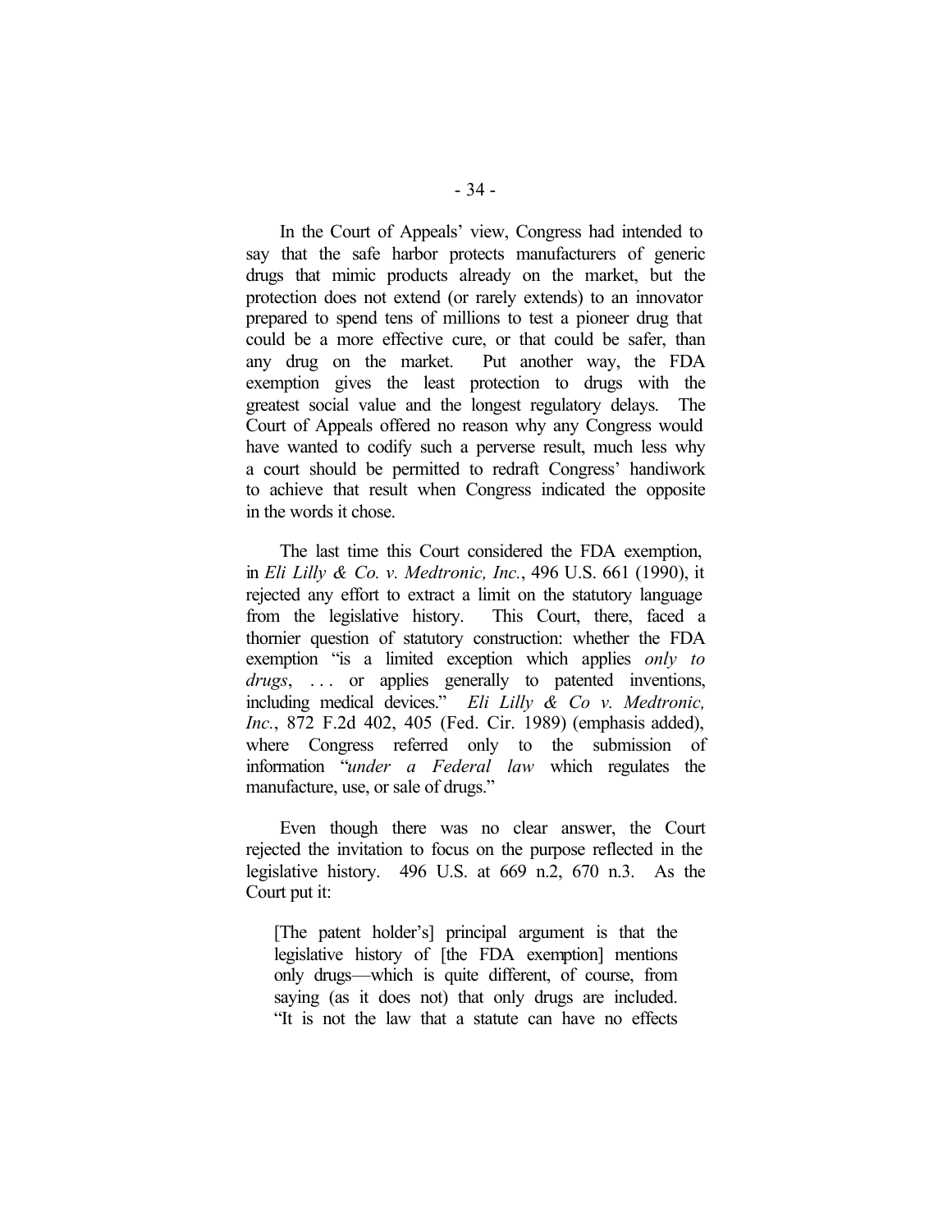In the Court of Appeals' view, Congress had intended to say that the safe harbor protects manufacturers of generic drugs that mimic products already on the market, but the protection does not extend (or rarely extends) to an innovator prepared to spend tens of millions to test a pioneer drug that could be a more effective cure, or that could be safer, than any drug on the market. Put another way, the FDA exemption gives the least protection to drugs with the greatest social value and the longest regulatory delays. The Court of Appeals offered no reason why any Congress would have wanted to codify such a perverse result, much less why a court should be permitted to redraft Congress' handiwork to achieve that result when Congress indicated the opposite in the words it chose.

The last time this Court considered the FDA exemption, in *Eli Lilly & Co. v. Medtronic, Inc.*, 496 U.S. 661 (1990), it rejected any effort to extract a limit on the statutory language from the legislative history. This Court, there, faced a thornier question of statutory construction: whether the FDA exemption "is a limited exception which applies *only to drugs*, . . . or applies generally to patented inventions, including medical devices." *Eli Lilly & Co v. Medtronic, Inc.*, 872 F.2d 402, 405 (Fed. Cir. 1989) (emphasis added), where Congress referred only to the submission of information "*under a Federal law* which regulates the manufacture, use, or sale of drugs."

Even though there was no clear answer, the Court rejected the invitation to focus on the purpose reflected in the legislative history. 496 U.S. at 669 n.2, 670 n.3. As the Court put it:

> [The patent holder's] principal argument is that the legislative history of [the FDA exemption] mentions only drugs—which is quite different, of course, from saying (as it does not) that only drugs are included. "It is not the law that a statute can have no effects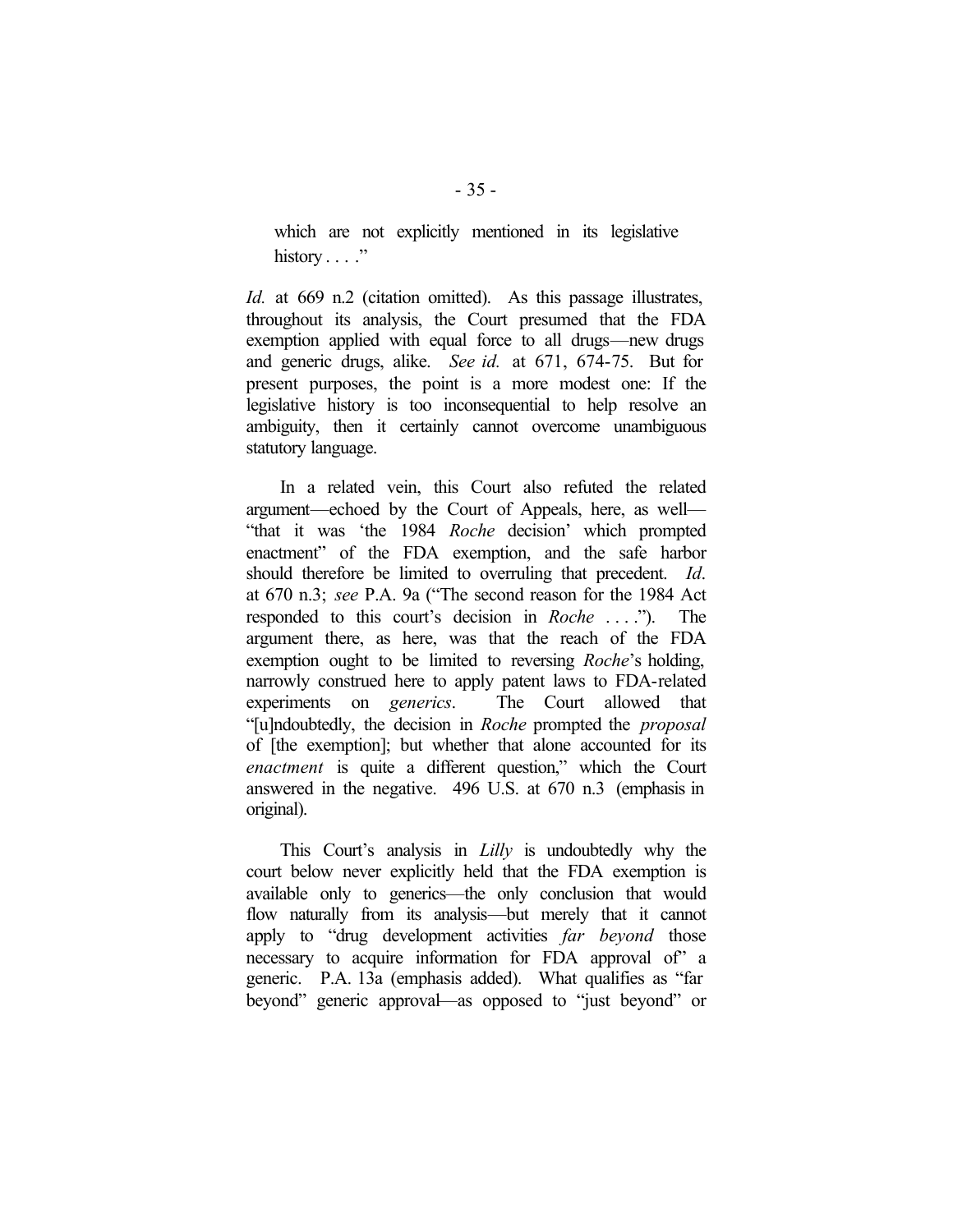which are not explicitly mentioned in its legislative history . . . ."

*Id.* at 669 n.2 (citation omitted). As this passage illustrates, throughout its analysis, the Court presumed that the FDA exemption applied with equal force to all drugs—new drugs and generic drugs, alike. *See id.* at 671, 674-75. But for present purposes, the point is a more modest one: If the legislative history is too inconsequential to help resolve an ambiguity, then it certainly cannot overcome unambiguous statutory language.

In a related vein, this Court also refuted the related argument—echoed by the Court of Appeals, here, as well—"that it was 'the 1984 *Roche* decision' which prompted enactment" of the FDA exemption, and the safe harbor should therefore be limited to overruling that precedent. *Id*. at 670 n.3; *see* P.A. 9a ("The second reason for the 1984 Act responded to this court's decision in *Roche* . . . ."). The argument there, as here, was that the reach of the FDA exemption ought to be limited to reversing *Roche*'s holding, narrowly construed here to apply patent laws to FDA-related experiments on *generics*. The Court allowed that "[u]ndoubtedly, the decision in *Roche* prompted the *proposal* of [the exemption]; but whether that alone accounted for its *enactment* is quite a different question," which the Court answered in the negative. 496 U.S. at 670 n.3 (emphasis in original).

This Court's analysis in *Lilly* is undoubtedly why the court below never explicitly held that the FDA exemption is available only to generics—the only conclusion that would flow naturally from its analysis—but merely that it cannot apply to "drug development activities *far beyond* those necessary to acquire information for FDA approval of" a generic. P.A. 13a (emphasis added). What qualifies as "far beyond" generic approval—as opposed to "just beyond" or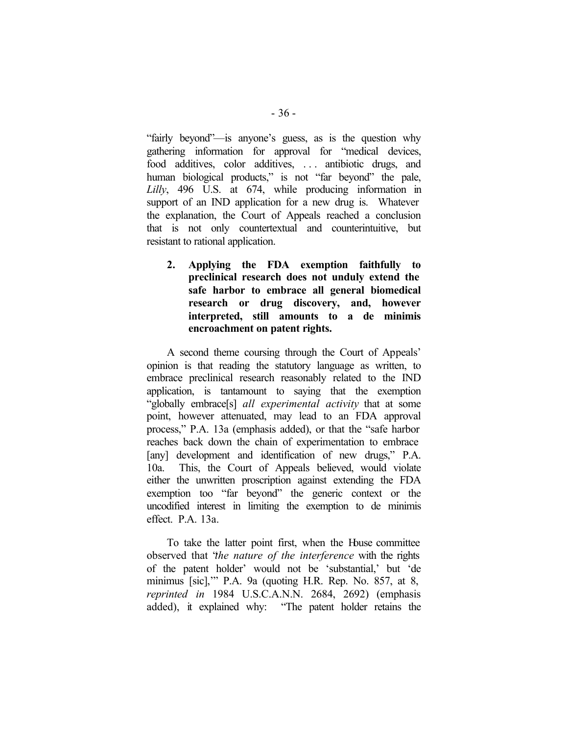"fairly beyond"—is anyone's guess, as is the question why gathering information for approval for "medical devices, food additives, color additives, . . . antibiotic drugs, and human biological products," is not "far beyond" the pale, *Lilly*, 496 U.S. at 674, while producing information in support of an IND application for a new drug is. Whatever the explanation, the Court of Appeals reached a conclusion that is not only countertextual and counterintuitive, but resistant to rational application.

**2. Applying the FDA exemption faithfully to preclinical research does not unduly extend the safe harbor to embrace all general biomedical research or drug discovery, and, however interpreted, still amounts to a de minimis encroachment on patent rights.**

A second theme coursing through the Court of Appeals' opinion is that reading the statutory language as written, to embrace preclinical research reasonably related to the IND application, is tantamount to saying that the exemption "globally embrace[s] *all experimental activity* that at some point, however attenuated, may lead to an FDA approval process," P.A. 13a (emphasis added), or that the "safe harbor reaches back down the chain of experimentation to embrace [any] development and identification of new drugs," P.A. 10a. This, the Court of Appeals believed, would violate either the unwritten proscription against extending the FDA exemption too "far beyond" the generic context or the uncodified interest in limiting the exemption to de minimis effect. P.A. 13a.

To take the latter point first, when the House committee observed that "*the nature of the interference* with the rights of the patent holder' would not be 'substantial,' but 'de minimus [sic],'" P.A. 9a (quoting H.R. Rep. No. 857, at 8, *reprinted in* 1984 U.S.C.A.N.N. 2684, 2692) (emphasis added), it explained why: "The patent holder retains the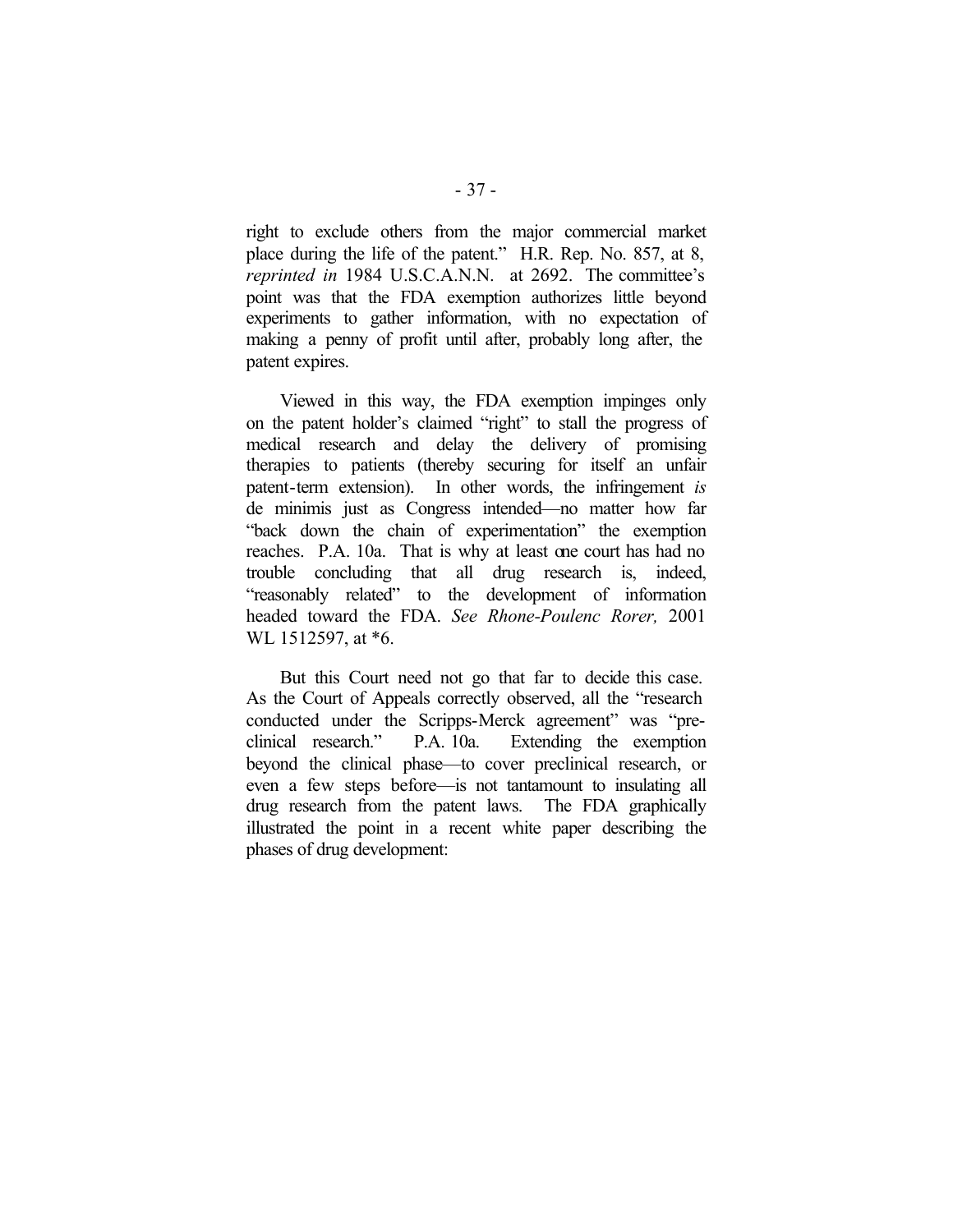right to exclude others from the major commercial market place during the life of the patent." H.R. Rep. No. 857, at 8, *reprinted in* 1984 U.S.C.A.N.N. at 2692. The committee's point was that the FDA exemption authorizes little beyond experiments to gather information, with no expectation of making a penny of profit until after, probably long after, the patent expires.

Viewed in this way, the FDA exemption impinges only on the patent holder's claimed "right" to stall the progress of medical research and delay the delivery of promising therapies to patients (thereby securing for itself an unfair patent-term extension). In other words, the infringement *is* de minimis just as Congress intended—no matter how far "back down the chain of experimentation" the exemption reaches. P.A. 10a. That is why at least one court has had no trouble concluding that all drug research is, indeed, "reasonably related" to the development of information headed toward the FDA. *See Rhone-Poulenc Rorer,* 2001 WL 1512597, at *6.

But this Court need not go that far to decide this case. As the Court of Appeals correctly observed, all the "research conducted under the Scripps-Merck agreement" was "pre-clinical research." P.A. 10a. Extending the exemption beyond the clinical phase—to cover preclinical research, or even a few steps before—is not tantamount to insulating all drug research from the patent laws. The FDA graphically illustrated the point in a recent white paper describing the phases of drug development: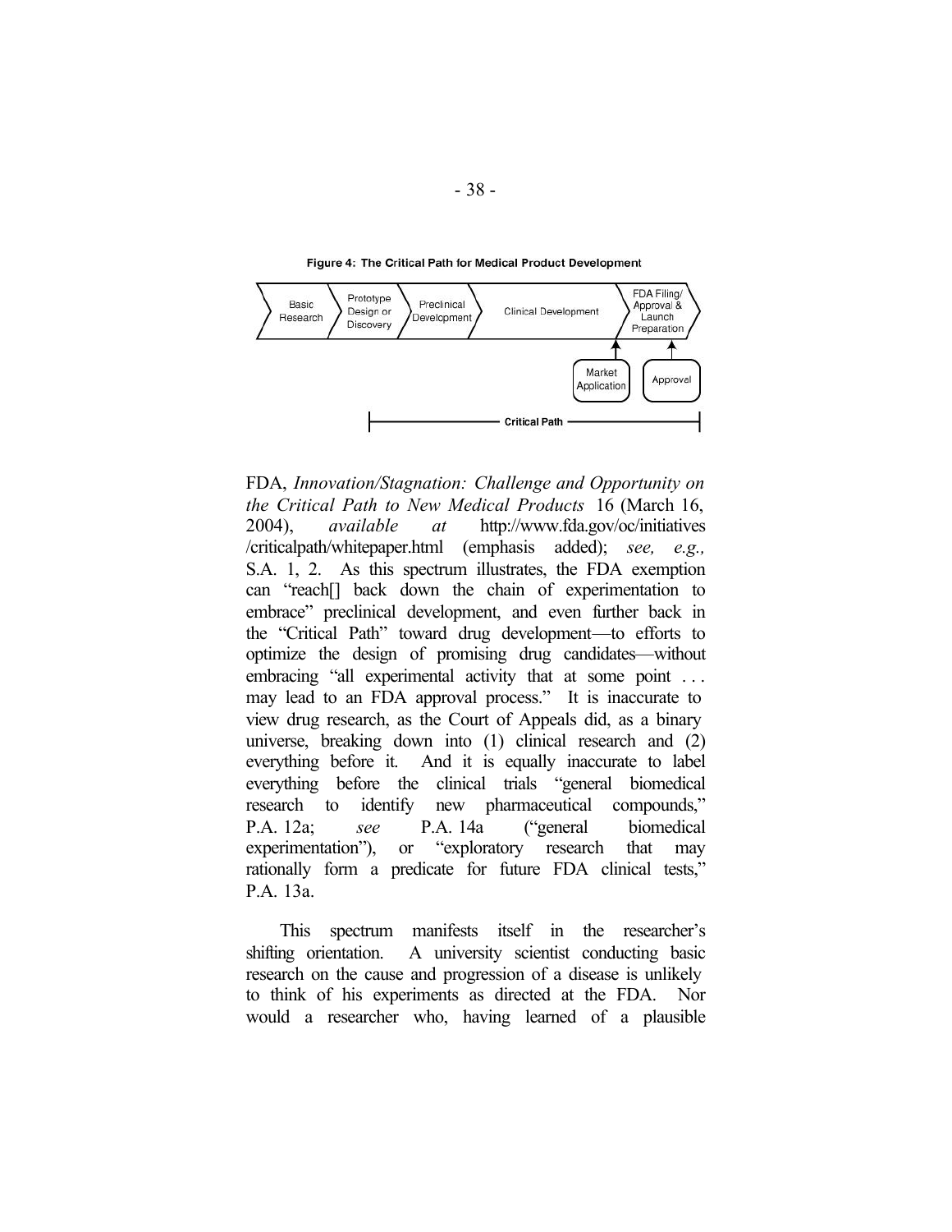**Figure 4: The Critical Path for Medical Product Development**

Basic Research → Prototype Design or Discovery → Preclinical Development → Clinical Development → FDA Filing/ Approval & Launch Preparation

Market Application

Approval

Critical Path

FDA, *Innovation/Stagnation: Challenge and Opportunity on the Critical Path to New Medical Products* 16 (March 16, 2004), *available at* http://www.fda.gov/oc/initiatives/criticalpath/whitepaper.html (emphasis added); *see, e.g.,* S.A. 1, 2. As this spectrum illustrates, the FDA exemption can "reach[] back down the chain of experimentation to embrace" preclinical development, and even further back in the "Critical Path" toward drug development—to efforts to optimize the design of promising drug candidates—without embracing "all experimental activity that at some point . . . may lead to an FDA approval process." It is inaccurate to view drug research, as the Court of Appeals did, as a binary universe, breaking down into (1) clinical research and (2) everything before it. And it is equally inaccurate to label everything before the clinical trials "general biomedical research to identify new pharmaceutical compounds," P.A. 12a; *see* P.A. 14a ("general biomedical experimentation"), or "exploratory research that may rationally form a predicate for future FDA clinical tests," P.A. 13a.

This spectrum manifests itself in the researcher's shifting orientation. A university scientist conducting basic research on the cause and progression of a disease is unlikely to think of his experiments as directed at the FDA. Nor would a researcher who, having learned of a plausible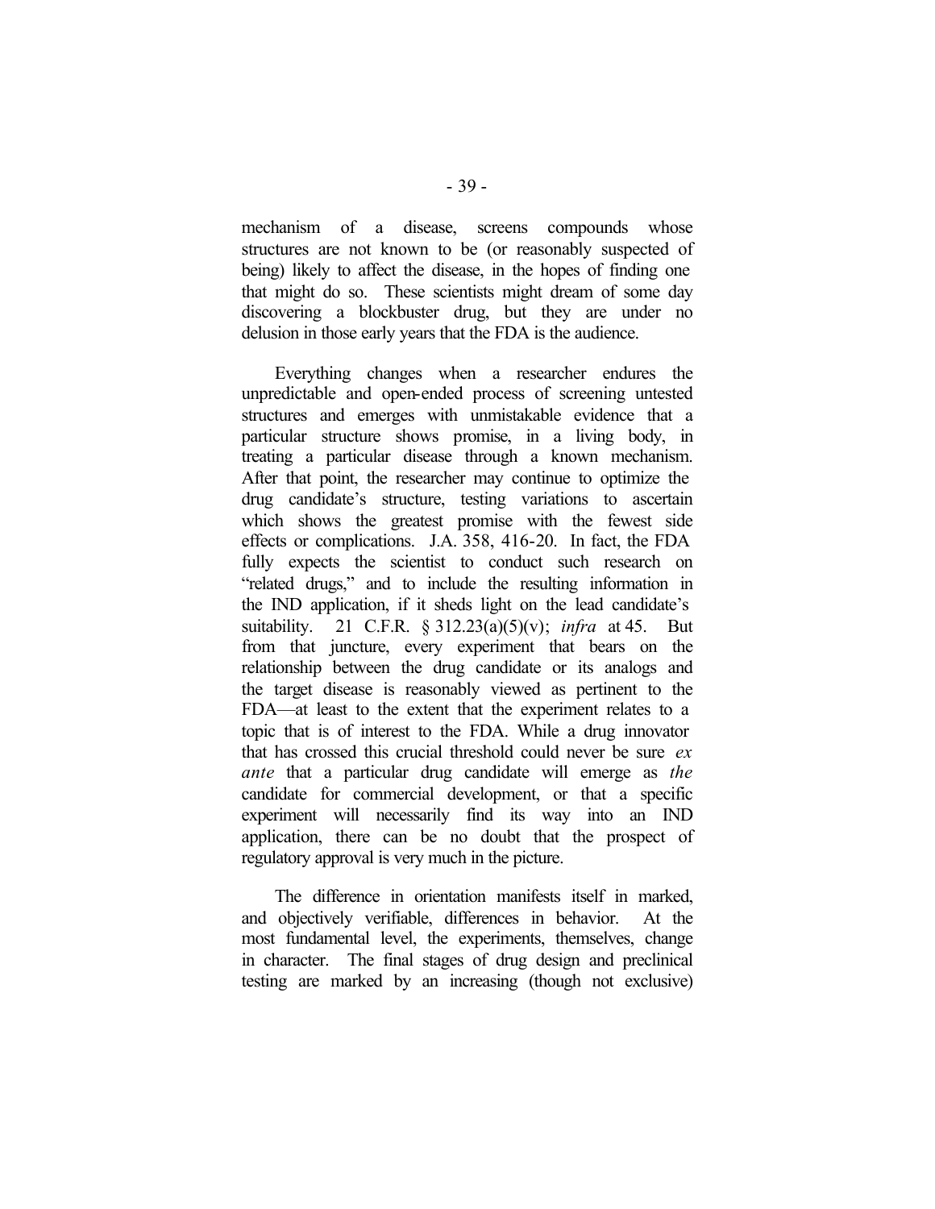mechanism of a disease, screens compounds whose structures are not known to be (or reasonably suspected of being) likely to affect the disease, in the hopes of finding one that might do so. These scientists might dream of some day discovering a blockbuster drug, but they are under no delusion in those early years that the FDA is the audience.

Everything changes when a researcher endures the unpredictable and open-ended process of screening untested structures and emerges with unmistakable evidence that a particular structure shows promise, in a living body, in treating a particular disease through a known mechanism. After that point, the researcher may continue to optimize the drug candidate's structure, testing variations to ascertain which shows the greatest promise with the fewest side effects or complications. J.A. 358, 416-20. In fact, the FDA fully expects the scientist to conduct such research on "related drugs," and to include the resulting information in the IND application, if it sheds light on the lead candidate's suitability. 21 C.F.R. § 312.23(a)(5)(v); *infra* at 45. But from that juncture, every experiment that bears on the relationship between the drug candidate or its analogs and the target disease is reasonably viewed as pertinent to the FDA—at least to the extent that the experiment relates to a topic that is of interest to the FDA. While a drug innovator that has crossed this crucial threshold could never be sure *ex ante* that a particular drug candidate will emerge as *the* candidate for commercial development, or that a specific experiment will necessarily find its way into an IND application, there can be no doubt that the prospect of regulatory approval is very much in the picture.

The difference in orientation manifests itself in marked, and objectively verifiable, differences in behavior. At the most fundamental level, the experiments, themselves, change in character. The final stages of drug design and preclinical testing are marked by an increasing (though not exclusive)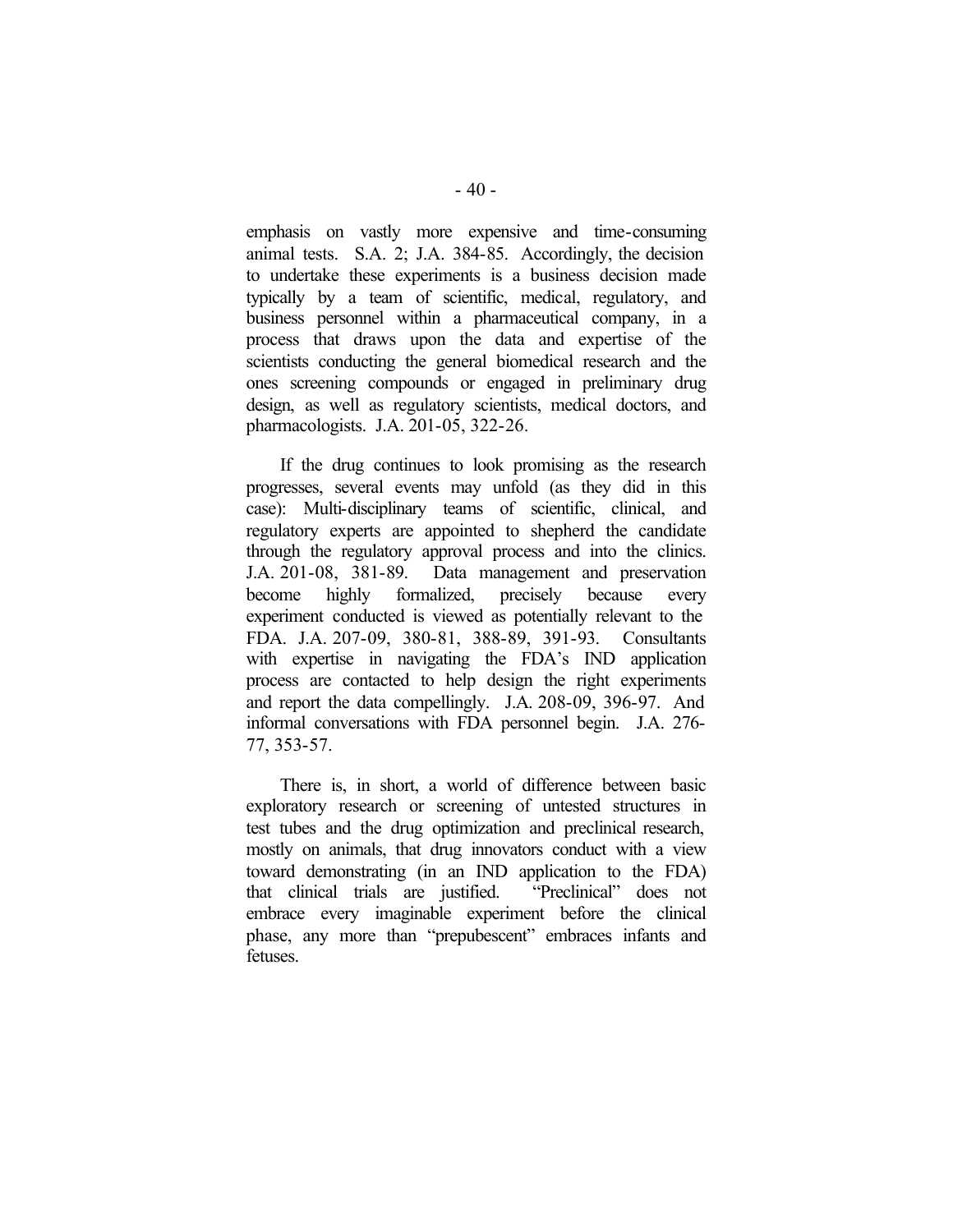emphasis on vastly more expensive and time-consuming animal tests. S.A. 2; J.A. 384-85. Accordingly, the decision to undertake these experiments is a business decision made typically by a team of scientific, medical, regulatory, and business personnel within a pharmaceutical company, in a process that draws upon the data and expertise of the scientists conducting the general biomedical research and the ones screening compounds or engaged in preliminary drug design, as well as regulatory scientists, medical doctors, and pharmacologists. J.A. 201-05, 322-26.

If the drug continues to look promising as the research progresses, several events may unfold (as they did in this case): Multi-disciplinary teams of scientific, clinical, and regulatory experts are appointed to shepherd the candidate through the regulatory approval process and into the clinics. J.A. 201-08, 381-89. Data management and preservation become highly formalized, precisely because every experiment conducted is viewed as potentially relevant to the FDA. J.A. 207-09, 380-81, 388-89, 391-93. Consultants with expertise in navigating the FDA's IND application process are contacted to help design the right experiments and report the data compellingly. J.A. 208-09, 396-97. And informal conversations with FDA personnel begin. J.A. 276-77, 353-57.

There is, in short, a world of difference between basic exploratory research or screening of untested structures in test tubes and the drug optimization and preclinical research, mostly on animals, that drug innovators conduct with a view toward demonstrating (in an IND application to the FDA) that clinical trials are justified. "Preclinical" does not embrace every imaginable experiment before the clinical phase, any more than "prepubescent" embraces infants and fetuses.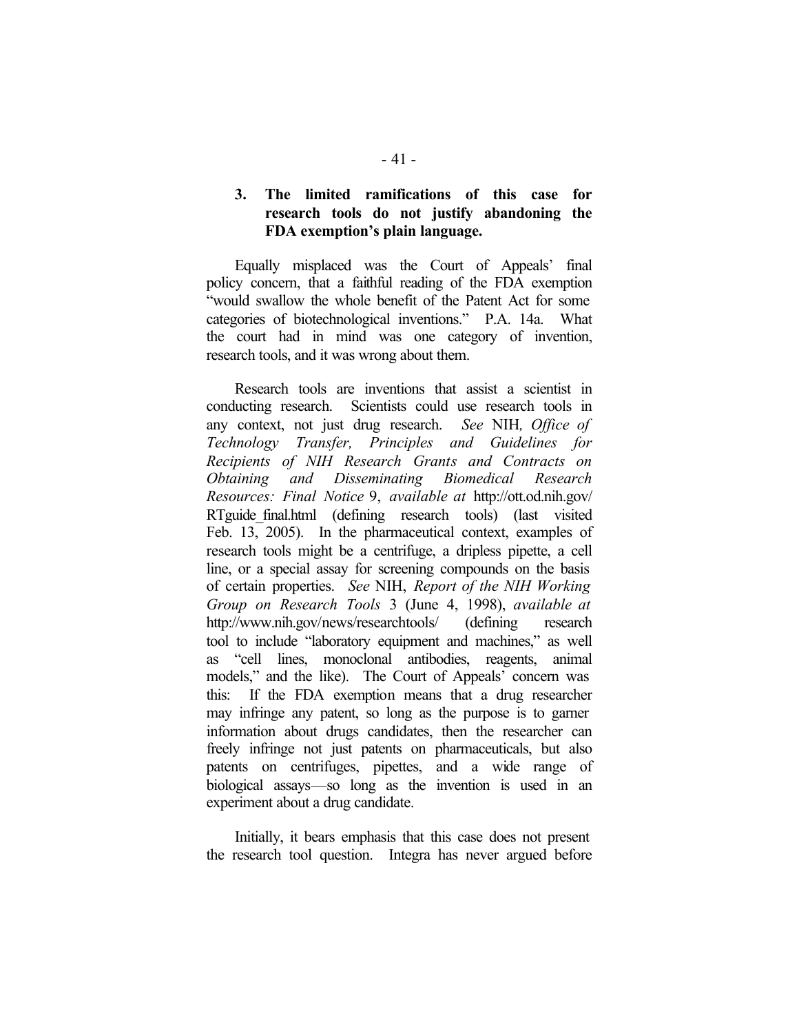### 3. The limited ramifications of this case for research tools do not justify abandoning the FDA exemption's plain language.

Equally misplaced was the Court of Appeals' final policy concern, that a faithful reading of the FDA exemption "would swallow the whole benefit of the Patent Act for some categories of biotechnological inventions." P.A. 14a. What the court had in mind was one category of invention, research tools, and it was wrong about them.

Research tools are inventions that assist a scientist in conducting research. Scientists could use research tools in any context, not just drug research. *See* NIH*, Office of Technology Transfer, Principles and Guidelines for Recipients of NIH Research Grants and Contracts on Obtaining and Disseminating Biomedical Research Resources: Final Notice* 9, *available at* http://ott.od.nih.gov/RTguide_final.html (defining research tools) (last visited Feb. 13, 2005). In the pharmaceutical context, examples of research tools might be a centrifuge, a dripless pipette, a cell line, or a special assay for screening compounds on the basis of certain properties. *See* NIH, *Report of the NIH Working Group on Research Tools* 3 (June 4, 1998), *available at* http://www.nih.gov/news/researchtools/ (defining research tool to include "laboratory equipment and machines," as well as "cell lines, monoclonal antibodies, reagents, animal models," and the like). The Court of Appeals' concern was this: If the FDA exemption means that a drug researcher may infringe any patent, so long as the purpose is to garner information about drugs candidates, then the researcher can freely infringe not just patents on pharmaceuticals, but also patents on centrifuges, pipettes, and a wide range of biological assays—so long as the invention is used in an experiment about a drug candidate.

Initially, it bears emphasis that this case does not present the research tool question. Integra has never argued before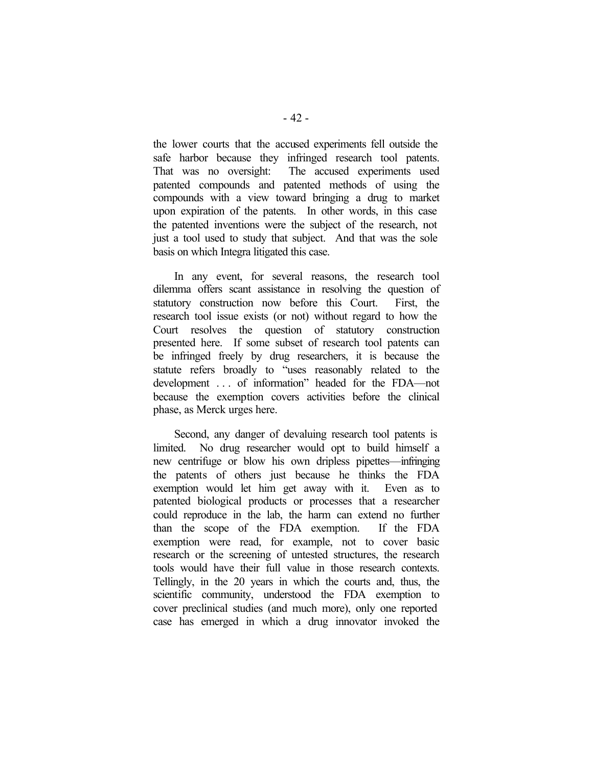the lower courts that the accused experiments fell outside the safe harbor because they infringed research tool patents. That was no oversight: The accused experiments used patented compounds and patented methods of using the compounds with a view toward bringing a drug to market upon expiration of the patents. In other words, in this case the patented inventions were the subject of the research, not just a tool used to study that subject. And that was the sole basis on which Integra litigated this case.

In any event, for several reasons, the research tool dilemma offers scant assistance in resolving the question of statutory construction now before this Court. First, the research tool issue exists (or not) without regard to how the Court resolves the question of statutory construction presented here. If some subset of research tool patents can be infringed freely by drug researchers, it is because the statute refers broadly to "uses reasonably related to the development . . . of information" headed for the FDA—not because the exemption covers activities before the clinical phase, as Merck urges here.

Second, any danger of devaluing research tool patents is limited. No drug researcher would opt to build himself a new centrifuge or blow his own dripless pipettes—infringing the patents of others just because he thinks the FDA exemption would let him get away with it. Even as to patented biological products or processes that a researcher could reproduce in the lab, the harm can extend no further than the scope of the FDA exemption. If the FDA exemption were read, for example, not to cover basic research or the screening of untested structures, the research tools would have their full value in those research contexts. Tellingly, in the 20 years in which the courts and, thus, the scientific community, understood the FDA exemption to cover preclinical studies (and much more), only one reported case has emerged in which a drug innovator invoked the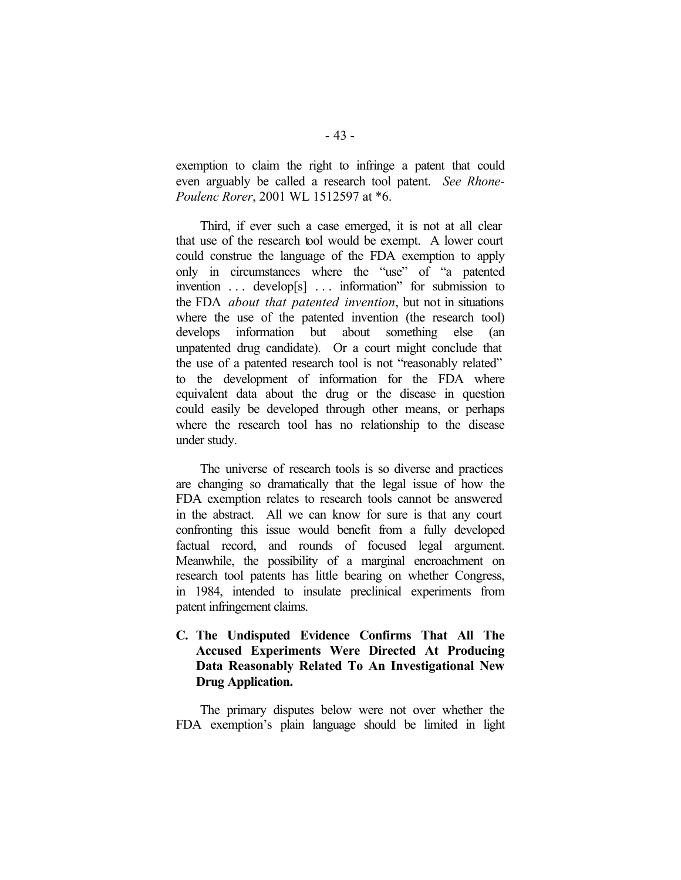exemption to claim the right to infringe a patent that could even arguably be called a research tool patent. *See Rhone-Poulenc Rorer*, 2001 WL 1512597 at *6.

Third, if ever such a case emerged, it is not at all clear that use of the research tool would be exempt. A lower court could construe the language of the FDA exemption to apply only in circumstances where the "use" of "a patented invention . . . develop[s] . . . information" for submission to the FDA *about that patented invention*, but not in situations where the use of the patented invention (the research tool) develops information but about something else (an unpatented drug candidate). Or a court might conclude that the use of a patented research tool is not "reasonably related" to the development of information for the FDA where equivalent data about the drug or the disease in question could easily be developed through other means, or perhaps where the research tool has no relationship to the disease under study.

The universe of research tools is so diverse and practices are changing so dramatically that the legal issue of how the FDA exemption relates to research tools cannot be answered in the abstract. All we can know for sure is that any court confronting this issue would benefit from a fully developed factual record, and rounds of focused legal argument. Meanwhile, the possibility of a marginal encroachment on research tool patents has little bearing on whether Congress, in 1984, intended to insulate preclinical experiments from patent infringement claims.

### C. The Undisputed Evidence Confirms That All The Accused Experiments Were Directed At Producing Data Reasonably Related To An Investigational New Drug Application.

The primary disputes below were not over whether the FDA exemption's plain language should be limited in light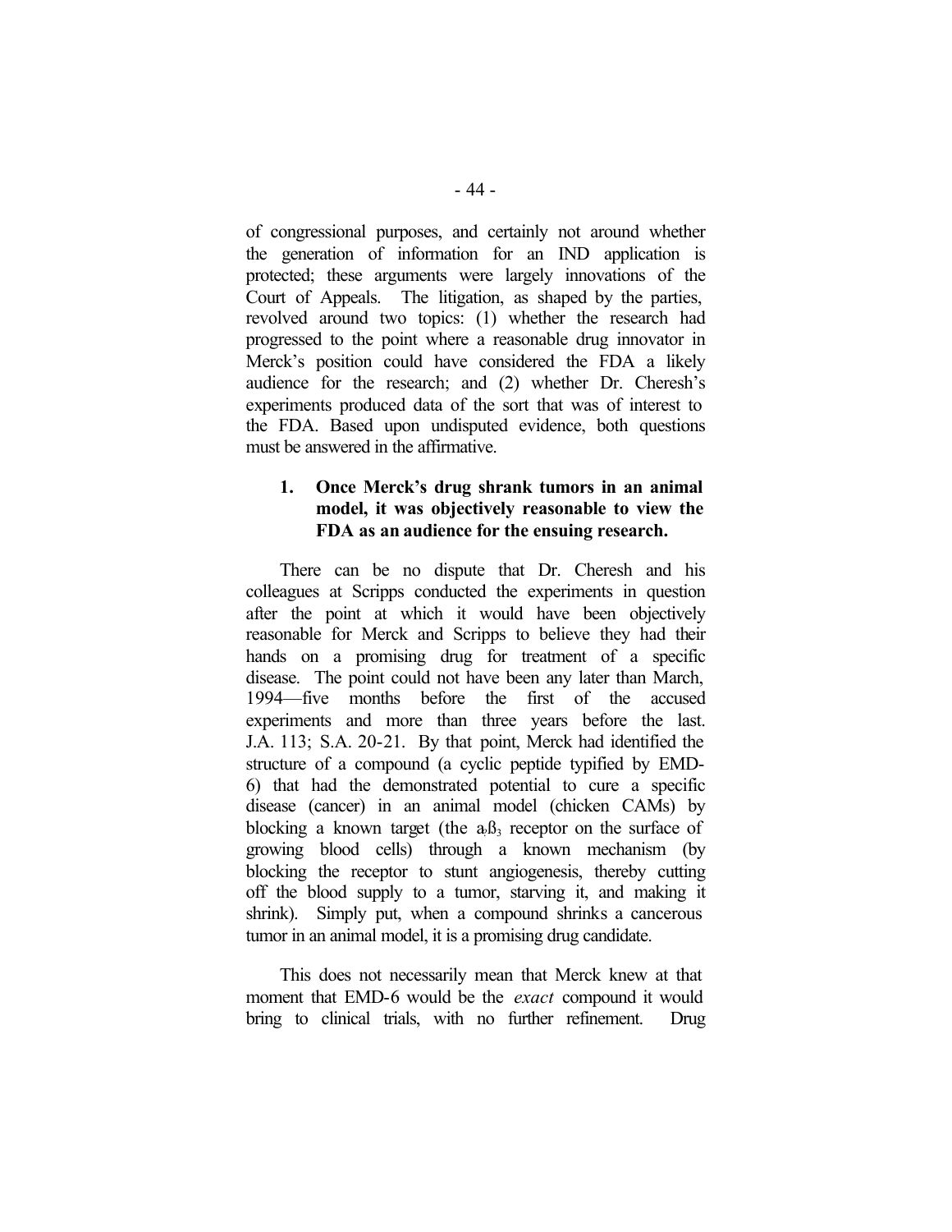of congressional purposes, and certainly not around whether the generation of information for an IND application is protected; these arguments were largely innovations of the Court of Appeals. The litigation, as shaped by the parties, revolved around two topics: (1) whether the research had progressed to the point where a reasonable drug innovator in Merck's position could have considered the FDA a likely audience for the research; and (2) whether Dr. Cheresh's experiments produced data of the sort that was of interest to the FDA. Based upon undisputed evidence, both questions must be answered in the affirmative.

### 1. Once Merck's drug shrank tumors in an animal model, it was objectively reasonable to view the FDA as an audience for the ensuing research.

There can be no dispute that Dr. Cheresh and his colleagues at Scripps conducted the experiments in question after the point at which it would have been objectively reasonable for Merck and Scripps to believe they had their hands on a promising drug for treatment of a specific disease. The point could not have been any later than March, 1994—five months before the first of the accused experiments and more than three years before the last. J.A. 113; S.A. 20-21. By that point, Merck had identified the structure of a compound (a cyclic peptide typified by EMD-6) that had the demonstrated potential to cure a specific disease (cancer) in an animal model (chicken CAMs) by blocking a known target (the $a_v ß_3$ receptor on the surface of growing blood cells) through a known mechanism (by blocking the receptor to stunt angiogenesis, thereby cutting off the blood supply to a tumor, starving it, and making it shrink). Simply put, when a compound shrinks a cancerous tumor in an animal model, it is a promising drug candidate.

This does not necessarily mean that Merck knew at that moment that EMD-6 would be the *exact* compound it would bring to clinical trials, with no further refinement. Drug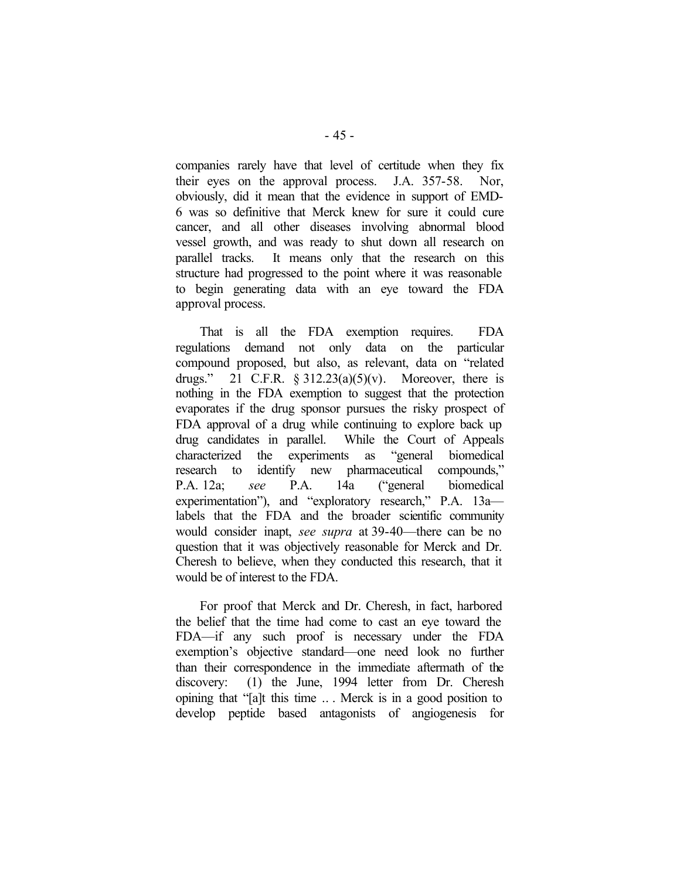companies rarely have that level of certitude when they fix their eyes on the approval process. J.A. 357-58. Nor, obviously, did it mean that the evidence in support of EMD-6 was so definitive that Merck knew for sure it could cure cancer, and all other diseases involving abnormal blood vessel growth, and was ready to shut down all research on parallel tracks. It means only that the research on this structure had progressed to the point where it was reasonable to begin generating data with an eye toward the FDA approval process.

That is all the FDA exemption requires. FDA regulations demand not only data on the particular compound proposed, but also, as relevant, data on "related drugs." 21 C.F.R. § 312.23(a)(5)(v). Moreover, there is nothing in the FDA exemption to suggest that the protection evaporates if the drug sponsor pursues the risky prospect of FDA approval of a drug while continuing to explore back up drug candidates in parallel. While the Court of Appeals characterized the experiments as "general biomedical research to identify new pharmaceutical compounds," P.A. 12a; *see* P.A. 14a ("general biomedical experimentation"), and "exploratory research," P.A. 13a—labels that the FDA and the broader scientific community would consider inapt, *see supra* at 39-40—there can be no question that it was objectively reasonable for Merck and Dr. Cheresh to believe, when they conducted this research, that it would be of interest to the FDA.

For proof that Merck and Dr. Cheresh, in fact, harbored the belief that the time had come to cast an eye toward the FDA—if any such proof is necessary under the FDA exemption's objective standard—one need look no further than their correspondence in the immediate aftermath of the discovery: (1) the June, 1994 letter from Dr. Cheresh opining that "[a]t this time .. . Merck is in a good position to develop peptide based antagonists of angiogenesis for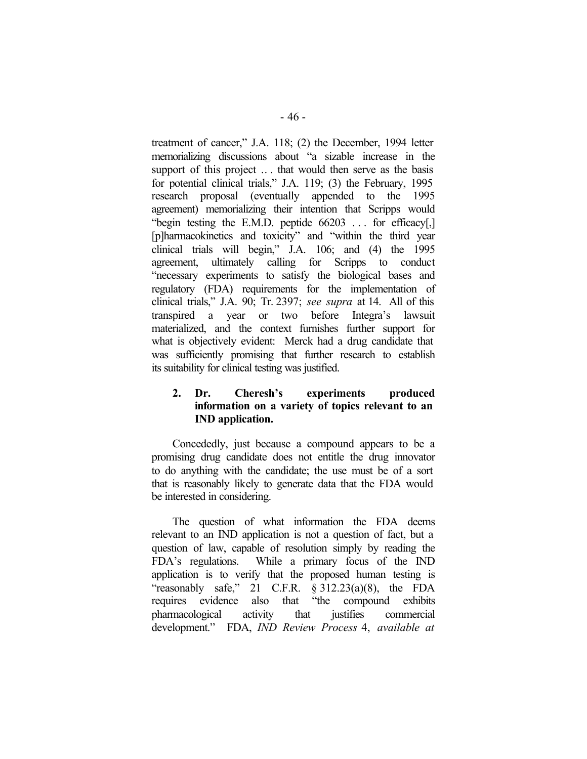treatment of cancer," J.A. 118; (2) the December, 1994 letter memorializing discussions about "a sizable increase in the support of this project .. . that would then serve as the basis for potential clinical trials," J.A. 119; (3) the February, 1995 research proposal (eventually appended to the 1995 agreement) memorializing their intention that Scripps would "begin testing the E.M.D. peptide 66203 . . . for efficacy[,] [p]harmacokinetics and toxicity" and "within the third year clinical trials will begin," J.A. 106; and (4) the 1995 agreement, ultimately calling for Scripps to conduct "necessary experiments to satisfy the biological bases and regulatory (FDA) requirements for the implementation of clinical trials," J.A. 90; Tr. 2397; *see supra* at 14. All of this transpired a year or two before Integra's lawsuit materialized, and the context furnishes further support for what is objectively evident: Merck had a drug candidate that was sufficiently promising that further research to establish its suitability for clinical testing was justified.

### 2. Dr. Cheresh's experiments produced information on a variety of topics relevant to an IND application.

Concededly, just because a compound appears to be a promising drug candidate does not entitle the drug innovator to do anything with the candidate; the use must be of a sort that is reasonably likely to generate data that the FDA would be interested in considering.

The question of what information the FDA deems relevant to an IND application is not a question of fact, but a question of law, capable of resolution simply by reading the FDA's regulations. While a primary focus of the IND application is to verify that the proposed human testing is "reasonably safe," 21 C.F.R. § 312.23(a)(8), the FDA requires evidence also that "the compound exhibits pharmacological activity that justifies commercial development." FDA, *IND Review Process* 4, *available at*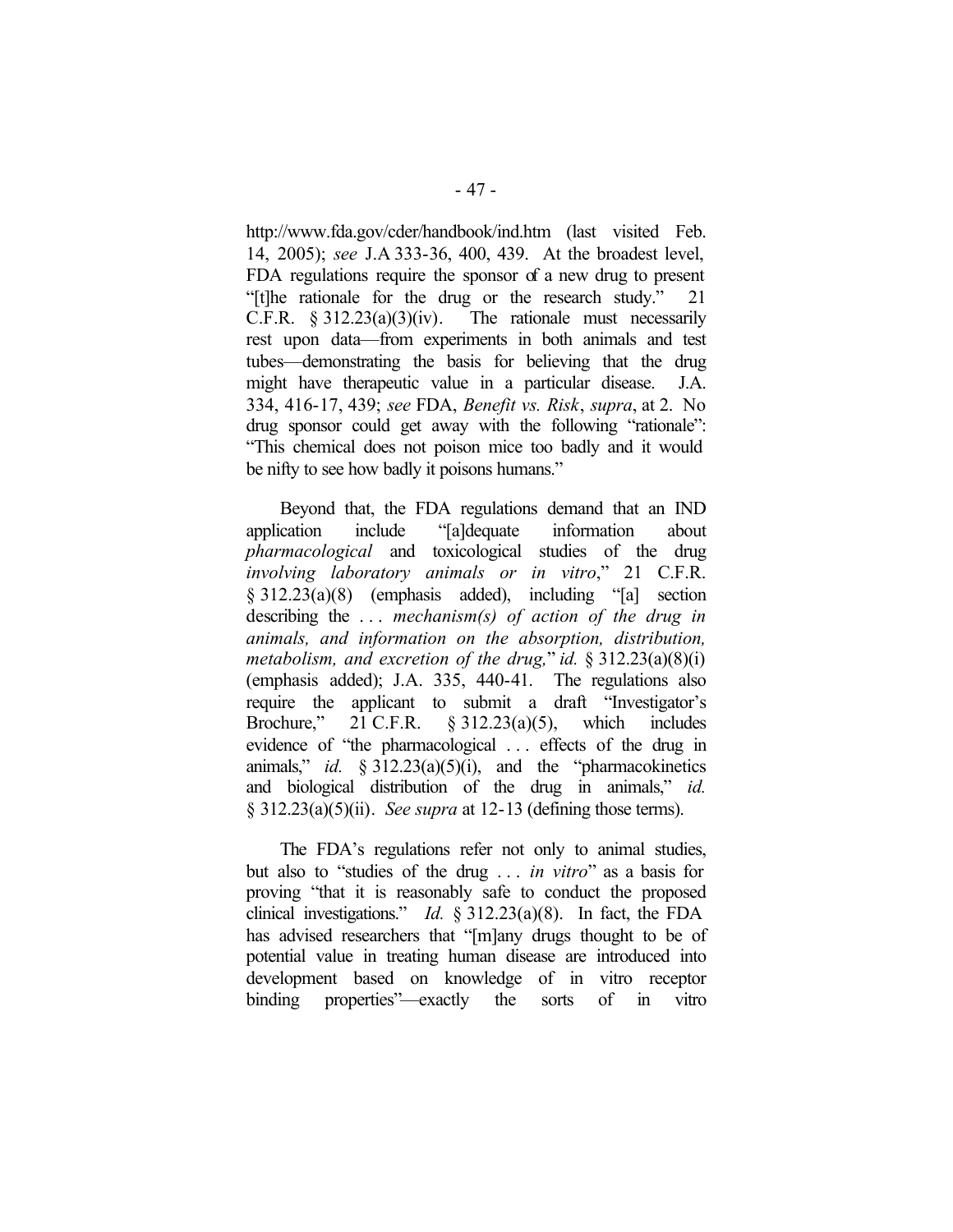http://www.fda.gov/cder/handbook/ind.htm (last visited Feb. 14, 2005); *see* J.A 333-36, 400, 439. At the broadest level, FDA regulations require the sponsor of a new drug to present "[t]he rationale for the drug or the research study." 21 C.F.R. § 312.23(a)(3)(iv). The rationale must necessarily rest upon data—from experiments in both animals and test tubes—demonstrating the basis for believing that the drug might have therapeutic value in a particular disease. J.A. 334, 416-17, 439; *see* FDA, *Benefit vs. Risk*, *supra*, at 2. No drug sponsor could get away with the following "rationale": "This chemical does not poison mice too badly and it would be nifty to see how badly it poisons humans."

Beyond that, the FDA regulations demand that an IND application include "[a]dequate information about *pharmacological* and toxicological studies of the drug *involving laboratory animals or in vitro*," 21 C.F.R. § 312.23(a)(8) (emphasis added), including "[a] section describing the . . . *mechanism(s) of action of the drug in animals, and information on the absorption, distribution, metabolism, and excretion of the drug,*" *id.* § 312.23(a)(8)(i) (emphasis added); J.A. 335, 440-41. The regulations also require the applicant to submit a draft "Investigator's Brochure," 21 C.F.R. § 312.23(a)(5), which includes evidence of "the pharmacological . . . effects of the drug in animals," *id.* § 312.23(a)(5)(i), and the "pharmacokinetics and biological distribution of the drug in animals," *id.* § 312.23(a)(5)(ii). *See supra* at 12-13 (defining those terms).

The FDA's regulations refer not only to animal studies, but also to "studies of the drug . . . *in vitro*" as a basis for proving "that it is reasonably safe to conduct the proposed clinical investigations." *Id.* § 312.23(a)(8). In fact, the FDA has advised researchers that "[m]any drugs thought to be of potential value in treating human disease are introduced into development based on knowledge of in vitro receptor binding properties"—exactly the sorts of in vitro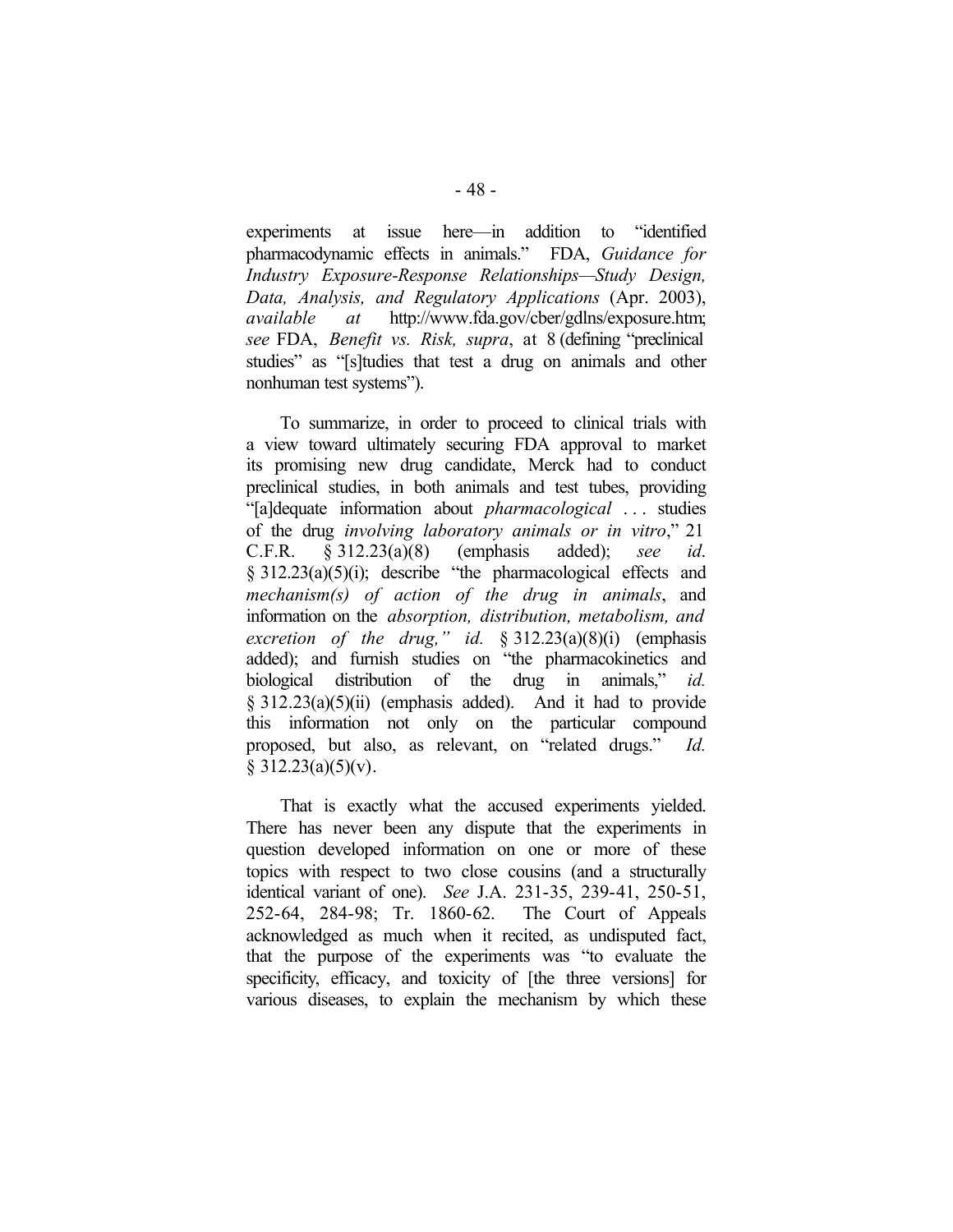experiments at issue here—in addition to "identified pharmacodynamic effects in animals." FDA, *Guidance for Industry Exposure-Response Relationships—Study Design, Data, Analysis, and Regulatory Applications* (Apr. 2003), *available at* http://www.fda.gov/cber/gdlns/exposure.htm; *see* FDA, *Benefit vs. Risk, supra*, at 8 (defining "preclinical studies" as "[s]tudies that test a drug on animals and other nonhuman test systems").

To summarize, in order to proceed to clinical trials with a view toward ultimately securing FDA approval to market its promising new drug candidate, Merck had to conduct preclinical studies, in both animals and test tubes, providing "[a]dequate information about *pharmacological* . . . studies of the drug *involving laboratory animals or in vitro*," 21 C.F.R. § 312.23(a)(8) (emphasis added); *see id*. § 312.23(a)(5)(i); describe "the pharmacological effects and *mechanism(s) of action of the drug in animals*, and information on the *absorption, distribution, metabolism, and excretion of the drug,*" *id.* § 312.23(a)(8)(i) (emphasis added); and furnish studies on "the pharmacokinetics and biological distribution of the drug in animals," *id.* § 312.23(a)(5)(ii) (emphasis added). And it had to provide this information not only on the particular compound proposed, but also, as relevant, on "related drugs." *Id.* § 312.23(a)(5)(v).

That is exactly what the accused experiments yielded. There has never been any dispute that the experiments in question developed information on one or more of these topics with respect to two close cousins (and a structurally identical variant of one). *See* J.A. 231-35, 239-41, 250-51, 252-64, 284-98; Tr. 1860-62. The Court of Appeals acknowledged as much when it recited, as undisputed fact, that the purpose of the experiments was "to evaluate the specificity, efficacy, and toxicity of [the three versions] for various diseases, to explain the mechanism by which these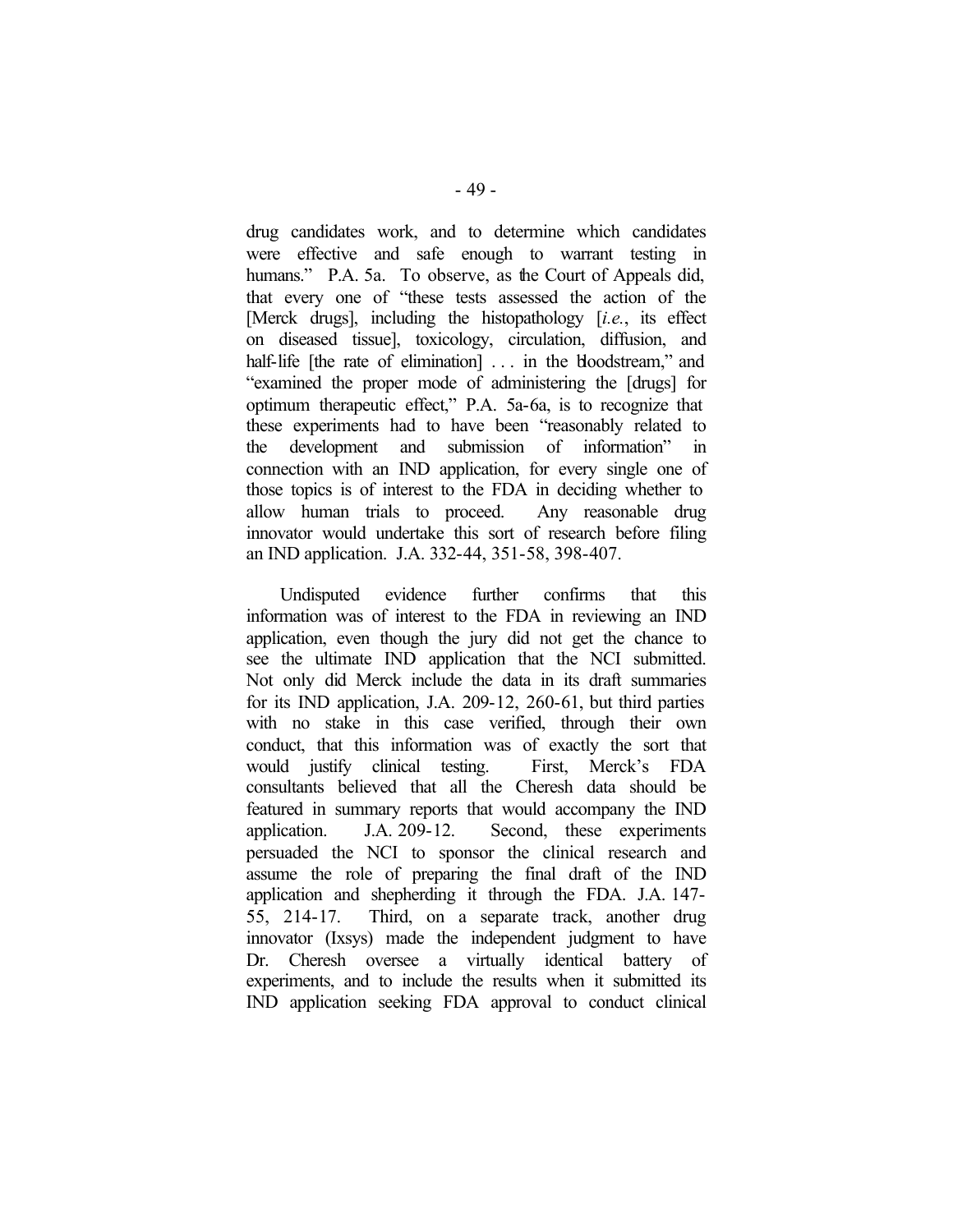drug candidates work, and to determine which candidates were effective and safe enough to warrant testing in humans." P.A. 5a. To observe, as the Court of Appeals did, that every one of "these tests assessed the action of the [Merck drugs], including the histopathology [*i.e.*, its effect on diseased tissue], toxicology, circulation, diffusion, and half-life [the rate of elimination] . . . in the bloodstream," and "examined the proper mode of administering the [drugs] for optimum therapeutic effect," P.A. 5a-6a, is to recognize that these experiments had to have been "reasonably related to the development and submission of information" in connection with an IND application, for every single one of those topics is of interest to the FDA in deciding whether to allow human trials to proceed. Any reasonable drug innovator would undertake this sort of research before filing an IND application. J.A. 332-44, 351-58, 398-407.

Undisputed evidence further confirms that this information was of interest to the FDA in reviewing an IND application, even though the jury did not get the chance to see the ultimate IND application that the NCI submitted. Not only did Merck include the data in its draft summaries for its IND application, J.A. 209-12, 260-61, but third parties with no stake in this case verified, through their own conduct, that this information was of exactly the sort that would justify clinical testing. First, Merck's FDA consultants believed that all the Cheresh data should be featured in summary reports that would accompany the IND application. J.A. 209-12. Second, these experiments persuaded the NCI to sponsor the clinical research and assume the role of preparing the final draft of the IND application and shepherding it through the FDA. J.A. 147-55, 214-17. Third, on a separate track, another drug innovator (Ixsys) made the independent judgment to have Dr. Cheresh oversee a virtually identical battery of experiments, and to include the results when it submitted its IND application seeking FDA approval to conduct clinical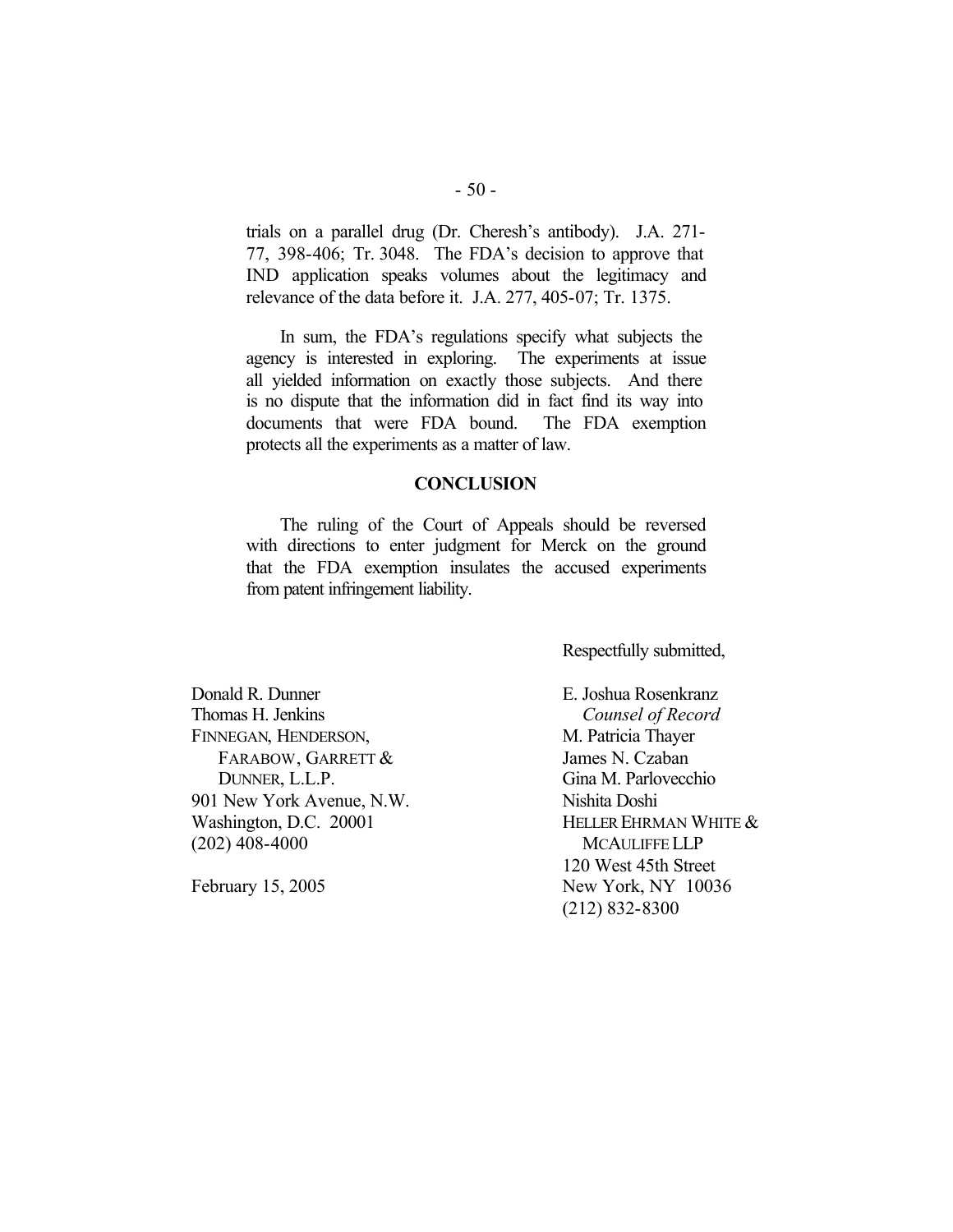trials on a parallel drug (Dr. Cheresh's antibody). J.A. 271-77, 398-406; Tr. 3048. The FDA's decision to approve that IND application speaks volumes about the legitimacy and relevance of the data before it. J.A. 277, 405-07; Tr. 1375.

In sum, the FDA's regulations specify what subjects the agency is interested in exploring. The experiments at issue all yielded information on exactly those subjects. And there is no dispute that the information did in fact find its way into documents that were FDA bound. The FDA exemption protects all the experiments as a matter of law.

## CONCLUSION

The ruling of the Court of Appeals should be reversed with directions to enter judgment for Merck on the ground that the FDA exemption insulates the accused experiments from patent infringement liability.

Respectfully submitted,

Donald R. Dunner
Thomas H. Jenkins
FINNEGAN, HENDERSON, FARABOW, GARRETT & DUNNER, L.L.P.
901 New York Avenue, N.W.
Washington, D.C. 20001
(202) 408-4000

February 15, 2005

E. Joshua Rosenkranz
*Counsel of Record*
M. Patricia Thayer
James N. Czaban
Gina M. Parlovecchio
Nishita Doshi
HELLER EHRMAN WHITE & MCAULIFFE LLP
120 West 45th Street
New York, NY 10036
(212) 832-8300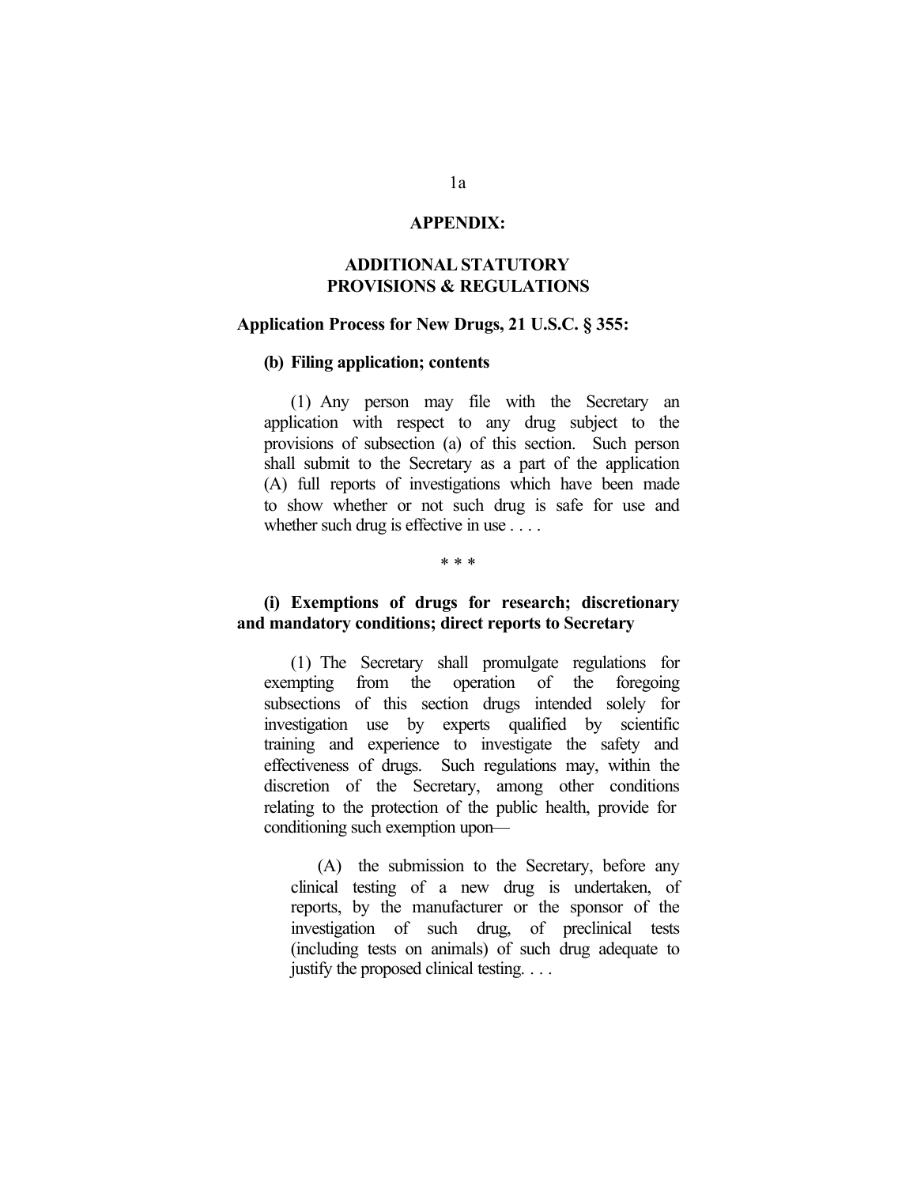## APPENDIX:

## ADDITIONAL STATUTORY PROVISIONS & REGULATIONS

### Application Process for New Drugs, 21 U.S.C. § 355:

**(b) Filing application; contents**

(1) Any person may file with the Secretary an application with respect to any drug subject to the provisions of subsection (a) of this section. Such person shall submit to the Secretary as a part of the application (A) full reports of investigations which have been made to show whether or not such drug is safe for use and whether such drug is effective in use . . . .

\* \* \*

**(i) Exemptions of drugs for research; discretionary and mandatory conditions; direct reports to Secretary**

(1) The Secretary shall promulgate regulations for exempting from the operation of the foregoing subsections of this section drugs intended solely for investigation use by experts qualified by scientific training and experience to investigate the safety and effectiveness of drugs. Such regulations may, within the discretion of the Secretary, among other conditions relating to the protection of the public health, provide for conditioning such exemption upon—

> (A) the submission to the Secretary, before any clinical testing of a new drug is undertaken, of reports, by the manufacturer or the sponsor of the investigation of such drug, of preclinical tests (including tests on animals) of such drug adequate to justify the proposed clinical testing. . . .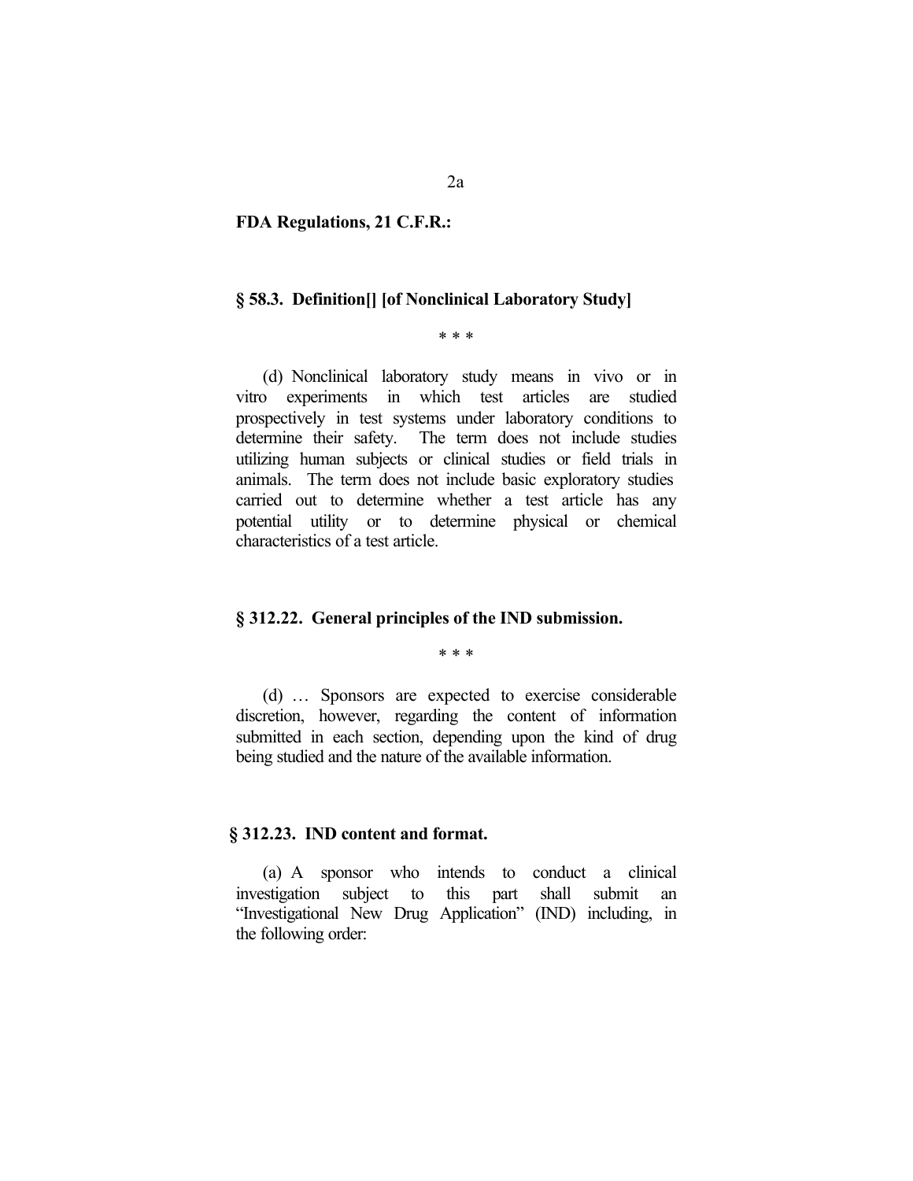**FDA Regulations, 21 C.F.R.:**

**§ 58.3. Definition[] [of Nonclinical Laboratory Study]**

\* \* \*

(d) Nonclinical laboratory study means in vivo or in vitro experiments in which test articles are studied prospectively in test systems under laboratory conditions to determine their safety. The term does not include studies utilizing human subjects or clinical studies or field trials in animals. The term does not include basic exploratory studies carried out to determine whether a test article has any potential utility or to determine physical or chemical characteristics of a test article.

**§ 312.22. General principles of the IND submission.**

\* \* \*

(d) … Sponsors are expected to exercise considerable discretion, however, regarding the content of information submitted in each section, depending upon the kind of drug being studied and the nature of the available information.

**§ 312.23. IND content and format.**

(a) A sponsor who intends to conduct a clinical investigation subject to this part shall submit an "Investigational New Drug Application" (IND) including, in the following order: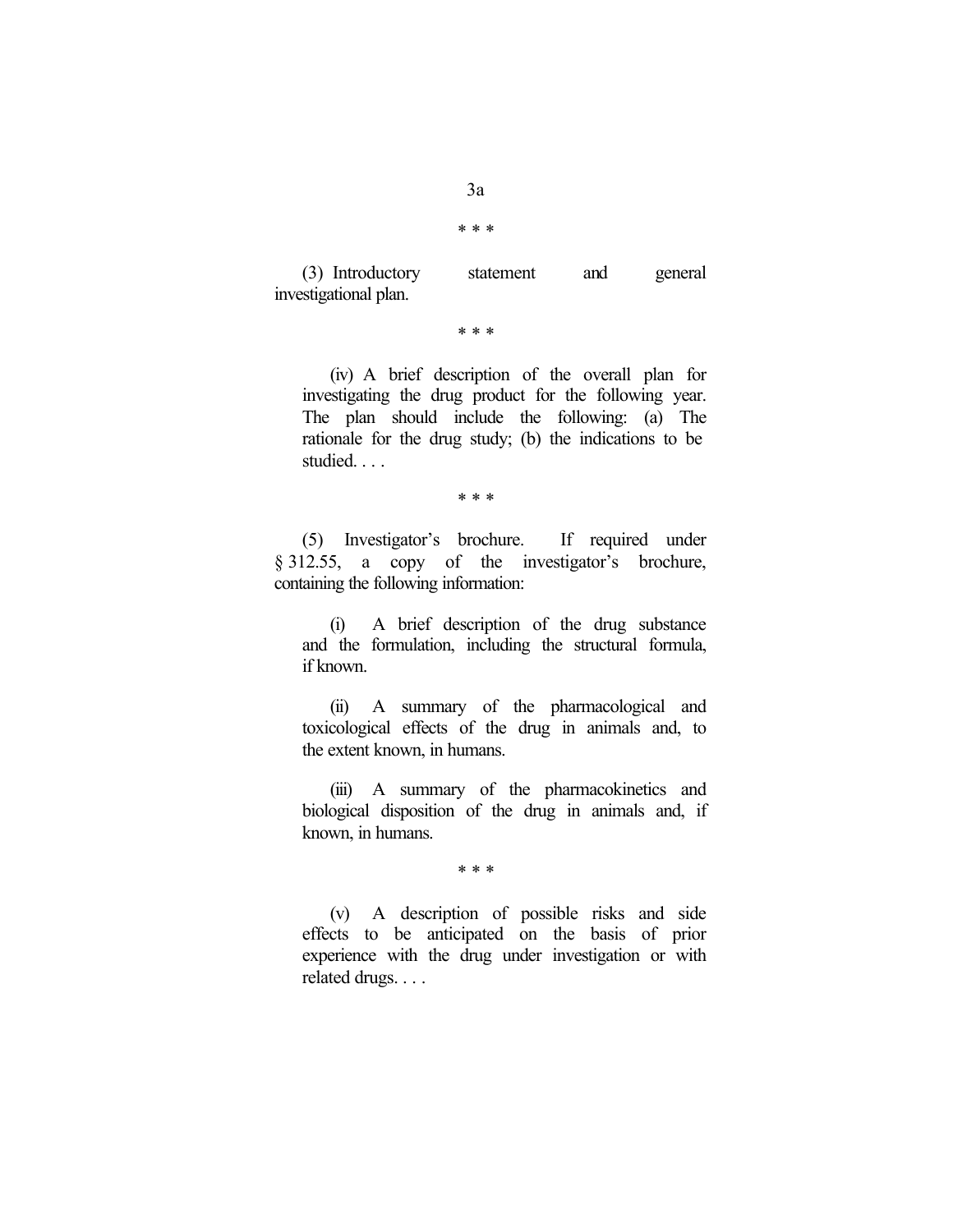\* \* \*

(3) Introductory statement and general investigational plan.

\* \* \*

> (iv) A brief description of the overall plan for investigating the drug product for the following year. The plan should include the following: (a) The rationale for the drug study; (b) the indications to be studied. . . .

\* \* \*

(5) Investigator's brochure. If required under § 312.55, a copy of the investigator's brochure, containing the following information:

> (i) A brief description of the drug substance and the formulation, including the structural formula, if known.
>
> (ii) A summary of the pharmacological and toxicological effects of the drug in animals and, to the extent known, in humans.
>
> (iii) A summary of the pharmacokinetics and biological disposition of the drug in animals and, if known, in humans.

\* \* \*

> (v) A description of possible risks and side effects to be anticipated on the basis of prior experience with the drug under investigation or with related drugs. . . .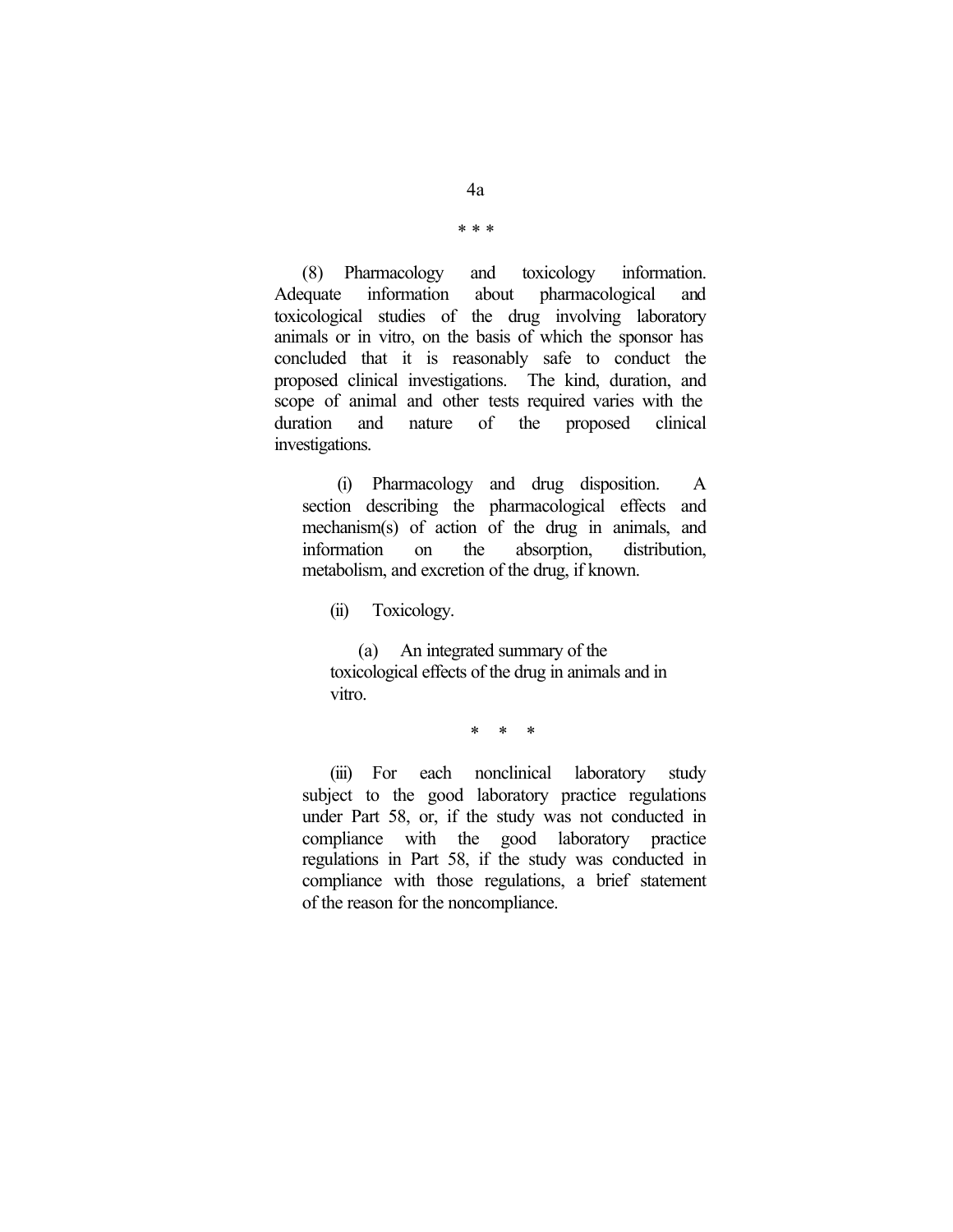\* \* \*

(8) Pharmacology and toxicology information. Adequate information about pharmacological and toxicological studies of the drug involving laboratory animals or in vitro, on the basis of which the sponsor has concluded that it is reasonably safe to conduct the proposed clinical investigations. The kind, duration, and scope of animal and other tests required varies with the duration and nature of the proposed clinical investigations.

(i) Pharmacology and drug disposition. A section describing the pharmacological effects and mechanism(s) of action of the drug in animals, and information on the absorption, distribution, metabolism, and excretion of the drug, if known.

(ii) Toxicology.

(a) An integrated summary of the toxicological effects of the drug in animals and in vitro.

\* \* \*

(iii) For each nonclinical laboratory study subject to the good laboratory practice regulations under Part 58, or, if the study was not conducted in compliance with the good laboratory practice regulations in Part 58, if the study was conducted in compliance with those regulations, a brief statement of the reason for the noncompliance.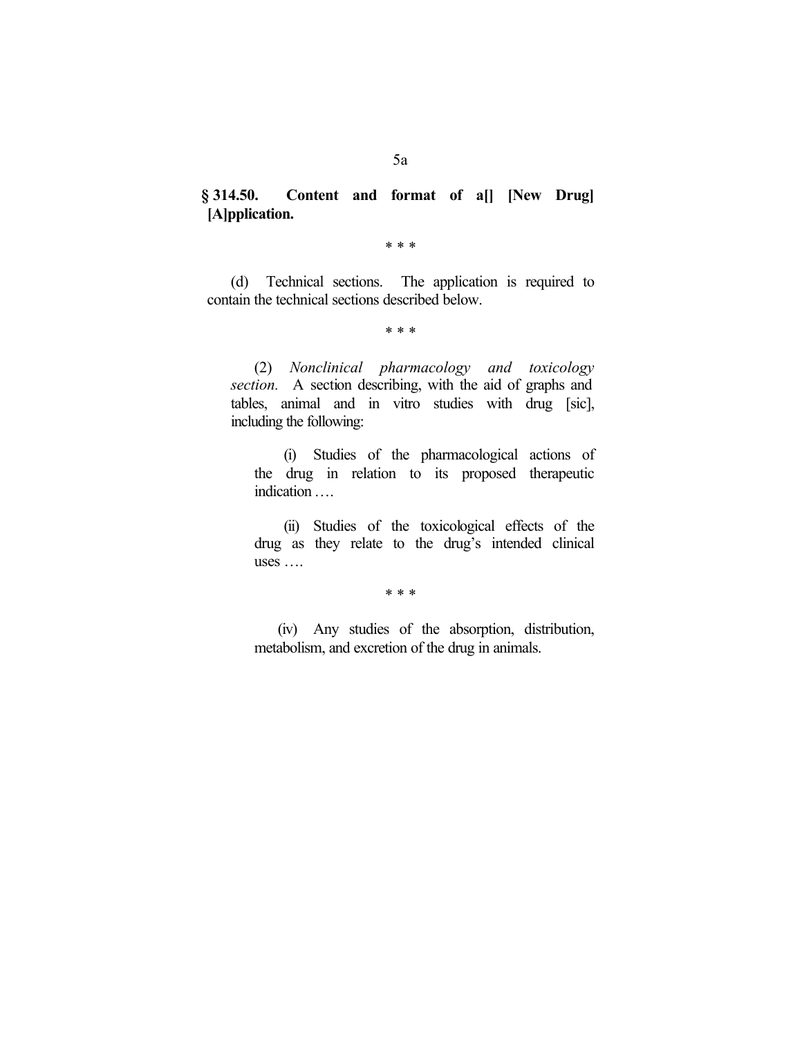**§ 314.50. Content and format of a[] [New Drug] [A]pplication.**

\* \* \*

(d) Technical sections. The application is required to contain the technical sections described below.

\* \* \*

(2) *Nonclinical pharmacology and toxicology section.* A section describing, with the aid of graphs and tables, animal and in vitro studies with drug [sic], including the following:

(i) Studies of the pharmacological actions of the drug in relation to its proposed therapeutic indication ….

(ii) Studies of the toxicological effects of the drug as they relate to the drug's intended clinical uses ….

\* \* \*

(iv) Any studies of the absorption, distribution, metabolism, and excretion of the drug in animals.